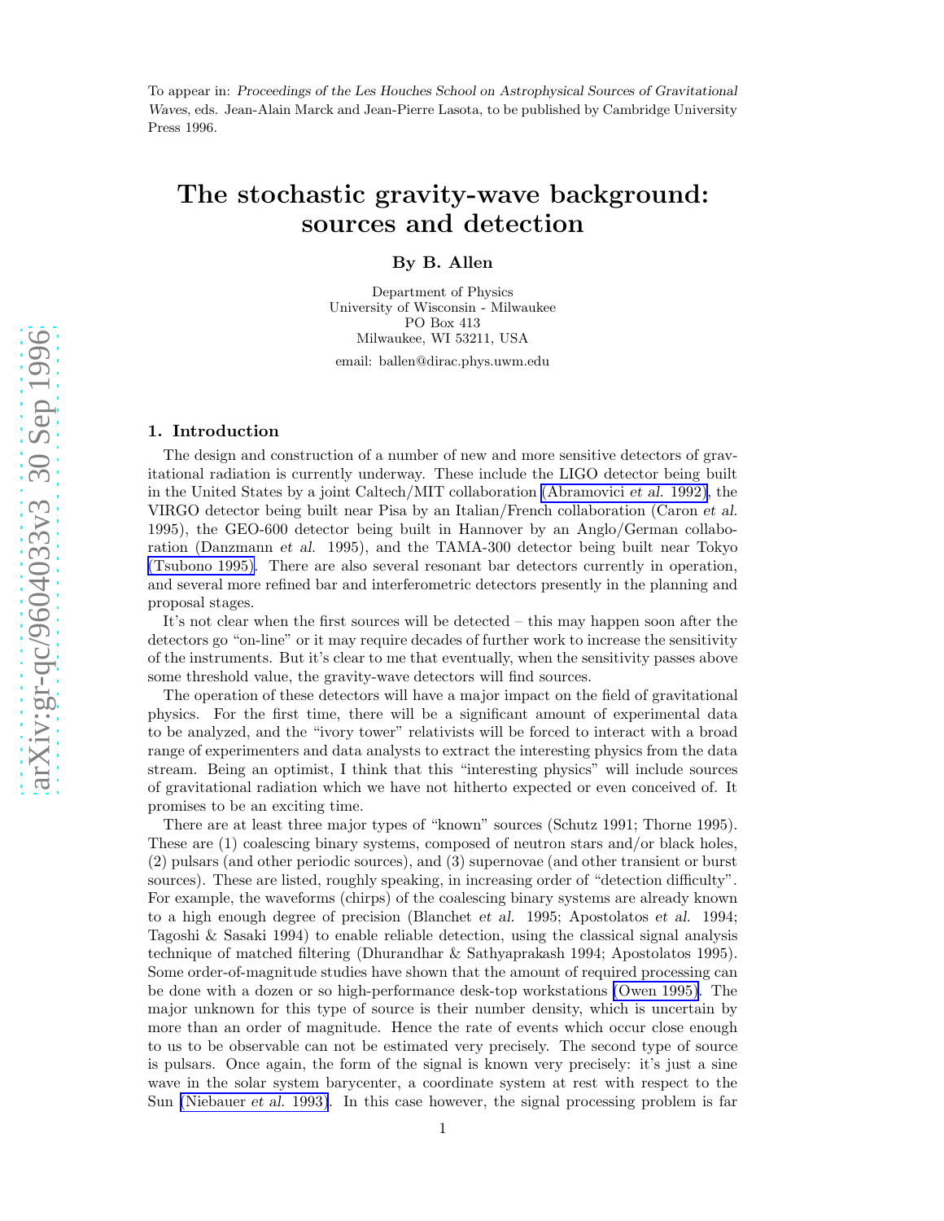To appear in: *Proceedings of the Les Houches School on Astrophysical Sources of Gravitational Waves*, eds. Jean-Alain Marck and Jean-Pierre Lasota, to be published by Cambridge University Press 1996.

# The stochastic gravity-wave background: sources and detection

**By B. Allen**

Department of Physics
University of Wisconsin - Milwaukee
PO Box 413
Milwaukee, WI 53211, USA

email: ballen@dirac.phys.uwm.edu

## 1. Introduction

The design and construction of a number of new and more sensitive detectors of gravitational radiation is currently underway. These include the LIGO detector being built in the United States by a joint Caltech/MIT collaboration (Abramovici *et al.* 1992), the VIRGO detector being built near Pisa by an Italian/French collaboration (Caron *et al.* 1995), the GEO-600 detector being built in Hannover by an Anglo/German collaboration (Danzmann *et al.* 1995), and the TAMA-300 detector being built near Tokyo (Tsubono 1995). There are also several resonant bar detectors currently in operation, and several more refined bar and interferometric detectors presently in the planning and proposal stages.

It's not clear when the first sources will be detected – this may happen soon after the detectors go "on-line" or it may require decades of further work to increase the sensitivity of the instruments. But it's clear to me that eventually, when the sensitivity passes above some threshold value, the gravity-wave detectors will find sources.

The operation of these detectors will have a major impact on the field of gravitational physics. For the first time, there will be a significant amount of experimental data to be analyzed, and the "ivory tower" relativists will be forced to interact with a broad range of experimenters and data analysts to extract the interesting physics from the data stream. Being an optimist, I think that this "interesting physics" will include sources of gravitational radiation which we have not hitherto expected or even conceived of. It promises to be an exciting time.

There are at least three major types of "known" sources (Schutz 1991; Thorne 1995). These are (1) coalescing binary systems, composed of neutron stars and/or black holes, (2) pulsars (and other periodic sources), and (3) supernovae (and other transient or burst sources). These are listed, roughly speaking, in increasing order of "detection difficulty". For example, the waveforms (chirps) of the coalescing binary systems are already known to a high enough degree of precision (Blanchet *et al.* 1995; Apostolatos *et al.* 1994; Tagoshi & Sasaki 1994) to enable reliable detection, using the classical signal analysis technique of matched filtering (Dhurandhar & Sathyaprakash 1994; Apostolatos 1995). Some order-of-magnitude studies have shown that the amount of required processing can be done with a dozen or so high-performance desk-top workstations (Owen 1995). The major unknown for this type of source is their number density, which is uncertain by more than an order of magnitude. Hence the rate of events which occur close enough to us to be observable can not be estimated very precisely. The second type of source is pulsars. Once again, the form of the signal is known very precisely: it's just a sine wave in the solar system barycenter, a coordinate system at rest with respect to the Sun (Niebauer *et al.* 1993). In this case however, the signal processing problem is far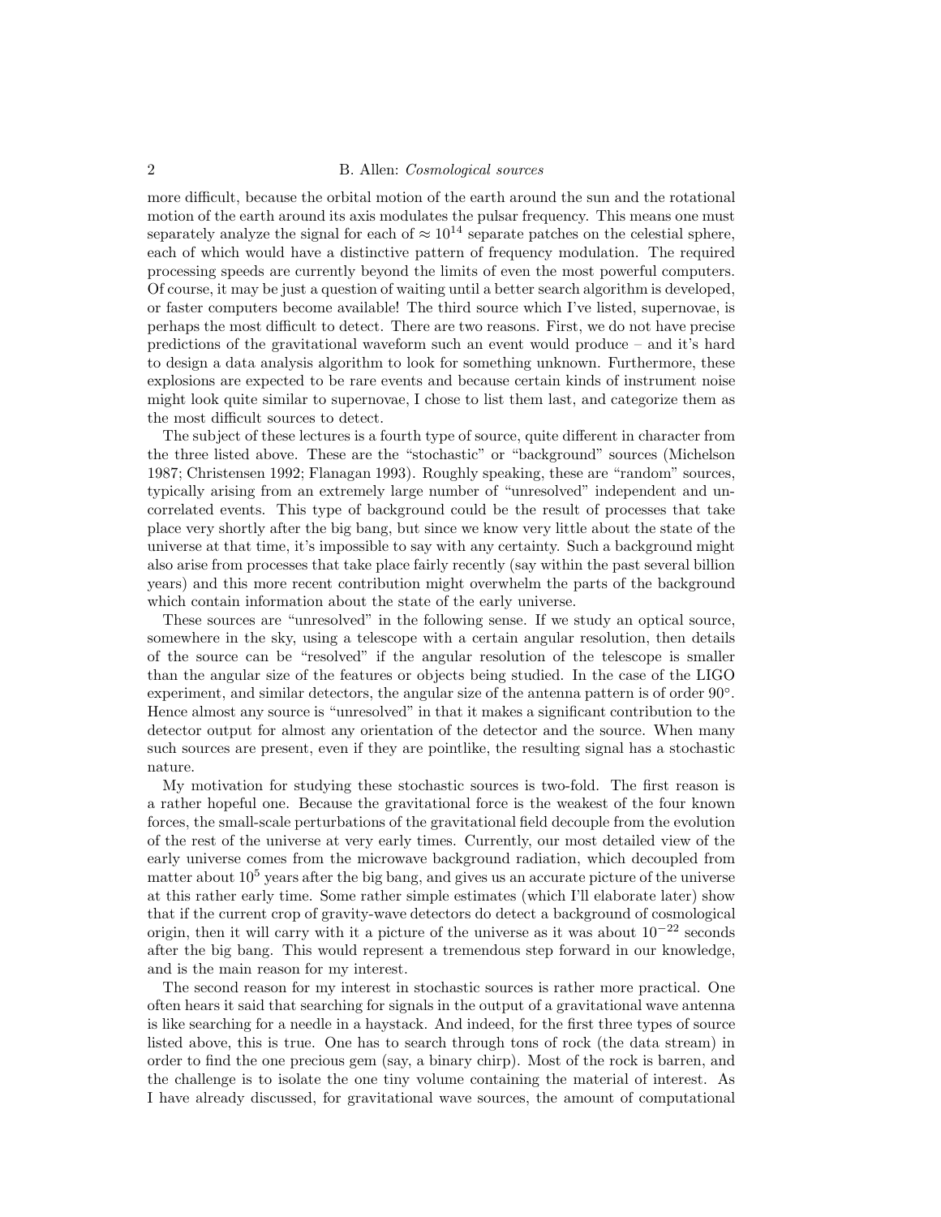more difficult, because the orbital motion of the earth around the sun and the rotational motion of the earth around its axis modulates the pulsar frequency. This means one must separately analyze the signal for each of $\approx 10^{14}$ separate patches on the celestial sphere, each of which would have a distinctive pattern of frequency modulation. The required processing speeds are currently beyond the limits of even the most powerful computers. Of course, it may be just a question of waiting until a better search algorithm is developed, or faster computers become available! The third source which I've listed, supernovae, is perhaps the most difficult to detect. There are two reasons. First, we do not have precise predictions of the gravitational waveform such an event would produce – and it's hard to design a data analysis algorithm to look for something unknown. Furthermore, these explosions are expected to be rare events and because certain kinds of instrument noise might look quite similar to supernovae, I chose to list them last, and categorize them as the most difficult sources to detect.

The subject of these lectures is a fourth type of source, quite different in character from the three listed above. These are the "stochastic" or "background" sources (Michelson 1987; Christensen 1992; Flanagan 1993). Roughly speaking, these are "random" sources, typically arising from an extremely large number of "unresolved" independent and uncorrelated events. This type of background could be the result of processes that take place very shortly after the big bang, but since we know very little about the state of the universe at that time, it's impossible to say with any certainty. Such a background might also arise from processes that take place fairly recently (say within the past several billion years) and this more recent contribution might overwhelm the parts of the background which contain information about the state of the early universe.

These sources are "unresolved" in the following sense. If we study an optical source, somewhere in the sky, using a telescope with a certain angular resolution, then details of the source can be "resolved" if the angular resolution of the telescope is smaller than the angular size of the features or objects being studied. In the case of the LIGO experiment, and similar detectors, the angular size of the antenna pattern is of order $90^{\circ}$. Hence almost any source is "unresolved" in that it makes a significant contribution to the detector output for almost any orientation of the detector and the source. When many such sources are present, even if they are pointlike, the resulting signal has a stochastic nature.

My motivation for studying these stochastic sources is two-fold. The first reason is a rather hopeful one. Because the gravitational force is the weakest of the four known forces, the small-scale perturbations of the gravitational field decouple from the evolution of the rest of the universe at very early times. Currently, our most detailed view of the early universe comes from the microwave background radiation, which decoupled from matter about $10^5$ years after the big bang, and gives us an accurate picture of the universe at this rather early time. Some rather simple estimates (which I'll elaborate later) show that if the current crop of gravity-wave detectors do detect a background of cosmological origin, then it will carry with it a picture of the universe as it was about $10^{-22}$ seconds after the big bang. This would represent a tremendous step forward in our knowledge, and is the main reason for my interest.

The second reason for my interest in stochastic sources is rather more practical. One often hears it said that searching for signals in the output of a gravitational wave antenna is like searching for a needle in a haystack. And indeed, for the first three types of source listed above, this is true. One has to search through tons of rock (the data stream) in order to find the one precious gem (say, a binary chirp). Most of the rock is barren, and the challenge is to isolate the one tiny volume containing the material of interest. As I have already discussed, for gravitational wave sources, the amount of computational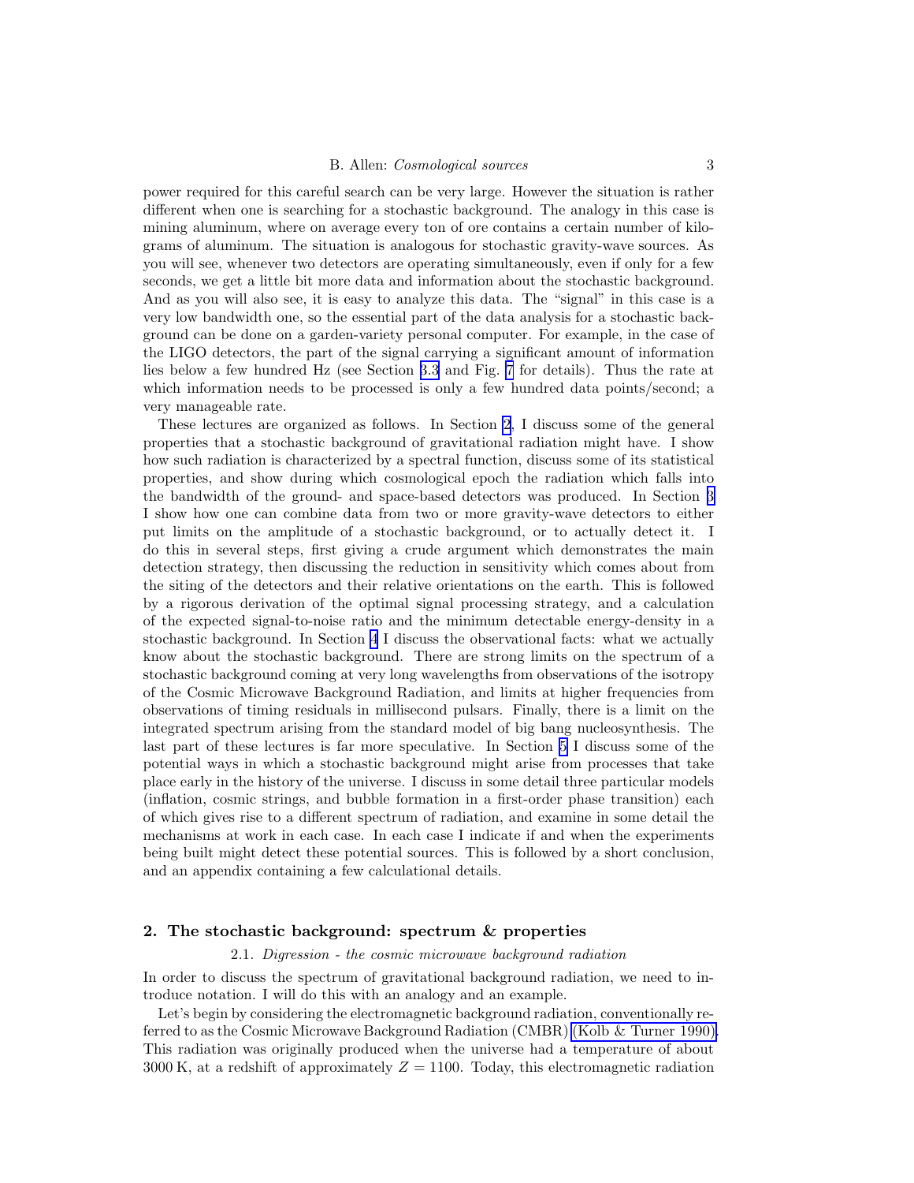power required for this careful search can be very large. However the situation is rather different when one is searching for a stochastic background. The analogy in this case is mining aluminum, where on average every ton of ore contains a certain number of kilograms of aluminum. The situation is analogous for stochastic gravity-wave sources. As you will see, whenever two detectors are operating simultaneously, even if only for a few seconds, we get a little bit more data and information about the stochastic background. And as you will also see, it is easy to analyze this data. The "signal" in this case is a very low bandwidth one, so the essential part of the data analysis for a stochastic background can be done on a garden-variety personal computer. For example, in the case of the LIGO detectors, the part of the signal carrying a significant amount of information lies below a few hundred Hz (see Section 3.3 and Fig. 7 for details). Thus the rate at which information needs to be processed is only a few hundred data points/second; a very manageable rate.

These lectures are organized as follows. In Section 2, I discuss some of the general properties that a stochastic background of gravitational radiation might have. I show how such radiation is characterized by a spectral function, discuss some of its statistical properties, and show during which cosmological epoch the radiation which falls into the bandwidth of the ground- and space-based detectors was produced. In Section 3 I show how one can combine data from two or more gravity-wave detectors to either put limits on the amplitude of a stochastic background, or to actually detect it. I do this in several steps, first giving a crude argument which demonstrates the main detection strategy, then discussing the reduction in sensitivity which comes about from the siting of the detectors and their relative orientations on the earth. This is followed by a rigorous derivation of the optimal signal processing strategy, and a calculation of the expected signal-to-noise ratio and the minimum detectable energy-density in a stochastic background. In Section 4 I discuss the observational facts: what we actually know about the stochastic background. There are strong limits on the spectrum of a stochastic background coming at very long wavelengths from observations of the isotropy of the Cosmic Microwave Background Radiation, and limits at higher frequencies from observations of timing residuals in millisecond pulsars. Finally, there is a limit on the integrated spectrum arising from the standard model of big bang nucleosynthesis. The last part of these lectures is far more speculative. In Section 5 I discuss some of the potential ways in which a stochastic background might arise from processes that take place early in the history of the universe. I discuss in some detail three particular models (inflation, cosmic strings, and bubble formation in a first-order phase transition) each of which gives rise to a different spectrum of radiation, and examine in some detail the mechanisms at work in each case. In each case I indicate if and when the experiments being built might detect these potential sources. This is followed by a short conclusion, and an appendix containing a few calculational details.

## 2. The stochastic background: spectrum & properties

### 2.1. *Digression - the cosmic microwave background radiation*

In order to discuss the spectrum of gravitational background radiation, we need to introduce notation. I will do this with an analogy and an example.

Let's begin by considering the electromagnetic background radiation, conventionally referred to as the Cosmic Microwave Background Radiation (CMBR) (Kolb & Turner 1990). This radiation was originally produced when the universe had a temperature of about 3000 K, at a redshift of approximately $Z = 1100$. Today, this electromagnetic radiation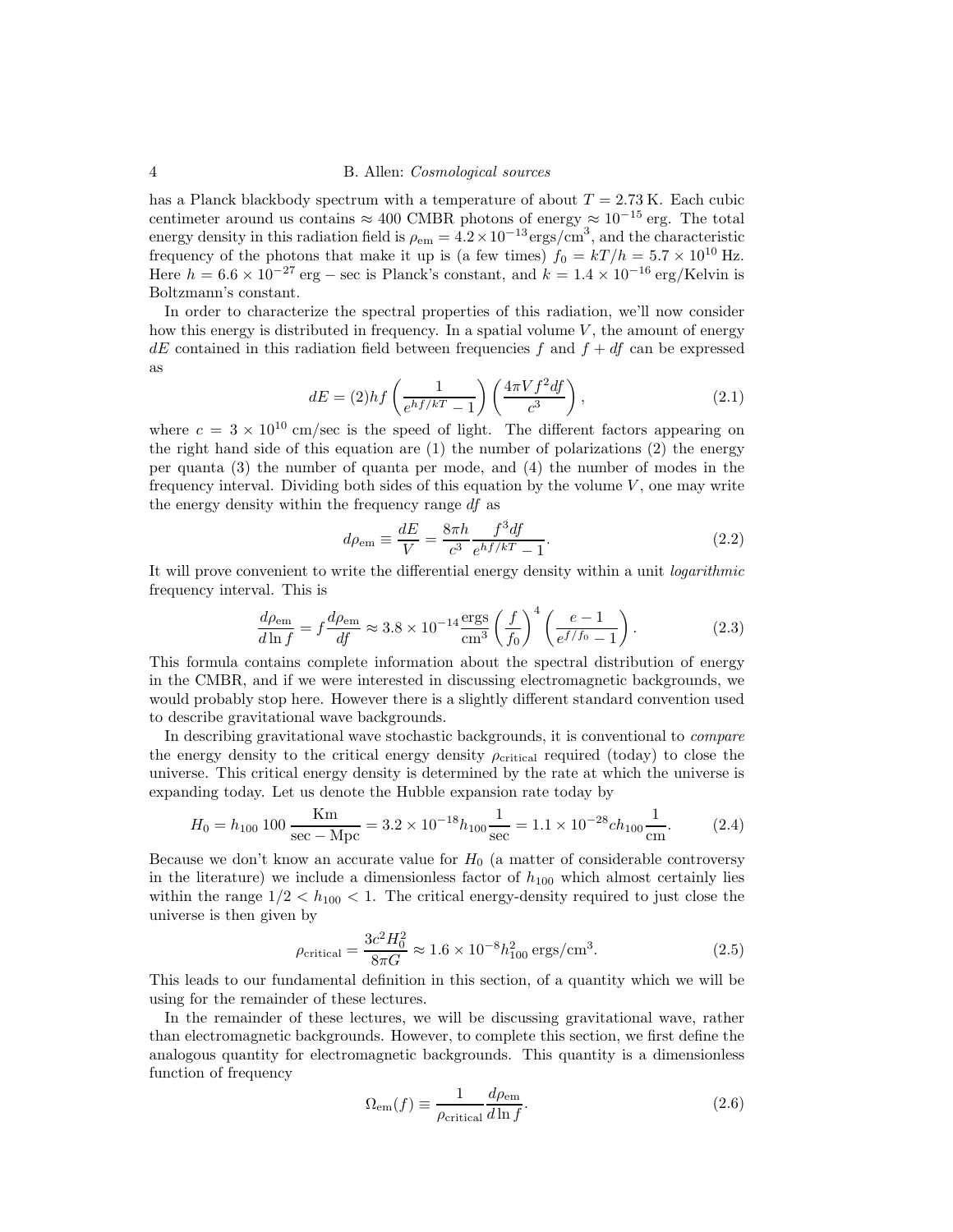has a Planck blackbody spectrum with a temperature of about $T = 2.73\,\mathrm{K}$. Each cubic centimeter around us contains $\approx 400$ CMBR photons of energy $\approx 10^{-15}$ erg. The total energy density in this radiation field is $\rho_{\mathrm{em}} = 4.2 \times 10^{-13}\,\mathrm{ergs/cm^3}$, and the characteristic frequency of the photons that make it up is (a few times) $f_0 = kT/h = 5.7 \times 10^{10}$ Hz. Here $h = 6.6 \times 10^{-27}$ erg − sec is Planck's constant, and $k = 1.4 \times 10^{-16}$ erg/Kelvin is Boltzmann's constant.

In order to characterize the spectral properties of this radiation, we'll now consider how this energy is distributed in frequency. In a spatial volume $V$, the amount of energy $dE$ contained in this radiation field between frequencies $f$ and $f + df$ can be expressed as

$$dE = (2)hf \left( \frac{1}{e^{hf/kT} - 1} \right) \left( \frac{4\pi V f^2 df}{c^3} \right), \tag{2.1}$$

where $c = 3 \times 10^{10}$ cm/sec is the speed of light. The different factors appearing on the right hand side of this equation are (1) the number of polarizations (2) the energy per quanta (3) the number of quanta per mode, and (4) the number of modes in the frequency interval. Dividing both sides of this equation by the volume $V$, one may write the energy density within the frequency range $df$ as

$$d\rho_{\mathrm{em}} \equiv \frac{dE}{V} = \frac{8\pi h}{c^3} \frac{f^3 df}{e^{hf/kT} - 1}. \tag{2.2}$$

It will prove convenient to write the differential energy density within a unit *logarithmic* frequency interval. This is

$$\frac{d\rho_{\mathrm{em}}}{d\ln f} = f \frac{d\rho_{\mathrm{em}}}{df} \approx 3.8 \times 10^{-14} \frac{\mathrm{ergs}}{\mathrm{cm}^3} \left( \frac{f}{f_0} \right)^4 \left( \frac{e - 1}{e^{f/f_0} - 1} \right). \tag{2.3}$$

This formula contains complete information about the spectral distribution of energy in the CMBR, and if we were interested in discussing electromagnetic backgrounds, we would probably stop here. However there is a slightly different standard convention used to describe gravitational wave backgrounds.

In describing gravitational wave stochastic backgrounds, it is conventional to *compare* the energy density to the critical energy density $\rho_{\mathrm{critical}}$ required (today) to close the universe. This critical energy density is determined by the rate at which the universe is expanding today. Let us denote the Hubble expansion rate today by

$$H_0 = h_{100}\, 100\, \frac{\mathrm{Km}}{\mathrm{sec} - \mathrm{Mpc}} = 3.2 \times 10^{-18} h_{100} \frac{1}{\mathrm{sec}} = 1.1 \times 10^{-28} c h_{100} \frac{1}{\mathrm{cm}}. \tag{2.4}$$

Because we don't know an accurate value for $H_0$ (a matter of considerable controversy in the literature) we include a dimensionless factor of $h_{100}$ which almost certainly lies within the range $1/2 < h_{100} < 1$. The critical energy-density required to just close the universe is then given by

$$\rho_{\mathrm{critical}} = \frac{3c^2 H_0^2}{8\pi G} \approx 1.6 \times 10^{-8} h_{100}^2\, \mathrm{ergs/cm^3}. \tag{2.5}$$

This leads to our fundamental definition in this section, of a quantity which we will be using for the remainder of these lectures.

In the remainder of these lectures, we will be discussing gravitational wave, rather than electromagnetic backgrounds. However, to complete this section, we first define the analogous quantity for electromagnetic backgrounds. This quantity is a dimensionless function of frequency

$$\Omega_{\mathrm{em}}(f) \equiv \frac{1}{\rho_{\mathrm{critical}}} \frac{d\rho_{\mathrm{em}}}{d\ln f}. \tag{2.6}$$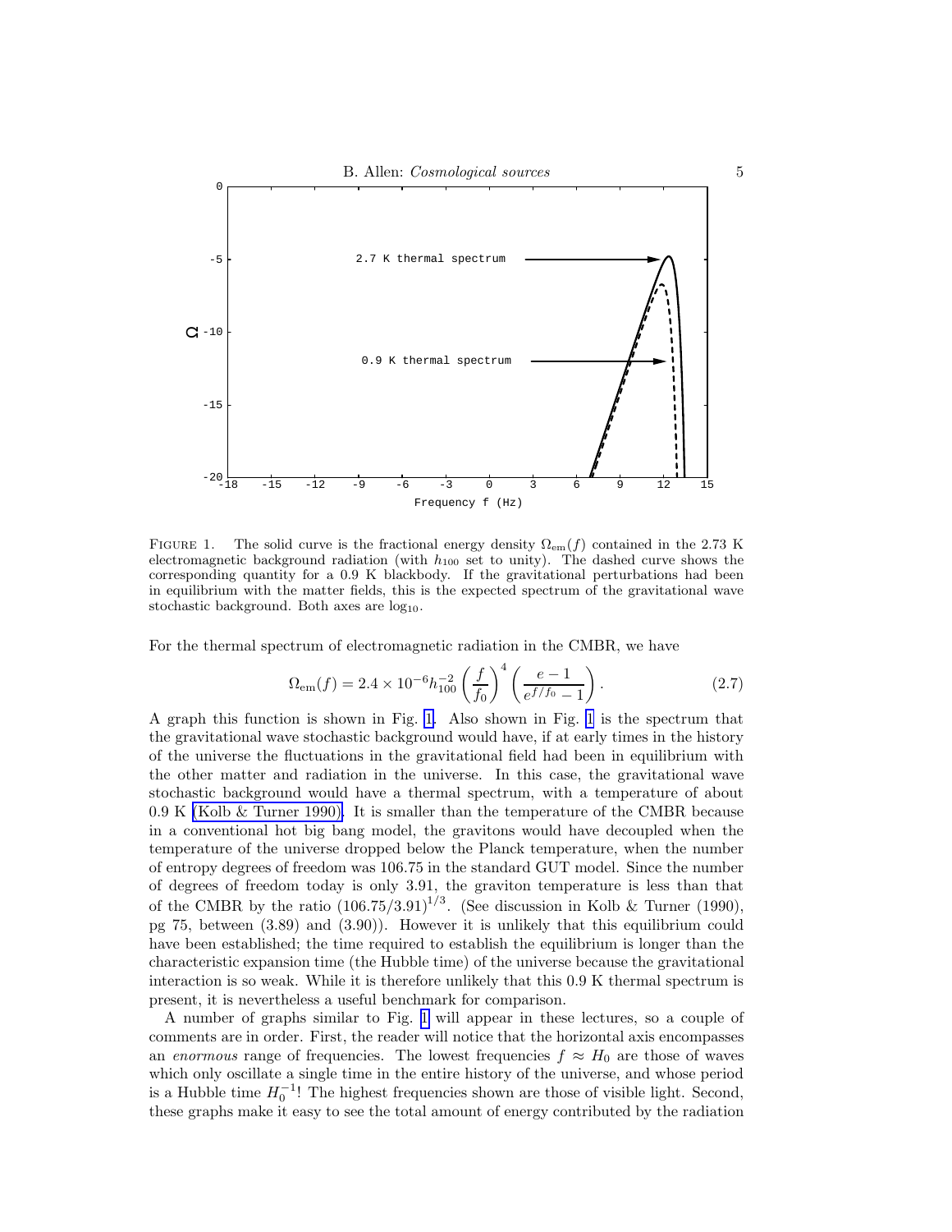FIGURE 1. The solid curve is the fractional energy density $\Omega_{\rm em}(f)$ contained in the 2.73 K electromagnetic background radiation (with $h_{100}$ set to unity). The dashed curve shows the corresponding quantity for a 0.9 K blackbody. If the gravitational perturbations had been in equilibrium with the matter fields, this is the expected spectrum of the gravitational wave stochastic background. Both axes are $\log_{10}$.

For the thermal spectrum of electromagnetic radiation in the CMBR, we have

$$\Omega_{\rm em}(f) = 2.4 \times 10^{-6} h_{100}^{-2} \left(\frac{f}{f_0}\right)^4 \left(\frac{e-1}{e^{f/f_0}-1}\right). \tag{2.7}$$

A graph this function is shown in Fig. 1. Also shown in Fig. 1 is the spectrum that the gravitational wave stochastic background would have, if at early times in the history of the universe the fluctuations in the gravitational field had been in equilibrium with the other matter and radiation in the universe. In this case, the gravitational wave stochastic background would have a thermal spectrum, with a temperature of about 0.9 K (Kolb & Turner 1990). It is smaller than the temperature of the CMBR because in a conventional hot big bang model, the gravitons would have decoupled when the temperature of the universe dropped below the Planck temperature, when the number of entropy degrees of freedom was 106.75 in the standard GUT model. Since the number of degrees of freedom today is only 3.91, the graviton temperature is less than that of the CMBR by the ratio $(106.75/3.91)^{1/3}$. (See discussion in Kolb & Turner (1990), pg 75, between (3.89) and (3.90)). However it is unlikely that this equilibrium could have been established; the time required to establish the equilibrium is longer than the characteristic expansion time (the Hubble time) of the universe because the gravitational interaction is so weak. While it is therefore unlikely that this 0.9 K thermal spectrum is present, it is nevertheless a useful benchmark for comparison.

A number of graphs similar to Fig. 1 will appear in these lectures, so a couple of comments are in order. First, the reader will notice that the horizontal axis encompasses an *enormous* range of frequencies. The lowest frequencies $f \approx H_0$ are those of waves which only oscillate a single time in the entire history of the universe, and whose period is a Hubble time $H_0^{-1}$! The highest frequencies shown are those of visible light. Second, these graphs make it easy to see the total amount of energy contributed by the radiation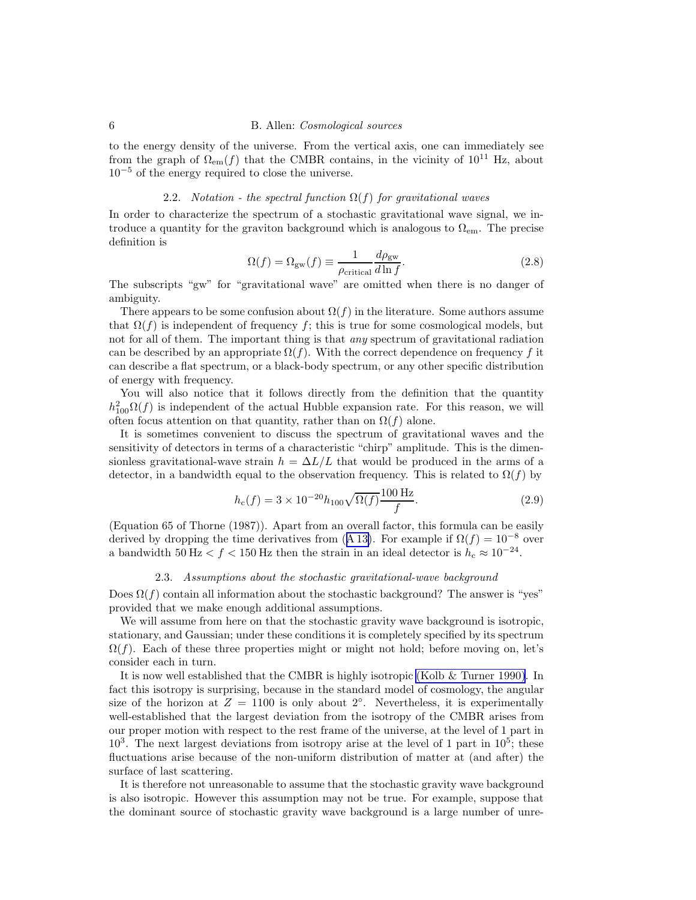to the energy density of the universe. From the vertical axis, one can immediately see from the graph of $\Omega_{\rm em}(f)$ that the CMBR contains, in the vicinity of $10^{11}$ Hz, about $10^{-5}$ of the energy required to close the universe.

### 2.2. *Notation - the spectral function $\Omega(f)$ for gravitational waves*

In order to characterize the spectrum of a stochastic gravitational wave signal, we introduce a quantity for the graviton background which is analogous to $\Omega_{\rm em}$. The precise definition is

$$\Omega(f) = \Omega_{\rm gw}(f) \equiv \frac{1}{\rho_{\rm critical}} \frac{d\rho_{\rm gw}}{d \ln f}. \tag{2.8}$$

The subscripts "gw" for "gravitational wave" are omitted when there is no danger of ambiguity.

There appears to be some confusion about $\Omega(f)$ in the literature. Some authors assume that $\Omega(f)$ is independent of frequency $f$; this is true for some cosmological models, but not for all of them. The important thing is that *any* spectrum of gravitational radiation can be described by an appropriate $\Omega(f)$. With the correct dependence on frequency $f$ it can describe a flat spectrum, or a black-body spectrum, or any other specific distribution of energy with frequency.

You will also notice that it follows directly from the definition that the quantity $h_{100}^2 \Omega(f)$ is independent of the actual Hubble expansion rate. For this reason, we will often focus attention on that quantity, rather than on $\Omega(f)$ alone.

It is sometimes convenient to discuss the spectrum of gravitational waves and the sensitivity of detectors in terms of a characteristic "chirp" amplitude. This is the dimensionless gravitational-wave strain $h = \Delta L / L$ that would be produced in the arms of a detector, in a bandwidth equal to the observation frequency. This is related to $\Omega(f)$ by

$$h_{\rm c}(f) = 3 \times 10^{-20} h_{100} \sqrt{\Omega(f)} \frac{100\,{\rm Hz}}{f}. \tag{2.9}$$

(Equation 65 of Thorne (1987)). Apart from an overall factor, this formula can be easily derived by dropping the time derivatives from (A 13). For example if $\Omega(f) = 10^{-8}$ over a bandwidth $50\,{\rm Hz} < f < 150\,{\rm Hz}$ then the strain in an ideal detector is $h_{\rm c} \approx 10^{-24}$.

### 2.3. *Assumptions about the stochastic gravitational-wave background*

Does $\Omega(f)$ contain all information about the stochastic background? The answer is "yes" provided that we make enough additional assumptions.

We will assume from here on that the stochastic gravity wave background is isotropic, stationary, and Gaussian; under these conditions it is completely specified by its spectrum $\Omega(f)$. Each of these three properties might or might not hold; before moving on, let's consider each in turn.

It is now well established that the CMBR is highly isotropic (Kolb & Turner 1990). In fact this isotropy is surprising, because in the standard model of cosmology, the angular size of the horizon at $Z = 1100$ is only about $2^\circ$. Nevertheless, it is experimentally well-established that the largest deviation from the isotropy of the CMBR arises from our proper motion with respect to the rest frame of the universe, at the level of 1 part in $10^3$. The next largest deviations from isotropy arise at the level of 1 part in $10^5$; these fluctuations arise because of the non-uniform distribution of matter at (and after) the surface of last scattering.

It is therefore not unreasonable to assume that the stochastic gravity wave background is also isotropic. However this assumption may not be true. For example, suppose that the dominant source of stochastic gravity wave background is a large number of unre-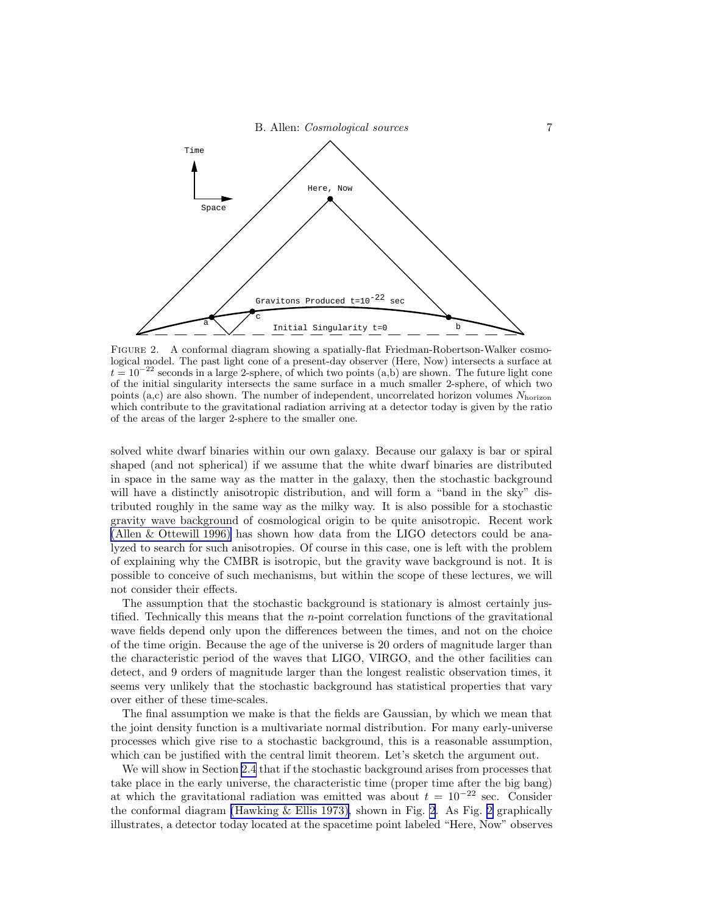FIGURE 2. A conformal diagram showing a spatially-flat Friedman-Robertson-Walker cosmological model. The past light cone of a present-day observer (Here, Now) intersects a surface at $t = 10^{-22}$ seconds in a large 2-sphere, of which two points (a,b) are shown. The future light cone of the initial singularity intersects the same surface in a much smaller 2-sphere, of which two points (a,c) are also shown. The number of independent, uncorrelated horizon volumes $N_{\rm horizon}$ which contribute to the gravitational radiation arriving at a detector today is given by the ratio of the areas of the larger 2-sphere to the smaller one.

solved white dwarf binaries within our own galaxy. Because our galaxy is bar or spiral shaped (and not spherical) if we assume that the white dwarf binaries are distributed in space in the same way as the matter in the galaxy, then the stochastic background will have a distinctly anisotropic distribution, and will form a "band in the sky" distributed roughly in the same way as the milky way. It is also possible for a stochastic gravity wave background of cosmological origin to be quite anisotropic. Recent work (Allen & Ottewill 1996) has shown how data from the LIGO detectors could be analyzed to search for such anisotropies. Of course in this case, one is left with the problem of explaining why the CMBR is isotropic, but the gravity wave background is not. It is possible to conceive of such mechanisms, but within the scope of these lectures, we will not consider their effects.

The assumption that the stochastic background is stationary is almost certainly justified. Technically this means that the $n$-point correlation functions of the gravitational wave fields depend only upon the differences between the times, and not on the choice of the time origin. Because the age of the universe is 20 orders of magnitude larger than the characteristic period of the waves that LIGO, VIRGO, and the other facilities can detect, and 9 orders of magnitude larger than the longest realistic observation times, it seems very unlikely that the stochastic background has statistical properties that vary over either of these time-scales.

The final assumption we make is that the fields are Gaussian, by which we mean that the joint density function is a multivariate normal distribution. For many early-universe processes which give rise to a stochastic background, this is a reasonable assumption, which can be justified with the central limit theorem. Let's sketch the argument out.

We will show in Section 2.4 that if the stochastic background arises from processes that take place in the early universe, the characteristic time (proper time after the big bang) at which the gravitational radiation was emitted was about $t = 10^{-22}$ sec. Consider the conformal diagram (Hawking & Ellis 1973), shown in Fig. 2. As Fig. 2 graphically illustrates, a detector today located at the spacetime point labeled "Here, Now" observes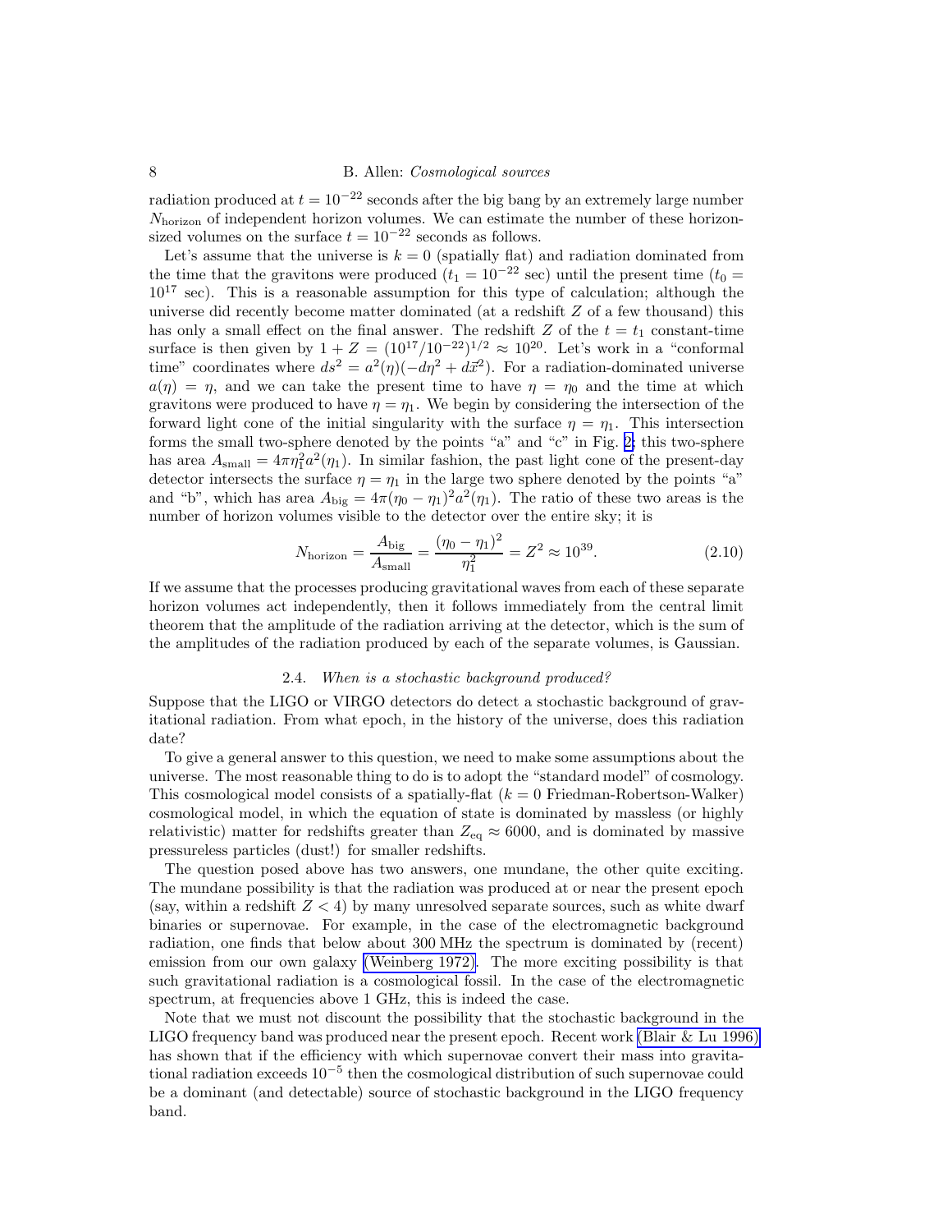radiation produced at $t = 10^{-22}$ seconds after the big bang by an extremely large number $N_{\rm horizon}$ of independent horizon volumes. We can estimate the number of these horizon-sized volumes on the surface $t = 10^{-22}$ seconds as follows.

Let's assume that the universe is $k = 0$ (spatially flat) and radiation dominated from the time that the gravitons were produced ($t_1 = 10^{-22}$ sec) until the present time ($t_0 = 10^{17}$ sec). This is a reasonable assumption for this type of calculation; although the universe did recently become matter dominated (at a redshift $Z$ of a few thousand) this has only a small effect on the final answer. The redshift $Z$ of the $t = t_1$ constant-time surface is then given by $1 + Z = (10^{17}/10^{-22})^{1/2} \approx 10^{20}$. Let's work in a "conformal time" coordinates where $ds^2 = a^2(\eta)(-d\eta^2 + d\vec{x}^2)$. For a radiation-dominated universe $a(\eta) = \eta$, and we can take the present time to have $\eta = \eta_0$ and the time at which gravitons were produced to have $\eta = \eta_1$. We begin by considering the intersection of the forward light cone of the initial singularity with the surface $\eta = \eta_1$. This intersection forms the small two-sphere denoted by the points "a" and "c" in Fig. 2; this two-sphere has area $A_{\rm small} = 4\pi\eta_1^2 a^2(\eta_1)$. In similar fashion, the past light cone of the present-day detector intersects the surface $\eta = \eta_1$ in the large two sphere denoted by the points "a" and "b", which has area $A_{\rm big} = 4\pi(\eta_0 - \eta_1)^2 a^2(\eta_1)$. The ratio of these two areas is the number of horizon volumes visible to the detector over the entire sky; it is

$$N_{\rm horizon} = \frac{A_{\rm big}}{A_{\rm small}} = \frac{(\eta_0 - \eta_1)^2}{\eta_1^2} = Z^2 \approx 10^{39}. \tag{2.10}$$

If we assume that the processes producing gravitational waves from each of these separate horizon volumes act independently, then it follows immediately from the central limit theorem that the amplitude of the radiation arriving at the detector, which is the sum of the amplitudes of the radiation produced by each of the separate volumes, is Gaussian.

### 2.4. *When is a stochastic background produced?*

Suppose that the LIGO or VIRGO detectors do detect a stochastic background of gravitational radiation. From what epoch, in the history of the universe, does this radiation date?

To give a general answer to this question, we need to make some assumptions about the universe. The most reasonable thing to do is to adopt the "standard model" of cosmology. This cosmological model consists of a spatially-flat ($k = 0$ Friedman-Robertson-Walker) cosmological model, in which the equation of state is dominated by massless (or highly relativistic) matter for redshifts greater than $Z_{\rm eq} \approx 6000$, and is dominated by massive pressureless particles (dust!) for smaller redshifts.

The question posed above has two answers, one mundane, the other quite exciting. The mundane possibility is that the radiation was produced at or near the present epoch (say, within a redshift $Z < 4$) by many unresolved separate sources, such as white dwarf binaries or supernovae. For example, in the case of the electromagnetic background radiation, one finds that below about 300 MHz the spectrum is dominated by (recent) emission from our own galaxy (Weinberg 1972). The more exciting possibility is that such gravitational radiation is a cosmological fossil. In the case of the electromagnetic spectrum, at frequencies above 1 GHz, this is indeed the case.

Note that we must not discount the possibility that the stochastic background in the LIGO frequency band was produced near the present epoch. Recent work (Blair & Lu 1996) has shown that if the efficiency with which supernovae convert their mass into gravitational radiation exceeds $10^{-5}$ then the cosmological distribution of such supernovae could be a dominant (and detectable) source of stochastic background in the LIGO frequency band.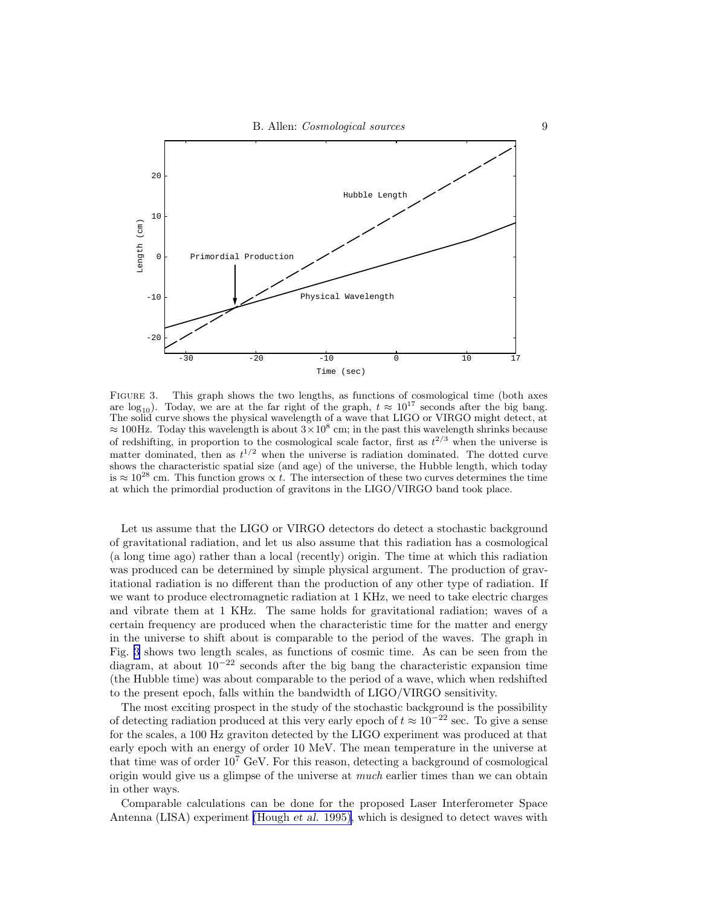FIGURE 3. This graph shows the two lengths, as functions of cosmological time (both axes are $\log_{10}$). Today, we are at the far right of the graph, $t \approx 10^{17}$ seconds after the big bang. The solid curve shows the physical wavelength of a wave that LIGO or VIRGO might detect, at $\approx 100$Hz. Today this wavelength is about $3 \times 10^8$ cm; in the past this wavelength shrinks because of redshifting, in proportion to the cosmological scale factor, first as $t^{2/3}$ when the universe is matter dominated, then as $t^{1/2}$ when the universe is radiation dominated. The dotted curve shows the characteristic spatial size (and age) of the universe, the Hubble length, which today is $\approx 10^{28}$ cm. This function grows $\propto t$. The intersection of these two curves determines the time at which the primordial production of gravitons in the LIGO/VIRGO band took place.

Let us assume that the LIGO or VIRGO detectors do detect a stochastic background of gravitational radiation, and let us also assume that this radiation has a cosmological (a long time ago) rather than a local (recently) origin. The time at which this radiation was produced can be determined by simple physical argument. The production of gravitational radiation is no different than the production of any other type of radiation. If we want to produce electromagnetic radiation at 1 KHz, we need to take electric charges and vibrate them at 1 KHz. The same holds for gravitational radiation; waves of a certain frequency are produced when the characteristic time for the matter and energy in the universe to shift about is comparable to the period of the waves. The graph in Fig. 3 shows two length scales, as functions of cosmic time. As can be seen from the diagram, at about $10^{-22}$ seconds after the big bang the characteristic expansion time (the Hubble time) was about comparable to the period of a wave, which when redshifted to the present epoch, falls within the bandwidth of LIGO/VIRGO sensitivity.

The most exciting prospect in the study of the stochastic background is the possibility of detecting radiation produced at this very early epoch of $t \approx 10^{-22}$ sec. To give a sense for the scales, a 100 Hz graviton detected by the LIGO experiment was produced at that early epoch with an energy of order 10 MeV. The mean temperature in the universe at that time was of order $10^7$ GeV. For this reason, detecting a background of cosmological origin would give us a glimpse of the universe at *much* earlier times than we can obtain in other ways.

Comparable calculations can be done for the proposed Laser Interferometer Space Antenna (LISA) experiment (Hough *et al.* 1995), which is designed to detect waves with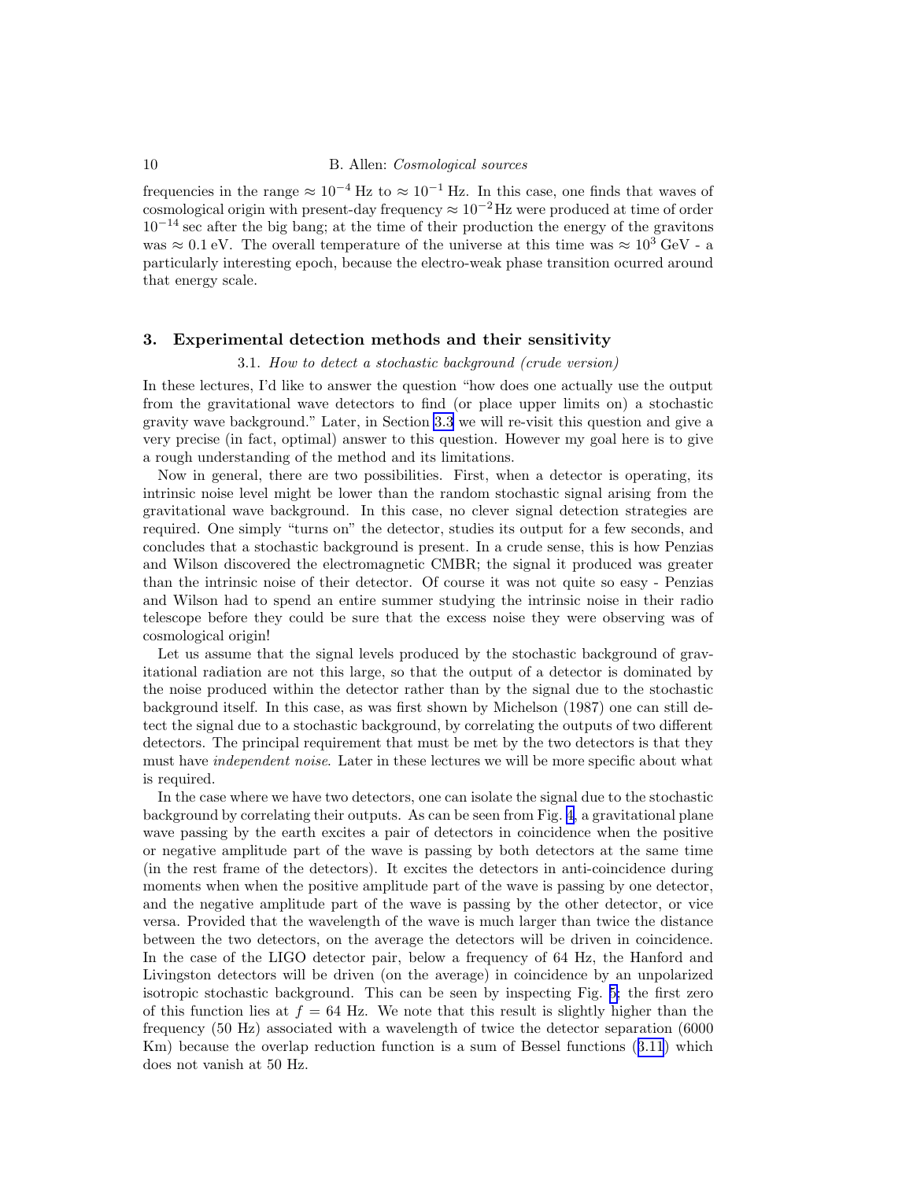frequencies in the range $\approx 10^{-4}$ Hz to $\approx 10^{-1}$ Hz. In this case, one finds that waves of cosmological origin with present-day frequency $\approx 10^{-2}$ Hz were produced at time of order $10^{-14}$ sec after the big bang; at the time of their production the energy of the gravitons was $\approx 0.1$ eV. The overall temperature of the universe at this time was $\approx 10^3$ GeV - a particularly interesting epoch, because the electro-weak phase transition ocurred around that energy scale.

## 3. Experimental detection methods and their sensitivity

### 3.1. *How to detect a stochastic background (crude version)*

In these lectures, I'd like to answer the question "how does one actually use the output from the gravitational wave detectors to find (or place upper limits on) a stochastic gravity wave background." Later, in Section 3.3 we will re-visit this question and give a very precise (in fact, optimal) answer to this question. However my goal here is to give a rough understanding of the method and its limitations.

Now in general, there are two possibilities. First, when a detector is operating, its intrinsic noise level might be lower than the random stochastic signal arising from the gravitational wave background. In this case, no clever signal detection strategies are required. One simply "turns on" the detector, studies its output for a few seconds, and concludes that a stochastic background is present. In a crude sense, this is how Penzias and Wilson discovered the electromagnetic CMBR; the signal it produced was greater than the intrinsic noise of their detector. Of course it was not quite so easy - Penzias and Wilson had to spend an entire summer studying the intrinsic noise in their radio telescope before they could be sure that the excess noise they were observing was of cosmological origin!

Let us assume that the signal levels produced by the stochastic background of gravitational radiation are not this large, so that the output of a detector is dominated by the noise produced within the detector rather than by the signal due to the stochastic background itself. In this case, as was first shown by Michelson (1987) one can still detect the signal due to a stochastic background, by correlating the outputs of two different detectors. The principal requirement that must be met by the two detectors is that they must have *independent noise*. Later in these lectures we will be more specific about what is required.

In the case where we have two detectors, one can isolate the signal due to the stochastic background by correlating their outputs. As can be seen from Fig. 4, a gravitational plane wave passing by the earth excites a pair of detectors in coincidence when the positive or negative amplitude part of the wave is passing by both detectors at the same time (in the rest frame of the detectors). It excites the detectors in anti-coincidence during moments when when the positive amplitude part of the wave is passing by one detector, and the negative amplitude part of the wave is passing by the other detector, or vice versa. Provided that the wavelength of the wave is much larger than twice the distance between the two detectors, on the average the detectors will be driven in coincidence. In the case of the LIGO detector pair, below a frequency of 64 Hz, the Hanford and Livingston detectors will be driven (on the average) in coincidence by an unpolarized isotropic stochastic background. This can be seen by inspecting Fig. 5; the first zero of this function lies at $f = 64$ Hz. We note that this result is slightly higher than the frequency (50 Hz) associated with a wavelength of twice the detector separation (6000 Km) because the overlap reduction function is a sum of Bessel functions (3.11) which does not vanish at 50 Hz.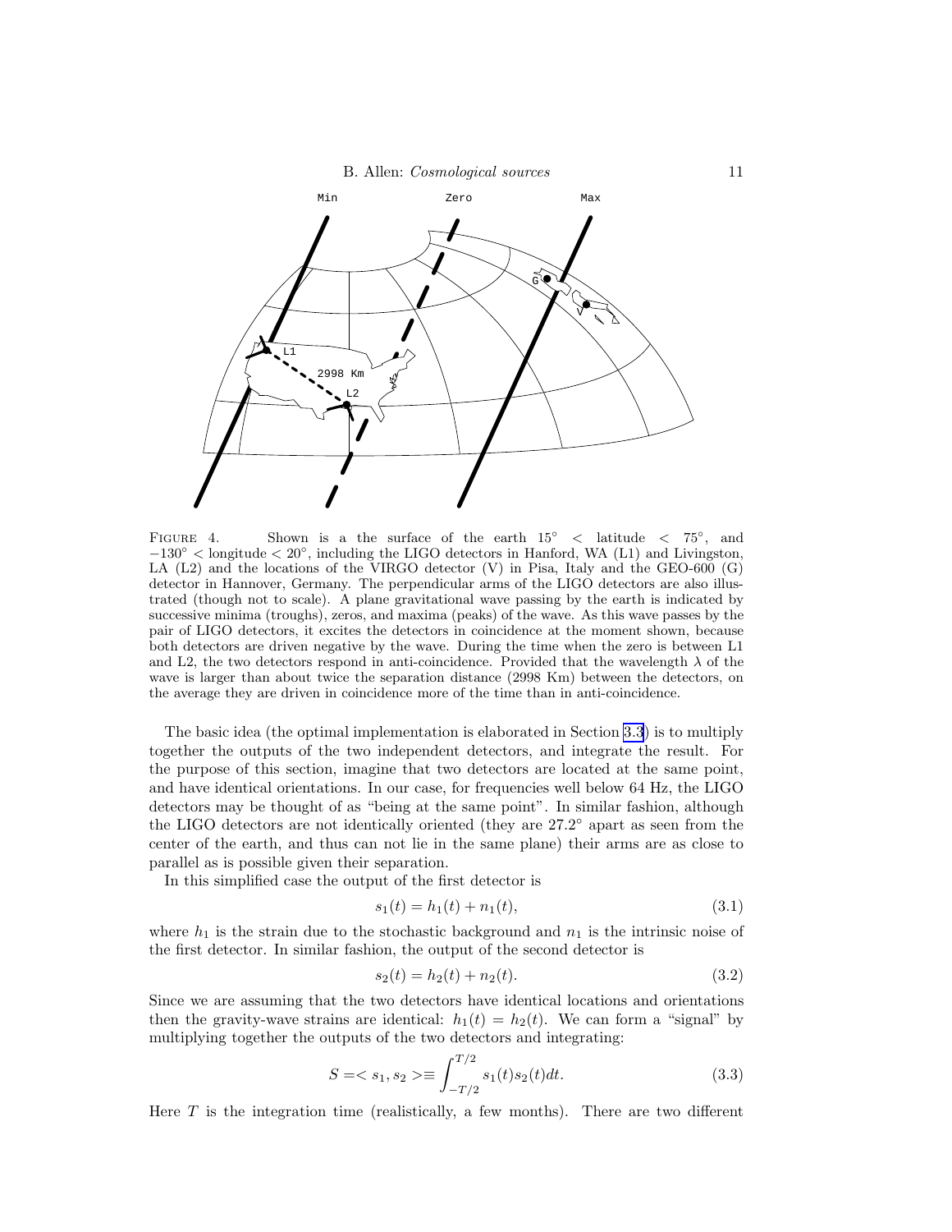FIGURE 4. Shown is a the surface of the earth $15^\circ$ < latitude < $75^\circ$, and $-130^\circ$ < longitude < $20^\circ$, including the LIGO detectors in Hanford, WA (L1) and Livingston, LA (L2) and the locations of the VIRGO detector (V) in Pisa, Italy and the GEO-600 (G) detector in Hannover, Germany. The perpendicular arms of the LIGO detectors are also illustrated (though not to scale). A plane gravitational wave passing by the earth is indicated by successive minima (troughs), zeros, and maxima (peaks) of the wave. As this wave passes by the pair of LIGO detectors, it excites the detectors in coincidence at the moment shown, because both detectors are driven negative by the wave. During the time when the zero is between L1 and L2, the two detectors respond in anti-coincidence. Provided that the wavelength $\lambda$ of the wave is larger than about twice the separation distance (2998 Km) between the detectors, on the average they are driven in coincidence more of the time than in anti-coincidence.

The basic idea (the optimal implementation is elaborated in Section 3.3) is to multiply together the outputs of the two independent detectors, and integrate the result. For the purpose of this section, imagine that two detectors are located at the same point, and have identical orientations. In our case, for frequencies well below 64 Hz, the LIGO detectors may be thought of as "being at the same point". In similar fashion, although the LIGO detectors are not identically oriented (they are $27.2^\circ$ apart as seen from the center of the earth, and thus can not lie in the same plane) their arms are as close to parallel as is possible given their separation.

In this simplified case the output of the first detector is

$$s_1(t) = h_1(t) + n_1(t), \tag{3.1}$$

where $h_1$ is the strain due to the stochastic background and $n_1$ is the intrinsic noise of the first detector. In similar fashion, the output of the second detector is

$$s_2(t) = h_2(t) + n_2(t). \tag{3.2}$$

Since we are assuming that the two detectors have identical locations and orientations then the gravity-wave strains are identical: $h_1(t) = h_2(t)$. We can form a "signal" by multiplying together the outputs of the two detectors and integrating:

$$S = < s_1, s_2 > \equiv \int_{-T/2}^{T/2} s_1(t) s_2(t) dt. \tag{3.3}$$

Here $T$ is the integration time (realistically, a few months). There are two different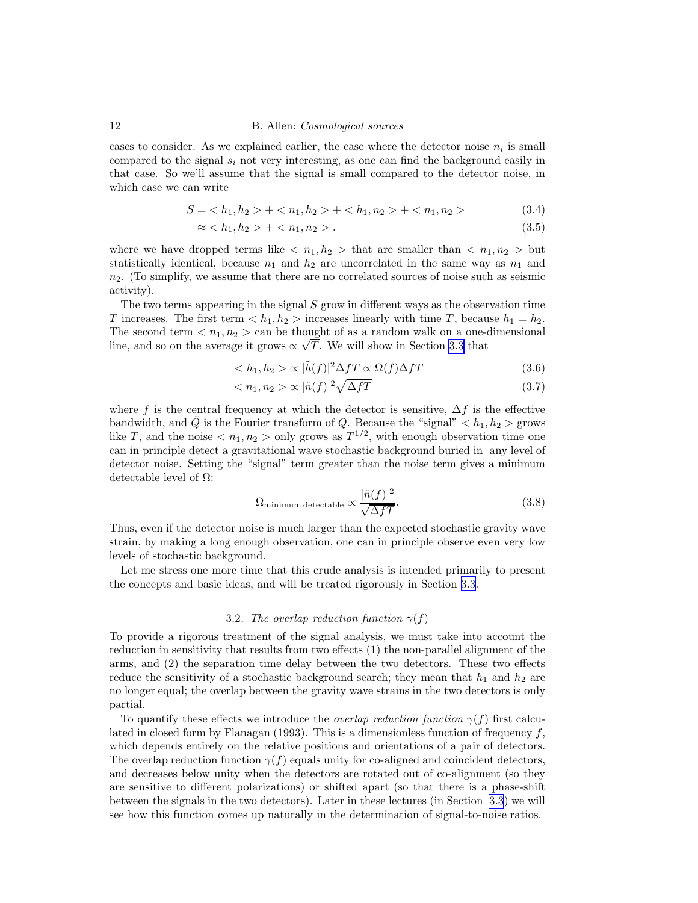cases to consider. As we explained earlier, the case where the detector noise $n_i$ is small compared to the signal $s_i$ not very interesting, as one can find the background easily in that case. So we'll assume that the signal is small compared to the detector noise, in which case we can write

$$
\begin{aligned}
S &= < h_1, h_2 > + < n_1, h_2 > + < h_1, n_2 > + < n_1, n_2 > && (3.4) \\
&\approx < h_1, h_2 > + < n_1, n_2 > . && (3.5)
\end{aligned}
$$

where we have dropped terms like $< n_1, h_2 >$ that are smaller than $< n_1, n_2 >$ but statistically identical, because $n_1$ and $h_2$ are uncorrelated in the same way as $n_1$ and $n_2$. (To simplify, we assume that there are no correlated sources of noise such as seismic activity).

The two terms appearing in the signal $S$ grow in different ways as the observation time $T$ increases. The first term $< h_1, h_2 >$ increases linearly with time $T$, because $h_1 = h_2$. The second term $< n_1, n_2 >$ can be thought of as a random walk on a one-dimensional line, and so on the average it grows $\propto \sqrt{T}$. We will show in Section 3.3 that

$$
\begin{aligned}
< h_1, h_2 > &\propto |\tilde{h}(f)|^2 \Delta f T \propto \Omega(f) \Delta f T && (3.6) \\
< n_1, n_2 > &\propto |\tilde{n}(f)|^2 \sqrt{\Delta f T} && (3.7)
\end{aligned}
$$

where $f$ is the central frequency at which the detector is sensitive, $\Delta f$ is the effective bandwidth, and $\tilde{Q}$ is the Fourier transform of $Q$. Because the "signal" $< h_1, h_2 >$ grows like $T$, and the noise $< n_1, n_2 >$ only grows as $T^{1/2}$, with enough observation time one can in principle detect a gravitational wave stochastic background buried in any level of detector noise. Setting the "signal" term greater than the noise term gives a minimum detectable level of $\Omega$:

$$
\Omega_{\text{minimum detectable}} \propto \frac{|\tilde{n}(f)|^2}{\sqrt{\Delta f T}}. \tag{3.8}
$$

Thus, even if the detector noise is much larger than the expected stochastic gravity wave strain, by making a long enough observation, one can in principle observe even very low levels of stochastic background.

Let me stress one more time that this crude analysis is intended primarily to present the concepts and basic ideas, and will be treated rigorously in Section 3.3.

### 3.2. *The overlap reduction function* $\gamma(f)$

To provide a rigorous treatment of the signal analysis, we must take into account the reduction in sensitivity that results from two effects (1) the non-parallel alignment of the arms, and (2) the separation time delay between the two detectors. These two effects reduce the sensitivity of a stochastic background search; they mean that $h_1$ and $h_2$ are no longer equal; the overlap between the gravity wave strains in the two detectors is only partial.

To quantify these effects we introduce the *overlap reduction function* $\gamma(f)$ first calculated in closed form by Flanagan (1993). This is a dimensionless function of frequency $f$, which depends entirely on the relative positions and orientations of a pair of detectors. The overlap reduction function $\gamma(f)$ equals unity for co-aligned and coincident detectors, and decreases below unity when the detectors are rotated out of co-alignment (so they are sensitive to different polarizations) or shifted apart (so that there is a phase-shift between the signals in the two detectors). Later in these lectures (in Section 3.3) we will see how this function comes up naturally in the determination of signal-to-noise ratios.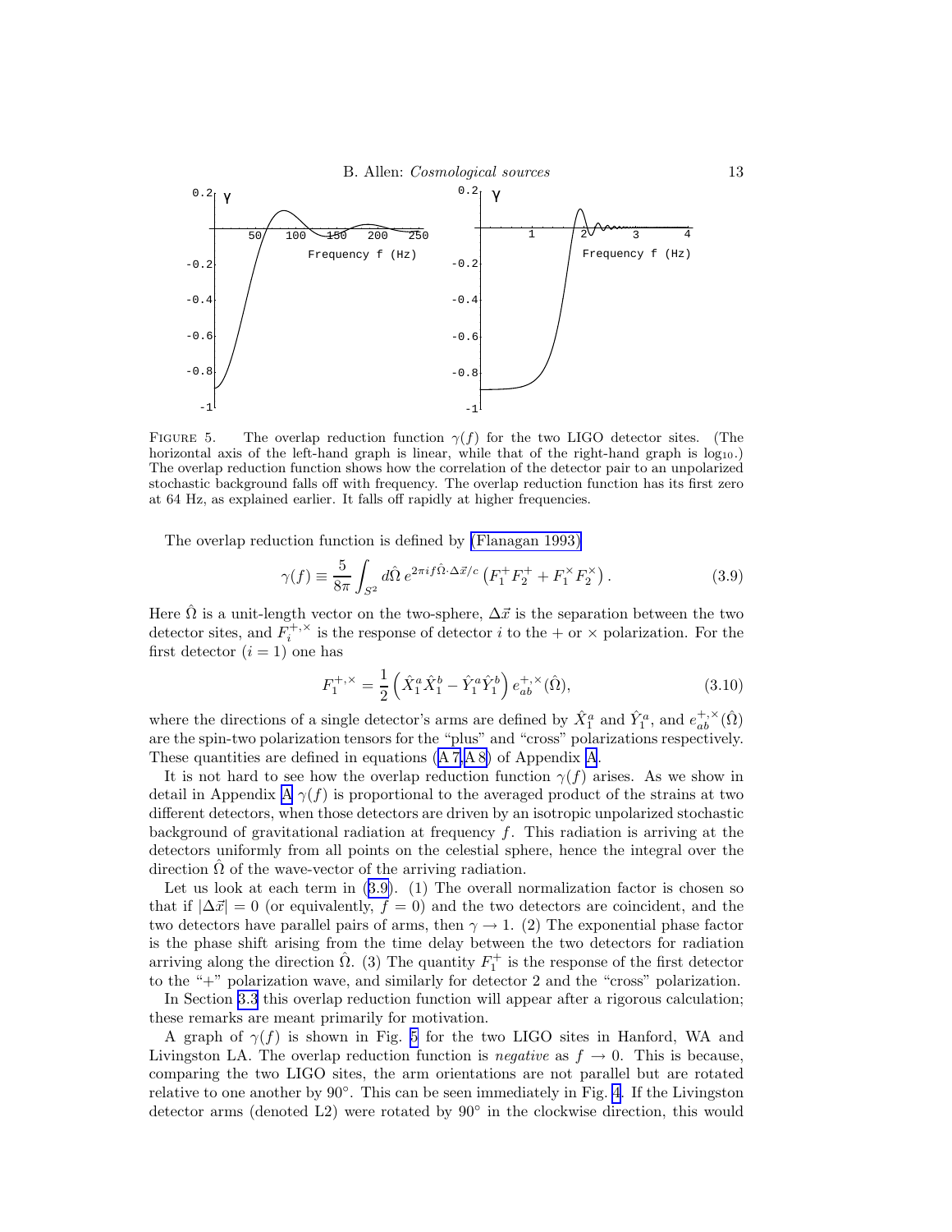FIGURE 5. The overlap reduction function $\gamma(f)$ for the two LIGO detector sites. (The horizontal axis of the left-hand graph is linear, while that of the right-hand graph is $\log_{10}$.) The overlap reduction function shows how the correlation of the detector pair to an unpolarized stochastic background falls off with frequency. The overlap reduction function has its first zero at 64 Hz, as explained earlier. It falls off rapidly at higher frequencies.

The overlap reduction function is defined by (Flanagan 1993)

$$\gamma(f) \equiv \frac{5}{8\pi} \int_{S^2} d\hat{\Omega}\, e^{2\pi i f \hat{\Omega}\cdot\Delta\vec{x}/c} \left( F_1^+ F_2^+ + F_1^\times F_2^\times \right). \tag{3.9}$$

Here $\hat{\Omega}$ is a unit-length vector on the two-sphere, $\Delta\vec{x}$ is the separation between the two detector sites, and $F_i^{+,\times}$ is the response of detector $i$ to the + or $\times$ polarization. For the first detector ($i = 1$) one has

$$F_1^{+,\times} = \frac{1}{2} \left( \hat{X}_1^a \hat{X}_1^b - \hat{Y}_1^a \hat{Y}_1^b \right) e_{ab}^{+,\times}(\hat{\Omega}), \tag{3.10}$$

where the directions of a single detector's arms are defined by $\hat{X}_1^a$ and $\hat{Y}_1^a$, and $e_{ab}^{+,\times}(\hat{\Omega})$ are the spin-two polarization tensors for the "plus" and "cross" polarizations respectively. These quantities are defined in equations (A 7,A 8) of Appendix A.

It is not hard to see how the overlap reduction function $\gamma(f)$ arises. As we show in detail in Appendix A $\gamma(f)$ is proportional to the averaged product of the strains at two different detectors, when those detectors are driven by an isotropic unpolarized stochastic background of gravitational radiation at frequency $f$. This radiation is arriving at the detectors uniformly from all points on the celestial sphere, hence the integral over the direction $\hat{\Omega}$ of the wave-vector of the arriving radiation.

Let us look at each term in (3.9). (1) The overall normalization factor is chosen so that if $|\Delta\vec{x}| = 0$ (or equivalently, $f = 0$) and the two detectors are coincident, and the two detectors have parallel pairs of arms, then $\gamma \to 1$. (2) The exponential phase factor is the phase shift arising from the time delay between the two detectors for radiation arriving along the direction $\hat{\Omega}$. (3) The quantity $F_1^+$ is the response of the first detector to the "+" polarization wave, and similarly for detector 2 and the "cross" polarization.

In Section 3.3 this overlap reduction function will appear after a rigorous calculation; these remarks are meant primarily for motivation.

A graph of $\gamma(f)$ is shown in Fig. 5 for the two LIGO sites in Hanford, WA and Livingston LA. The overlap reduction function is *negative* as $f \to 0$. This is because, comparing the two LIGO sites, the arm orientations are not parallel but are rotated relative to one another by 90°. This can be seen immediately in Fig. 4. If the Livingston detector arms (denoted L2) were rotated by 90° in the clockwise direction, this would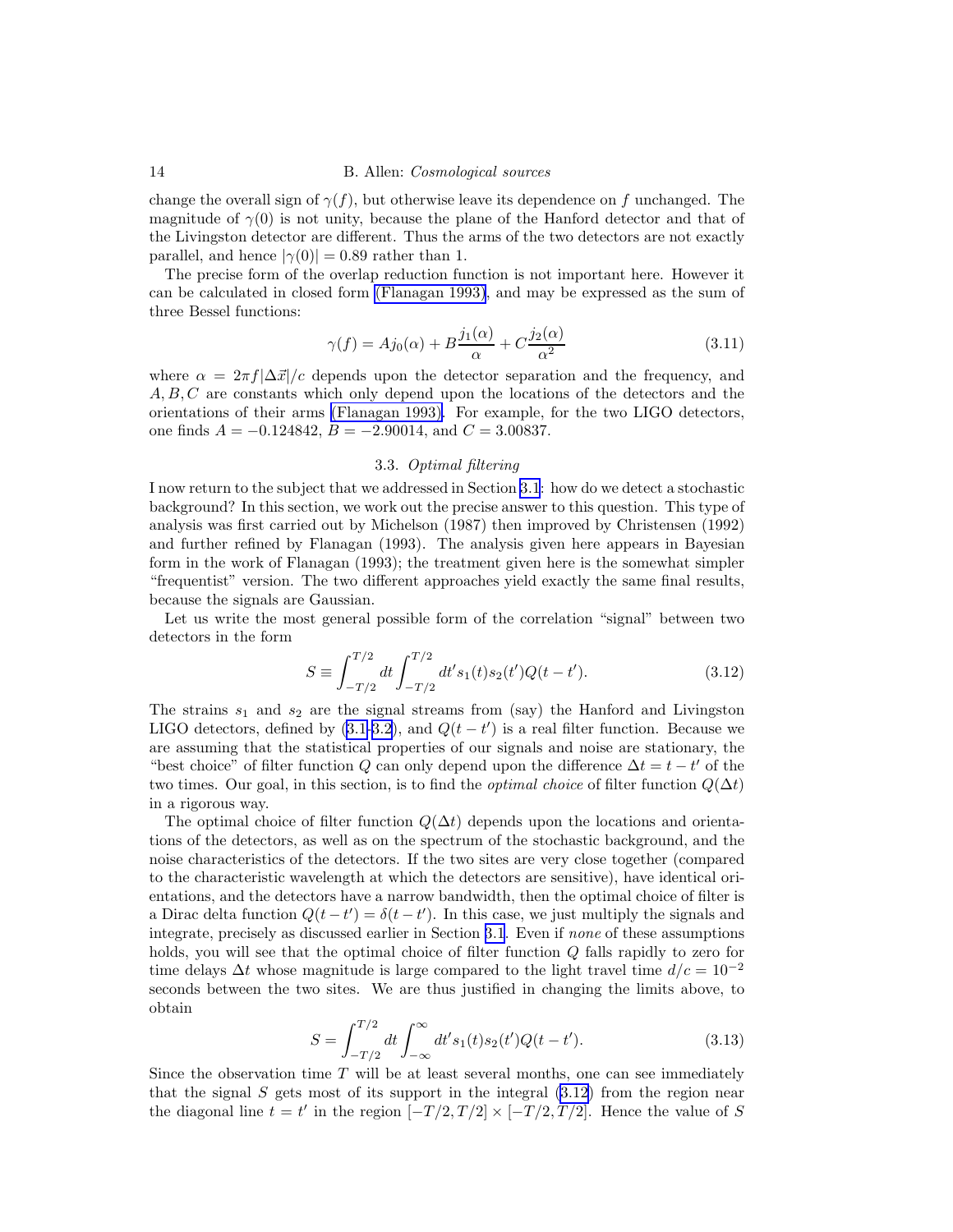change the overall sign of $\gamma(f)$, but otherwise leave its dependence on $f$ unchanged. The magnitude of $\gamma(0)$ is not unity, because the plane of the Hanford detector and that of the Livingston detector are different. Thus the arms of the two detectors are not exactly parallel, and hence $|\gamma(0)| = 0.89$ rather than 1.

The precise form of the overlap reduction function is not important here. However it can be calculated in closed form (Flanagan 1993), and may be expressed as the sum of three Bessel functions:

$$\gamma(f) = A j_0(\alpha) + B\frac{j_1(\alpha)}{\alpha} + C\frac{j_2(\alpha)}{\alpha^2} \tag{3.11}$$

where $\alpha = 2\pi f|\Delta\vec{x}|/c$ depends upon the detector separation and the frequency, and $A, B, C$ are constants which only depend upon the locations of the detectors and the orientations of their arms (Flanagan 1993). For example, for the two LIGO detectors, one finds $A = -0.124842$, $B = -2.90014$, and $C = 3.00837$.

### 3.3. *Optimal filtering*

I now return to the subject that we addressed in Section 3.1: how do we detect a stochastic background? In this section, we work out the precise answer to this question. This type of analysis was first carried out by Michelson (1987) then improved by Christensen (1992) and further refined by Flanagan (1993). The analysis given here appears in Bayesian form in the work of Flanagan (1993); the treatment given here is the somewhat simpler "frequentist" version. The two different approaches yield exactly the same final results, because the signals are Gaussian.

Let us write the most general possible form of the correlation "signal" between two detectors in the form

$$S \equiv \int_{-T/2}^{T/2} dt \int_{-T/2}^{T/2} dt' s_1(t) s_2(t') Q(t-t'). \tag{3.12}$$

The strains $s_1$ and $s_2$ are the signal streams from (say) the Hanford and Livingston LIGO detectors, defined by (3.1-3.2), and $Q(t-t')$ is a real filter function. Because we are assuming that the statistical properties of our signals and noise are stationary, the "best choice" of filter function $Q$ can only depend upon the difference $\Delta t = t - t'$ of the two times. Our goal, in this section, is to find the *optimal choice* of filter function $Q(\Delta t)$ in a rigorous way.

The optimal choice of filter function $Q(\Delta t)$ depends upon the locations and orientations of the detectors, as well as on the spectrum of the stochastic background, and the noise characteristics of the detectors. If the two sites are very close together (compared to the characteristic wavelength at which the detectors are sensitive), have identical orientations, and the detectors have a narrow bandwidth, then the optimal choice of filter is a Dirac delta function $Q(t-t') = \delta(t-t')$. In this case, we just multiply the signals and integrate, precisely as discussed earlier in Section 3.1. Even if *none* of these assumptions holds, you will see that the optimal choice of filter function $Q$ falls rapidly to zero for time delays $\Delta t$ whose magnitude is large compared to the light travel time $d/c = 10^{-2}$ seconds between the two sites. We are thus justified in changing the limits above, to obtain

$$S = \int_{-T/2}^{T/2} dt \int_{-\infty}^{\infty} dt' s_1(t) s_2(t') Q(t-t'). \tag{3.13}$$

Since the observation time $T$ will be at least several months, one can see immediately that the signal $S$ gets most of its support in the integral (3.12) from the region near the diagonal line $t = t'$ in the region $[-T/2, T/2] \times [-T/2, T/2]$. Hence the value of $S$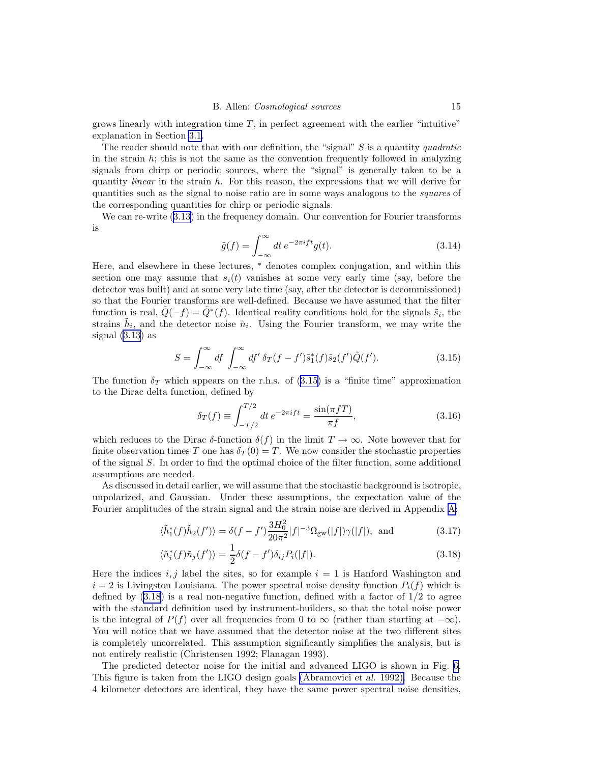grows linearly with integration time $T$, in perfect agreement with the earlier "intuitive" explanation in Section 3.1.

The reader should note that with our definition, the "signal" $S$ is a quantity *quadratic* in the strain $h$; this is not the same as the convention frequently followed in analyzing signals from chirp or periodic sources, where the "signal" is generally taken to be a quantity *linear* in the strain $h$. For this reason, the expressions that we will derive for quantities such as the signal to noise ratio are in some ways analogous to the *squares* of the corresponding quantities for chirp or periodic signals.

We can re-write (3.13) in the frequency domain. Our convention for Fourier transforms is

$$\tilde{g}(f) = \int_{-\infty}^{\infty} dt\, e^{-2\pi i f t} g(t). \tag{3.14}$$

Here, and elsewhere in these lectures, $^*$ denotes complex conjugation, and within this section one may assume that $s_i(t)$ vanishes at some very early time (say, before the detector was built) and at some very late time (say, after the detector is decommissioned) so that the Fourier transforms are well-defined. Because we have assumed that the filter function is real, $\tilde{Q}(-f) = \tilde{Q}^*(f)$. Identical reality conditions hold for the signals $\tilde{s}_i$, the strains $\tilde{h}_i$, and the detector noise $\tilde{n}_i$. Using the Fourier transform, we may write the signal (3.13) as

$$S = \int_{-\infty}^{\infty} df \int_{-\infty}^{\infty} df'\, \delta_T(f - f')\tilde{s}_1^*(f)\tilde{s}_2(f')\tilde{Q}(f'). \tag{3.15}$$

The function $\delta_T$ which appears on the r.h.s. of (3.15) is a "finite time" approximation to the Dirac delta function, defined by

$$\delta_T(f) \equiv \int_{-T/2}^{T/2} dt\, e^{-2\pi i f t} = \frac{\sin(\pi f T)}{\pi f}, \tag{3.16}$$

which reduces to the Dirac $\delta$-function $\delta(f)$ in the limit $T \to \infty$. Note however that for finite observation times $T$ one has $\delta_T(0) = T$. We now consider the stochastic properties of the signal $S$. In order to find the optimal choice of the filter function, some additional assumptions are needed.

As discussed in detail earlier, we will assume that the stochastic background is isotropic, unpolarized, and Gaussian. Under these assumptions, the expectation value of the Fourier amplitudes of the strain signal and the strain noise are derived in Appendix A:

$$\langle \tilde{h}_1^*(f)\tilde{h}_2(f')\rangle = \delta(f - f')\frac{3H_0^2}{20\pi^2}|f|^{-3}\Omega_{\rm gw}(|f|)\gamma(|f|), \text{ and} \tag{3.17}$$

$$\langle \tilde{n}_i^*(f)\tilde{n}_j(f')\rangle = \frac{1}{2}\delta(f - f')\delta_{ij}P_i(|f|). \tag{3.18}$$

Here the indices $i, j$ label the sites, so for example $i = 1$ is Hanford Washington and $i = 2$ is Livingston Louisiana. The power spectral noise density function $P_i(f)$ which is defined by (3.18) is a real non-negative function, defined with a factor of $1/2$ to agree with the standard definition used by instrument-builders, so that the total noise power is the integral of $P(f)$ over all frequencies from 0 to $\infty$ (rather than starting at $-\infty$). You will notice that we have assumed that the detector noise at the two different sites is completely uncorrelated. This assumption significantly simplifies the analysis, but is not entirely realistic (Christensen 1992; Flanagan 1993).

The predicted detector noise for the initial and advanced LIGO is shown in Fig. 6. This figure is taken from the LIGO design goals (Abramovici *et al.* 1992). Because the 4 kilometer detectors are identical, they have the same power spectral noise densities,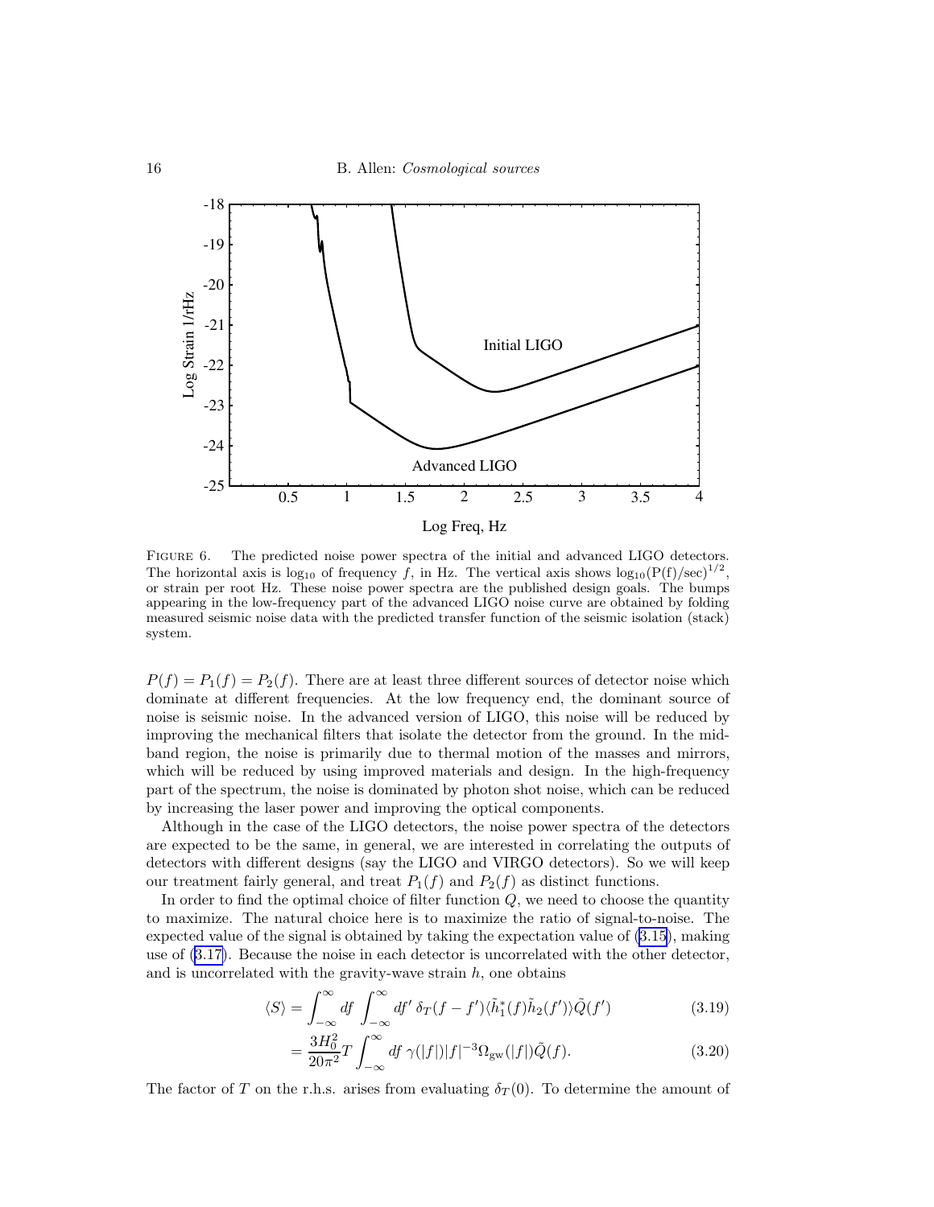FIGURE 6. The predicted noise power spectra of the initial and advanced LIGO detectors. The horizontal axis is $\log_{10}$ of frequency $f$, in Hz. The vertical axis shows $\log_{10}(\mathrm{P(f)/sec})^{1/2}$, or strain per root Hz. These noise power spectra are the published design goals. The bumps appearing in the low-frequency part of the advanced LIGO noise curve are obtained by folding measured seismic noise data with the predicted transfer function of the seismic isolation (stack) system.

$P(f) = P_1(f) = P_2(f)$. There are at least three different sources of detector noise which dominate at different frequencies. At the low frequency end, the dominant source of noise is seismic noise. In the advanced version of LIGO, this noise will be reduced by improving the mechanical filters that isolate the detector from the ground. In the mid-band region, the noise is primarily due to thermal motion of the masses and mirrors, which will be reduced by using improved materials and design. In the high-frequency part of the spectrum, the noise is dominated by photon shot noise, which can be reduced by increasing the laser power and improving the optical components.

Although in the case of the LIGO detectors, the noise power spectra of the detectors are expected to be the same, in general, we are interested in correlating the outputs of detectors with different designs (say the LIGO and VIRGO detectors). So we will keep our treatment fairly general, and treat $P_1(f)$ and $P_2(f)$ as distinct functions.

In order to find the optimal choice of filter function $Q$, we need to choose the quantity to maximize. The natural choice here is to maximize the ratio of signal-to-noise. The expected value of the signal is obtained by taking the expectation value of (3.15), making use of (3.17). Because the noise in each detector is uncorrelated with the other detector, and is uncorrelated with the gravity-wave strain $h$, one obtains

$$\langle S \rangle = \int_{-\infty}^{\infty} df \int_{-\infty}^{\infty} df' \; \delta_T(f - f') \langle \tilde{h}_1^*(f) \tilde{h}_2(f') \rangle \tilde{Q}(f') \tag{3.19}$$

$$= \frac{3H_0^2}{20\pi^2} T \int_{-\infty}^{\infty} df \; \gamma(|f|)|f|^{-3} \Omega_{\rm gw}(|f|) \tilde{Q}(f). \tag{3.20}$$

The factor of $T$ on the r.h.s. arises from evaluating $\delta_T(0)$. To determine the amount of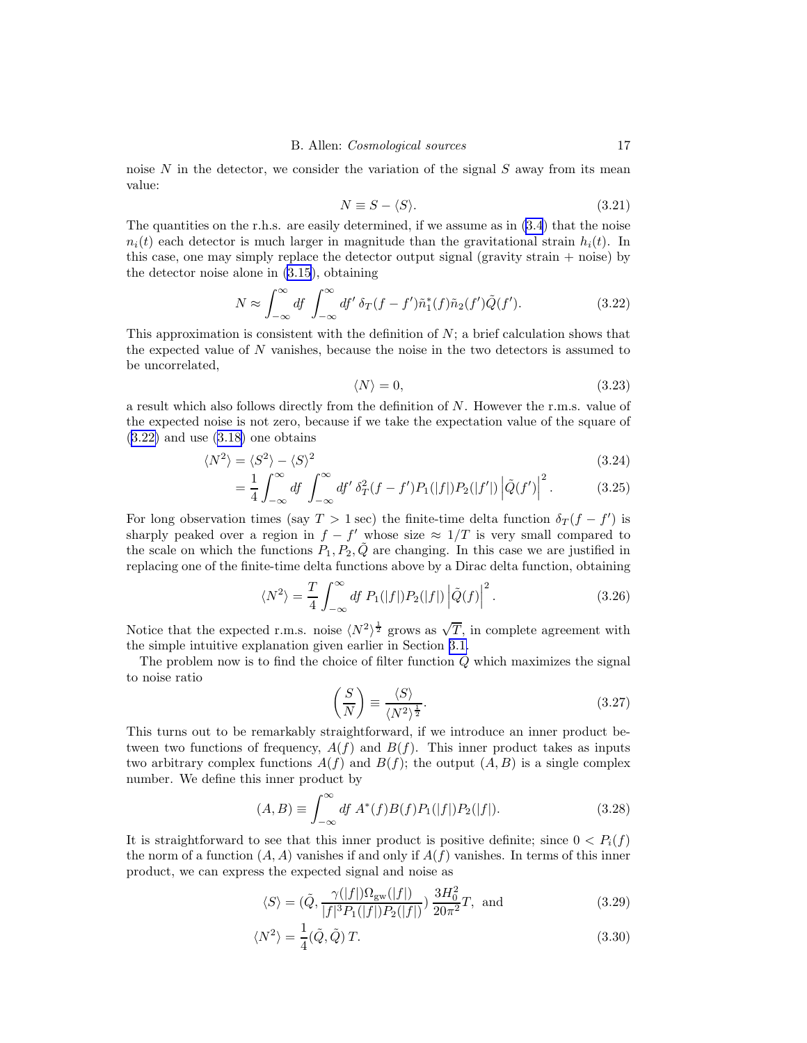noise $N$ in the detector, we consider the variation of the signal $S$ away from its mean value:

$$N \equiv S - \langle S \rangle. \tag{3.21}$$

The quantities on the r.h.s. are easily determined, if we assume as in (3.4) that the noise $n_i(t)$ each detector is much larger in magnitude than the gravitational strain $h_i(t)$. In this case, one may simply replace the detector output signal (gravity strain + noise) by the detector noise alone in (3.15), obtaining

$$N \approx \int_{-\infty}^{\infty} df \int_{-\infty}^{\infty} df' \, \delta_T(f - f') \tilde{n}_1^*(f) \tilde{n}_2(f') \tilde{Q}(f'). \tag{3.22}$$

This approximation is consistent with the definition of $N$; a brief calculation shows that the expected value of $N$ vanishes, because the noise in the two detectors is assumed to be uncorrelated,

$$\langle N \rangle = 0, \tag{3.23}$$

a result which also follows directly from the definition of $N$. However the r.m.s. value of the expected noise is not zero, because if we take the expectation value of the square of (3.22) and use (3.18) one obtains

$$\langle N^2 \rangle = \langle S^2 \rangle - \langle S \rangle^2 \tag{3.24}$$

$$= \frac{1}{4} \int_{-\infty}^{\infty} df \int_{-\infty}^{\infty} df' \, \delta_T^2(f - f') P_1(|f|) P_2(|f'|) \left| \tilde{Q}(f') \right|^2. \tag{3.25}$$

For long observation times (say $T > 1$ sec) the finite-time delta function $\delta_T(f - f')$ is sharply peaked over a region in $f - f'$ whose size $\approx 1/T$ is very small compared to the scale on which the functions $P_1, P_2, \tilde{Q}$ are changing. In this case we are justified in replacing one of the finite-time delta functions above by a Dirac delta function, obtaining

$$\langle N^2 \rangle = \frac{T}{4} \int_{-\infty}^{\infty} df \, P_1(|f|) P_2(|f|) \left| \tilde{Q}(f) \right|^2. \tag{3.26}$$

Notice that the expected r.m.s. noise $\langle N^2 \rangle^{\frac{1}{2}}$ grows as $\sqrt{T}$, in complete agreement with the simple intuitive explanation given earlier in Section 3.1.

The problem now is to find the choice of filter function $Q$ which maximizes the signal to noise ratio

$$\left( \frac{S}{N} \right) \equiv \frac{\langle S \rangle}{\langle N^2 \rangle^{\frac{1}{2}}}. \tag{3.27}$$

This turns out to be remarkably straightforward, if we introduce an inner product between two functions of frequency, $A(f)$ and $B(f)$. This inner product takes as inputs two arbitrary complex functions $A(f)$ and $B(f)$; the output $(A, B)$ is a single complex number. We define this inner product by

$$(A, B) \equiv \int_{-\infty}^{\infty} df \, A^*(f) B(f) P_1(|f|) P_2(|f|). \tag{3.28}$$

It is straightforward to see that this inner product is positive definite; since $0 < P_i(f)$ the norm of a function $(A, A)$ vanishes if and only if $A(f)$ vanishes. In terms of this inner product, we can express the expected signal and noise as

$$\langle S \rangle = (\tilde{Q}, \frac{\gamma(|f|) \Omega_{\rm gw}(|f|)}{|f|^3 P_1(|f|) P_2(|f|)}) \, \frac{3 H_0^2}{20 \pi^2} T, \text{ and} \tag{3.29}$$

$$\langle N^2 \rangle = \frac{1}{4} (\tilde{Q}, \tilde{Q}) \, T. \tag{3.30}$$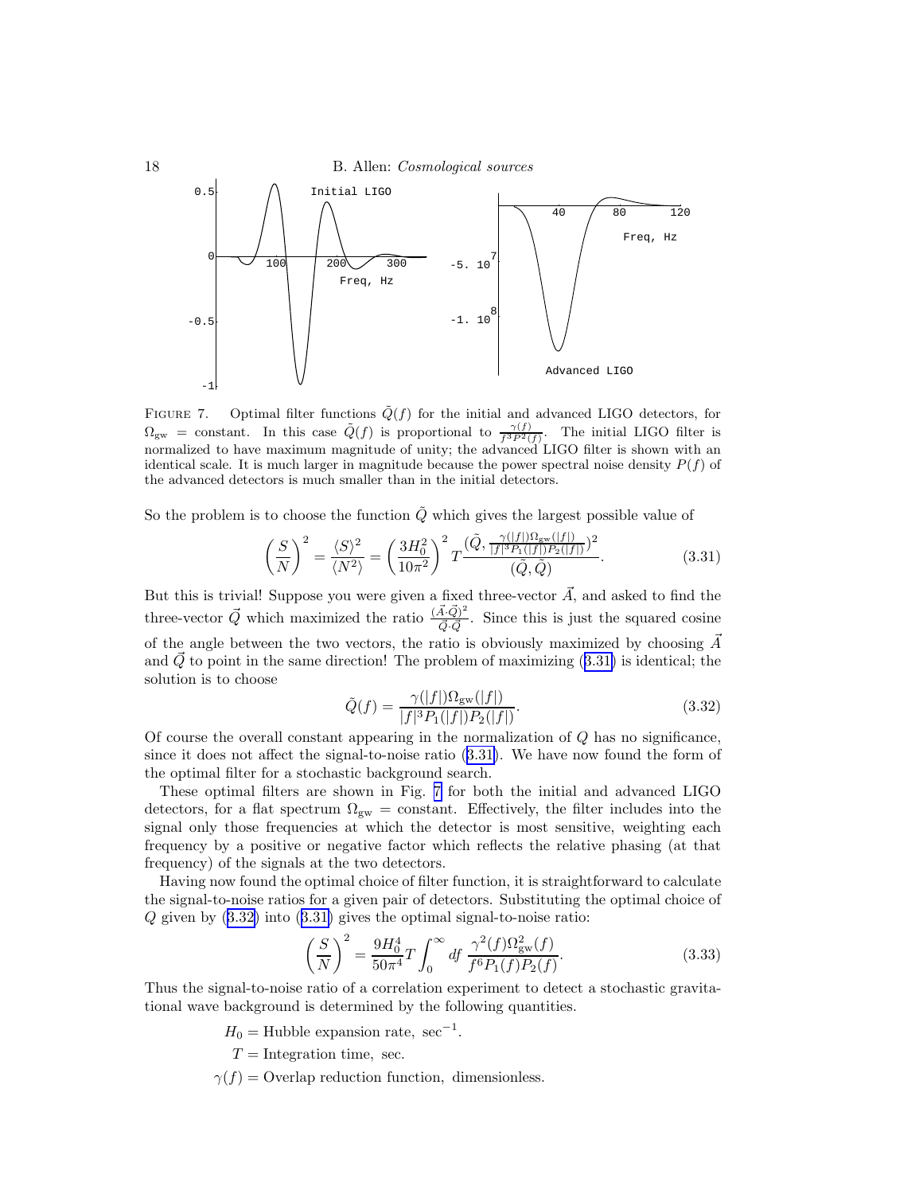FIGURE 7. Optimal filter functions $\tilde{Q}(f)$ for the initial and advanced LIGO detectors, for $\Omega_{\rm gw}$ = constant. In this case $\tilde{Q}(f)$ is proportional to $\frac{\gamma(f)}{f^3 P^2(f)}$. The initial LIGO filter is normalized to have maximum magnitude of unity; the advanced LIGO filter is shown with an identical scale. It is much larger in magnitude because the power spectral noise density $P(f)$ of the advanced detectors is much smaller than in the initial detectors.

So the problem is to choose the function $\tilde{Q}$ which gives the largest possible value of

$$\left(\frac{S}{N}\right)^2 = \frac{\langle S\rangle^2}{\langle N^2\rangle} = \left(\frac{3H_0^2}{10\pi^2}\right)^2 T \frac{(\tilde{Q}, \frac{\gamma(|f|)\Omega_{\rm gw}(|f|)}{|f|^3 P_1(|f|)P_2(|f|)})^2}{(\tilde{Q},\tilde{Q})}. \tag{3.31}$$

But this is trivial! Suppose you were given a fixed three-vector $\vec{A}$, and asked to find the three-vector $\vec{Q}$ which maximized the ratio $\frac{(\vec{A}\cdot\vec{Q})^2}{\vec{Q}\cdot\vec{Q}}$. Since this is just the squared cosine of the angle between the two vectors, the ratio is obviously maximized by choosing $\vec{A}$ and $\vec{Q}$ to point in the same direction! The problem of maximizing (3.31) is identical; the solution is to choose

$$\tilde{Q}(f) = \frac{\gamma(|f|)\Omega_{\rm gw}(|f|)}{|f|^3 P_1(|f|)P_2(|f|)}. \tag{3.32}$$

Of course the overall constant appearing in the normalization of $Q$ has no significance, since it does not affect the signal-to-noise ratio (3.31). We have now found the form of the optimal filter for a stochastic background search.

These optimal filters are shown in Fig. 7 for both the initial and advanced LIGO detectors, for a flat spectrum $\Omega_{\rm gw}$ = constant. Effectively, the filter includes into the signal only those frequencies at which the detector is most sensitive, weighting each frequency by a positive or negative factor which reflects the relative phasing (at that frequency) of the signals at the two detectors.

Having now found the optimal choice of filter function, it is straightforward to calculate the signal-to-noise ratios for a given pair of detectors. Substituting the optimal choice of $Q$ given by (3.32) into (3.31) gives the optimal signal-to-noise ratio:

$$\left(\frac{S}{N}\right)^2 = \frac{9H_0^4}{50\pi^4} T \int_0^\infty df\, \frac{\gamma^2(f)\Omega_{\rm gw}^2(f)}{f^6 P_1(f)P_2(f)}. \tag{3.33}$$

Thus the signal-to-noise ratio of a correlation experiment to detect a stochastic gravitational wave background is determined by the following quantities.

$H_0$ = Hubble expansion rate, sec$^{-1}$.

$T$ = Integration time, sec.

$\gamma(f)$ = Overlap reduction function, dimensionless.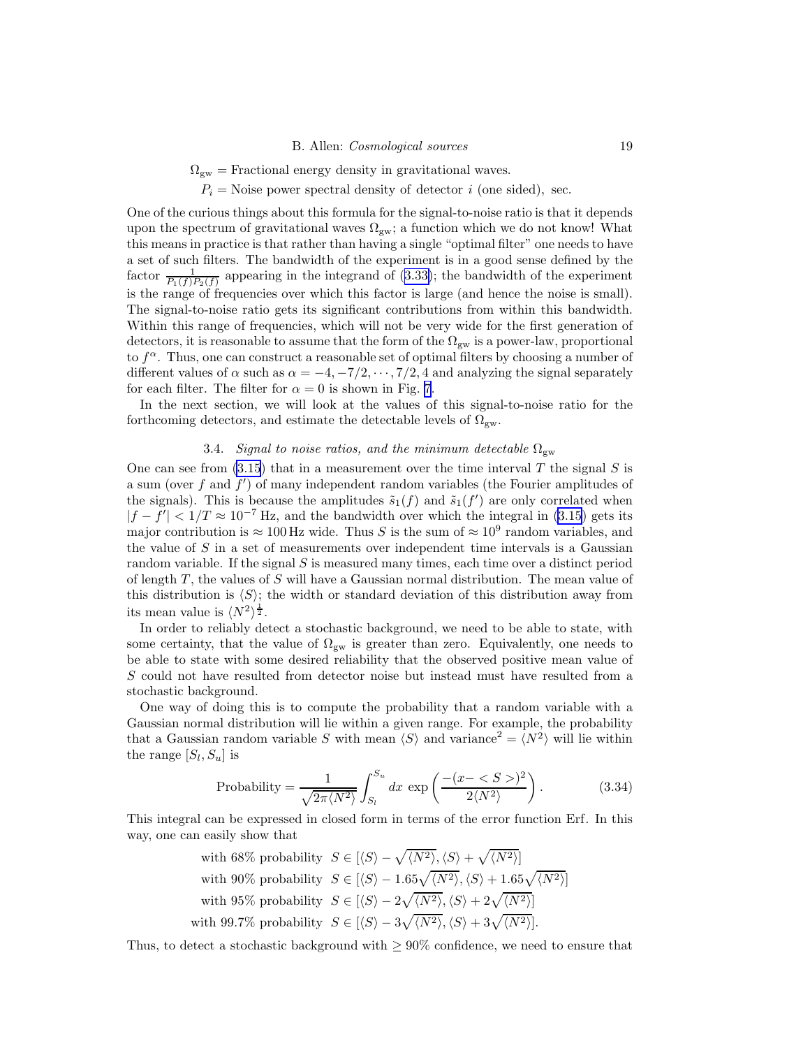$\Omega_{\rm gw}$ = Fractional energy density in gravitational waves.

$P_i$ = Noise power spectral density of detector $i$ (one sided), sec.

One of the curious things about this formula for the signal-to-noise ratio is that it depends upon the spectrum of gravitational waves $\Omega_{\rm gw}$; a function which we do not know! What this means in practice is that rather than having a single "optimal filter" one needs to have a set of such filters. The bandwidth of the experiment is in a good sense defined by the factor $\frac{1}{P_1(f)P_2(f)}$ appearing in the integrand of (3.33); the bandwidth of the experiment is the range of frequencies over which this factor is large (and hence the noise is small). The signal-to-noise ratio gets its significant contributions from within this bandwidth. Within this range of frequencies, which will not be very wide for the first generation of detectors, it is reasonable to assume that the form of the $\Omega_{\rm gw}$ is a power-law, proportional to $f^\alpha$. Thus, one can construct a reasonable set of optimal filters by choosing a number of different values of $\alpha$ such as $\alpha = -4, -7/2, \cdots, 7/2, 4$ and analyzing the signal separately for each filter. The filter for $\alpha = 0$ is shown in Fig. 7.

In the next section, we will look at the values of this signal-to-noise ratio for the forthcoming detectors, and estimate the detectable levels of $\Omega_{\rm gw}$.

### 3.4. *Signal to noise ratios, and the minimum detectable* $\Omega_{\rm gw}$

One can see from (3.15) that in a measurement over the time interval $T$ the signal $S$ is a sum (over $f$ and $f'$) of many independent random variables (the Fourier amplitudes of the signals). This is because the amplitudes $\tilde{s}_1(f)$ and $\tilde{s}_1(f')$ are only correlated when $|f - f'| < 1/T \approx 10^{-7}\,\text{Hz}$, and the bandwidth over which the integral in (3.15) gets its major contribution is $\approx 100\,\text{Hz}$ wide. Thus $S$ is the sum of $\approx 10^9$ random variables, and the value of $S$ in a set of measurements over independent time intervals is a Gaussian random variable. If the signal $S$ is measured many times, each time over a distinct period of length $T$, the values of $S$ will have a Gaussian normal distribution. The mean value of this distribution is $\langle S \rangle$; the width or standard deviation of this distribution away from its mean value is $\langle N^2 \rangle^{\frac{1}{2}}$.

In order to reliably detect a stochastic background, we need to be able to state, with some certainty, that the value of $\Omega_{\rm gw}$ is greater than zero. Equivalently, one needs to be able to state with some desired reliability that the observed positive mean value of $S$ could not have resulted from detector noise but instead must have resulted from a stochastic background.

One way of doing this is to compute the probability that a random variable with a Gaussian normal distribution will lie within a given range. For example, the probability that a Gaussian random variable $S$ with mean $\langle S \rangle$ and variance$^2 = \langle N^2 \rangle$ will lie within the range $[S_l, S_u]$ is

$$\text{Probability} = \frac{1}{\sqrt{2\pi\langle N^2 \rangle}} \int_{S_l}^{S_u} dx\ \exp\left(\frac{-(x- < S >)^2}{2\langle N^2 \rangle}\right). \tag{3.34}$$

This integral can be expressed in closed form in terms of the error function Erf. In this way, one can easily show that

$$\begin{aligned}
&\text{with 68\% probability} \;\; S \in [\langle S \rangle - \sqrt{\langle N^2 \rangle}, \langle S \rangle + \sqrt{\langle N^2 \rangle}] \\
&\text{with 90\% probability} \;\; S \in [\langle S \rangle - 1.65\sqrt{\langle N^2 \rangle}, \langle S \rangle + 1.65\sqrt{\langle N^2 \rangle}] \\
&\text{with 95\% probability} \;\; S \in [\langle S \rangle - 2\sqrt{\langle N^2 \rangle}, \langle S \rangle + 2\sqrt{\langle N^2 \rangle}] \\
&\text{with 99.7\% probability} \;\; S \in [\langle S \rangle - 3\sqrt{\langle N^2 \rangle}, \langle S \rangle + 3\sqrt{\langle N^2 \rangle}].
\end{aligned}$$

Thus, to detect a stochastic background with $\geq 90\%$ confidence, we need to ensure that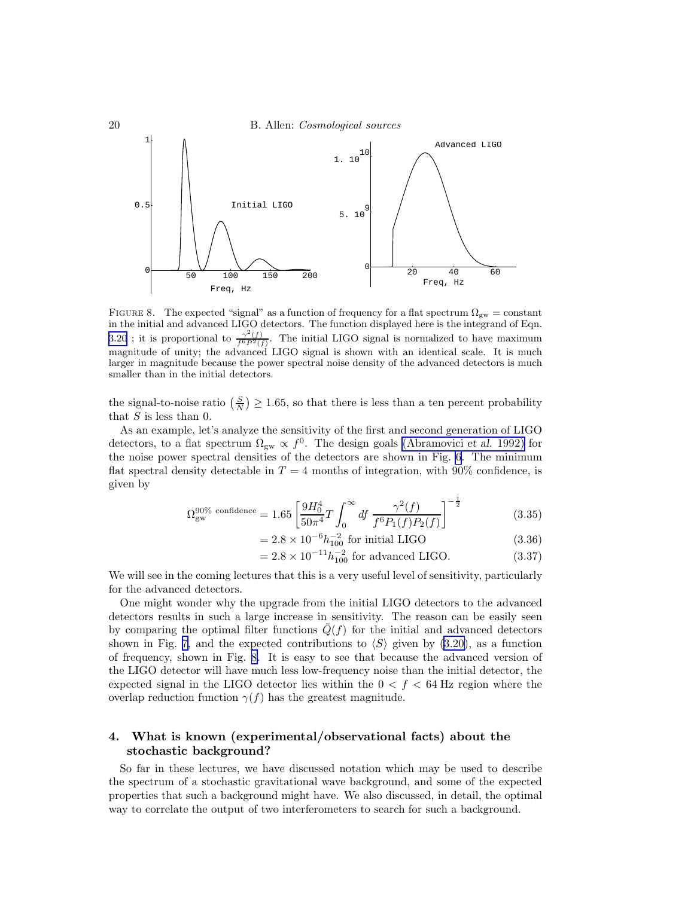FIGURE 8. The expected "signal" as a function of frequency for a flat spectrum $\Omega_{\rm gw}$ = constant in the initial and advanced LIGO detectors. The function displayed here is the integrand of Eqn. 3.20 ; it is proportional to $\frac{\gamma^2(f)}{f^6 P^2(f)}$. The initial LIGO signal is normalized to have maximum magnitude of unity; the advanced LIGO signal is shown with an identical scale. It is much larger in magnitude because the power spectral noise density of the advanced detectors is much smaller than in the initial detectors.

the signal-to-noise ratio $\left(\frac{S}{N}\right) \geq 1.65$, so that there is less than a ten percent probability that $S$ is less than 0.

As an example, let's analyze the sensitivity of the first and second generation of LIGO detectors, to a flat spectrum $\Omega_{\rm gw} \propto f^0$. The design goals (Abramovici *et al.* 1992) for the noise power spectral densities of the detectors are shown in Fig. 6. The minimum flat spectral density detectable in $T = 4$ months of integration, with 90% confidence, is given by

$$\Omega_{\rm gw}^{90\%\ \rm confidence} = 1.65 \left[ \frac{9H_0^4}{50\pi^4} T \int_0^\infty df\ \frac{\gamma^2(f)}{f^6 P_1(f) P_2(f)} \right]^{-\frac{1}{2}} \tag{3.35}$$

$$= 2.8 \times 10^{-6} h_{100}^{-2} \text{ for initial LIGO} \tag{3.36}$$

$$= 2.8 \times 10^{-11} h_{100}^{-2} \text{ for advanced LIGO.} \tag{3.37}$$

We will see in the coming lectures that this is a very useful level of sensitivity, particularly for the advanced detectors.

One might wonder why the upgrade from the initial LIGO detectors to the advanced detectors results in such a large increase in sensitivity. The reason can be easily seen by comparing the optimal filter functions $\tilde{Q}(f)$ for the initial and advanced detectors shown in Fig. 7, and the expected contributions to $\langle S \rangle$ given by (3.20), as a function of frequency, shown in Fig. 8. It is easy to see that because the advanced version of the LIGO detector will have much less low-frequency noise than the initial detector, the expected signal in the LIGO detector lies within the $0 < f < 64$ Hz region where the overlap reduction function $\gamma(f)$ has the greatest magnitude.

## 4. What is known (experimental/observational facts) about the stochastic background?

So far in these lectures, we have discussed notation which may be used to describe the spectrum of a stochastic gravitational wave background, and some of the expected properties that such a background might have. We also discussed, in detail, the optimal way to correlate the output of two interferometers to search for such a background.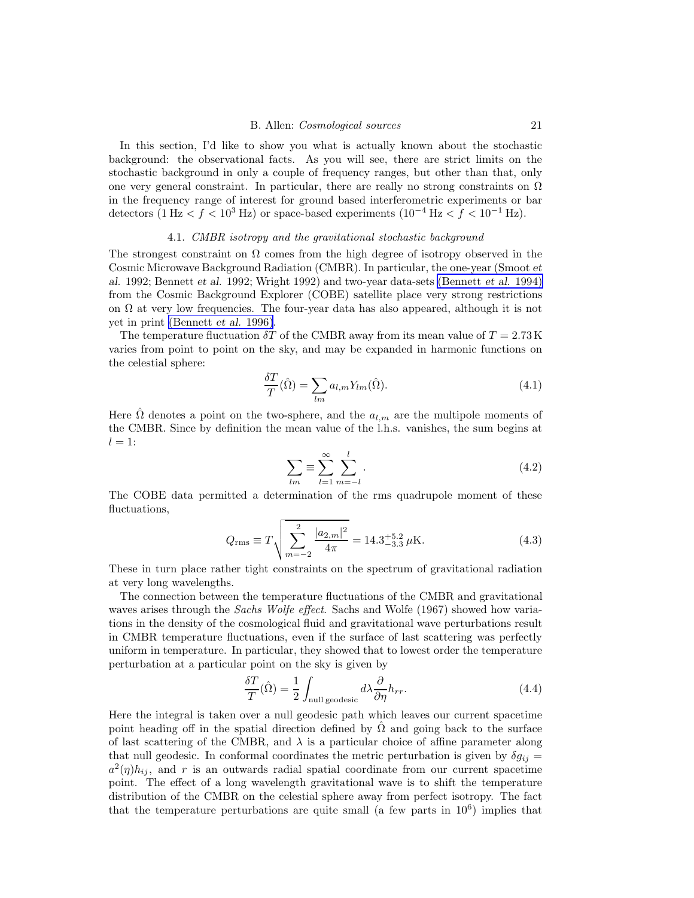In this section, I'd like to show you what is actually known about the stochastic background: the observational facts. As you will see, there are strict limits on the stochastic background in only a couple of frequency ranges, but other than that, only one very general constraint. In particular, there are really no strong constraints on $\Omega$ in the frequency range of interest for ground based interferometric experiments or bar detectors ($1\,\text{Hz} < f < 10^3\,\text{Hz}$) or space-based experiments ($10^{-4}\,\text{Hz} < f < 10^{-1}\,\text{Hz}$).

### 4.1. *CMBR isotropy and the gravitational stochastic background*

The strongest constraint on $\Omega$ comes from the high degree of isotropy observed in the Cosmic Microwave Background Radiation (CMBR). In particular, the one-year (Smoot *et al.* 1992; Bennett *et al.* 1992; Wright 1992) and two-year data-sets (Bennett *et al.* 1994) from the Cosmic Background Explorer (COBE) satellite place very strong restrictions on $\Omega$ at very low frequencies. The four-year data has also appeared, although it is not yet in print (Bennett *et al.* 1996).

The temperature fluctuation $\delta T$ of the CMBR away from its mean value of $T = 2.73\,\text{K}$ varies from point to point on the sky, and may be expanded in harmonic functions on the celestial sphere:

$$\frac{\delta T}{T}(\hat{\Omega}) = \sum_{lm} a_{l,m} Y_{lm}(\hat{\Omega}). \tag{4.1}$$

Here $\hat{\Omega}$ denotes a point on the two-sphere, and the $a_{l,m}$ are the multipole moments of the CMBR. Since by definition the mean value of the l.h.s. vanishes, the sum begins at $l = 1$:

$$\sum_{lm} \equiv \sum_{l=1}^{\infty} \sum_{m=-l}^{l}. \tag{4.2}$$

The COBE data permitted a determination of the rms quadrupole moment of these fluctuations,

$$Q_{\text{rms}} \equiv T \sqrt{\sum_{m=-2}^{2} \frac{|a_{2,m}|^2}{4\pi}} = 14.3^{+5.2}_{-3.3}\,\mu\text{K}. \tag{4.3}$$

These in turn place rather tight constraints on the spectrum of gravitational radiation at very long wavelengths.

The connection between the temperature fluctuations of the CMBR and gravitational waves arises through the *Sachs Wolfe effect*. Sachs and Wolfe (1967) showed how variations in the density of the cosmological fluid and gravitational wave perturbations result in CMBR temperature fluctuations, even if the surface of last scattering was perfectly uniform in temperature. In particular, they showed that to lowest order the temperature perturbation at a particular point on the sky is given by

$$\frac{\delta T}{T}(\hat{\Omega}) = \frac{1}{2} \int_{\text{null geodesic}} d\lambda \frac{\partial}{\partial \eta} h_{rr}. \tag{4.4}$$

Here the integral is taken over a null geodesic path which leaves our current spacetime point heading off in the spatial direction defined by $\hat{\Omega}$ and going back to the surface of last scattering of the CMBR, and $\lambda$ is a particular choice of affine parameter along that null geodesic. In conformal coordinates the metric perturbation is given by $\delta g_{ij} = a^2(\eta) h_{ij}$, and $r$ is an outwards radial spatial coordinate from our current spacetime point. The effect of a long wavelength gravitational wave is to shift the temperature distribution of the CMBR on the celestial sphere away from perfect isotropy. The fact that the temperature perturbations are quite small (a few parts in $10^6$) implies that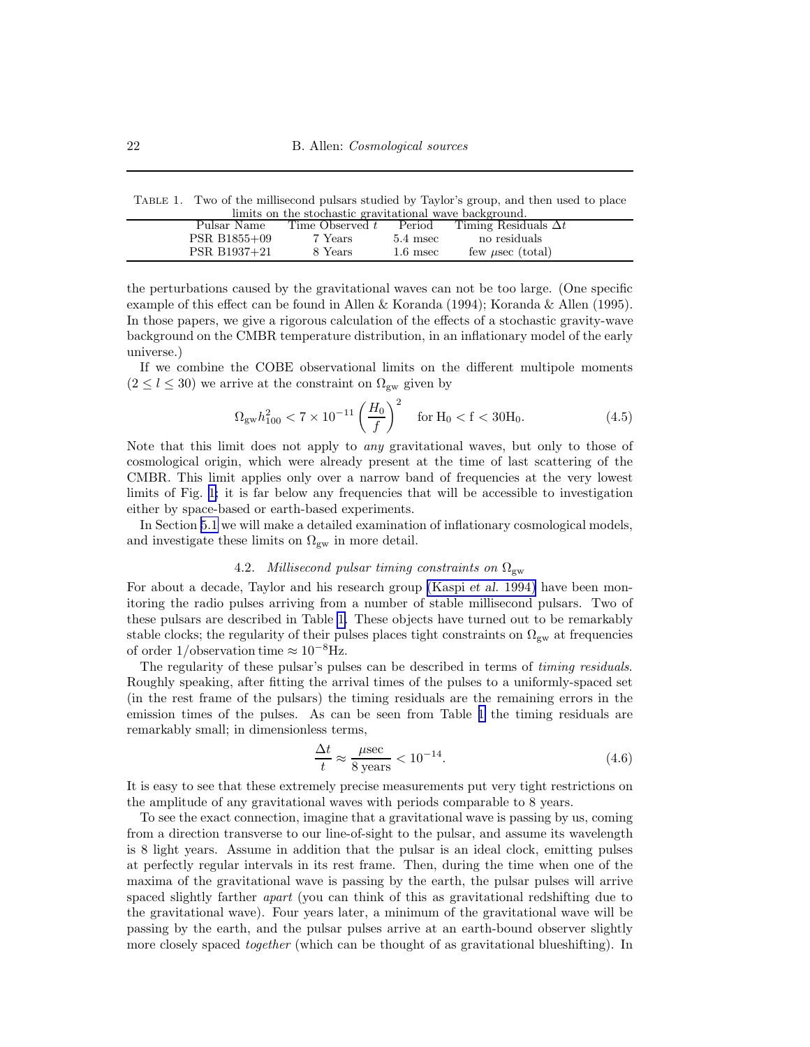Table 1. Two of the millisecond pulsars studied by Taylor's group, and then used to place limits on the stochastic gravitational wave background.

| Pulsar Name | Time Observed $t$ | Period | Timing Residuals $\Delta t$ |
|---|---|---|---|
| PSR B1855+09 | 7 Years | 5.4 msec | no residuals |
| PSR B1937+21 | 8 Years | 1.6 msec | few $\mu$sec (total) |

the perturbations caused by the gravitational waves can not be too large. (One specific example of this effect can be found in Allen & Koranda (1994); Koranda & Allen (1995). In those papers, we give a rigorous calculation of the effects of a stochastic gravity-wave background on the CMBR temperature distribution, in an inflationary model of the early universe.)

If we combine the COBE observational limits on the different multipole moments ($2 \le l \le 30$) we arrive at the constraint on $\Omega_{\rm gw}$ given by

$$\Omega_{\rm gw} h_{100}^2 < 7 \times 10^{-11} \left( \frac{H_0}{f} \right)^2 \quad \text{for } \mathrm{H_0 < f < 30H_0}. \tag{4.5}$$

Note that this limit does not apply to *any* gravitational waves, but only to those of cosmological origin, which were already present at the time of last scattering of the CMBR. This limit applies only over a narrow band of frequencies at the very lowest limits of Fig. 1; it is far below any frequencies that will be accessible to investigation either by space-based or earth-based experiments.

In Section 5.1 we will make a detailed examination of inflationary cosmological models, and investigate these limits on $\Omega_{\rm gw}$ in more detail.

### 4.2. *Millisecond pulsar timing constraints on* $\Omega_{\rm gw}$

For about a decade, Taylor and his research group (Kaspi *et al.* 1994) have been monitoring the radio pulses arriving from a number of stable millisecond pulsars. Two of these pulsars are described in Table 1. These objects have turned out to be remarkably stable clocks; the regularity of their pulses places tight constraints on $\Omega_{\rm gw}$ at frequencies of order $1/\text{observation time} \approx 10^{-8}$Hz.

The regularity of these pulsar's pulses can be described in terms of *timing residuals*. Roughly speaking, after fitting the arrival times of the pulses to a uniformly-spaced set (in the rest frame of the pulsars) the timing residuals are the remaining errors in the emission times of the pulses. As can be seen from Table 1 the timing residuals are remarkably small; in dimensionless terms,

$$\frac{\Delta t}{t} \approx \frac{\mu\text{sec}}{8 \text{ years}} < 10^{-14}. \tag{4.6}$$

It is easy to see that these extremely precise measurements put very tight restrictions on the amplitude of any gravitational waves with periods comparable to 8 years.

To see the exact connection, imagine that a gravitational wave is passing by us, coming from a direction transverse to our line-of-sight to the pulsar, and assume its wavelength is 8 light years. Assume in addition that the pulsar is an ideal clock, emitting pulses at perfectly regular intervals in its rest frame. Then, during the time when one of the maxima of the gravitational wave is passing by the earth, the pulsar pulses will arrive spaced slightly farther *apart* (you can think of this as gravitational redshifting due to the gravitational wave). Four years later, a minimum of the gravitational wave will be passing by the earth, and the pulsar pulses arrive at an earth-bound observer slightly more closely spaced *together* (which can be thought of as gravitational blueshifting). In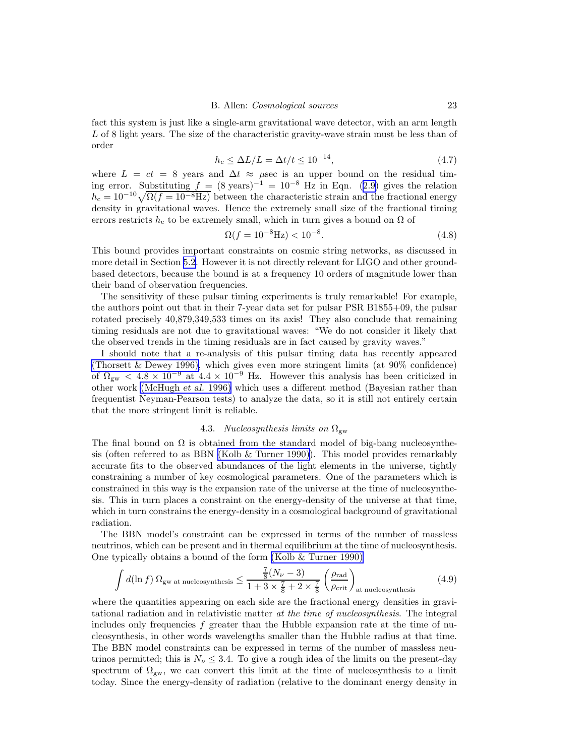fact this system is just like a single-arm gravitational wave detector, with an arm length $L$ of 8 light years. The size of the characteristic gravity-wave strain must be less than of order

$$h_c \leq \Delta L/L = \Delta t/t \leq 10^{-14}, \tag{4.7}$$

where $L = ct = 8$ years and $\Delta t \approx \mu$sec is an upper bound on the residual timing error. Substituting $f = (8 \text{ years})^{-1} = 10^{-8}$ Hz in Eqn. (2.9) gives the relation $h_c = 10^{-10}\sqrt{\Omega(f = 10^{-8}\text{Hz})}$ between the characteristic strain and the fractional energy density in gravitational waves. Hence the extremely small size of the fractional timing errors restricts $h_c$ to be extremely small, which in turn gives a bound on $\Omega$ of

$$\Omega(f = 10^{-8}\text{Hz}) < 10^{-8}. \tag{4.8}$$

This bound provides important constraints on cosmic string networks, as discussed in more detail in Section 5.2. However it is not directly relevant for LIGO and other ground-based detectors, because the bound is at a frequency 10 orders of magnitude lower than their band of observation frequencies.

The sensitivity of these pulsar timing experiments is truly remarkable! For example, the authors point out that in their 7-year data set for pulsar PSR B1855+09, the pulsar rotated precisely 40,879,349,533 times on its axis! They also conclude that remaining timing residuals are not due to gravitational waves: "We do not consider it likely that the observed trends in the timing residuals are in fact caused by gravity waves."

I should note that a re-analysis of this pulsar timing data has recently appeared (Thorsett & Dewey 1996), which gives even more stringent limits (at 90% confidence) of $\Omega_{\rm gw} < 4.8 \times 10^{-9}$ at $4.4 \times 10^{-9}$ Hz. However this analysis has been criticized in other work (McHugh *et al.* 1996) which uses a different method (Bayesian rather than frequentist Neyman-Pearson tests) to analyze the data, so it is still not entirely certain that the more stringent limit is reliable.

### 4.3. *Nucleosynthesis limits on* $\Omega_{\rm gw}$

The final bound on $\Omega$ is obtained from the standard model of big-bang nucleosynthesis (often referred to as BBN (Kolb & Turner 1990)). This model provides remarkably accurate fits to the observed abundances of the light elements in the universe, tightly constraining a number of key cosmological parameters. One of the parameters which is constrained in this way is the expansion rate of the universe at the time of nucleosynthesis. This in turn places a constraint on the energy-density of the universe at that time, which in turn constrains the energy-density in a cosmological background of gravitational radiation.

The BBN model's constraint can be expressed in terms of the number of massless neutrinos, which can be present and in thermal equilibrium at the time of nucleosynthesis. One typically obtains a bound of the form (Kolb & Turner 1990)

$$\int d(\ln f)\, \Omega_{\rm gw\ at\ nucleosynthesis} \leq \frac{\frac{7}{8}(N_\nu - 3)}{1 + 3 \times \frac{7}{8} + 2 \times \frac{7}{8}} \left(\frac{\rho_{\rm rad}}{\rho_{\rm crit}}\right)_{\rm at\ nucleosynthesis} \tag{4.9}$$

where the quantities appearing on each side are the fractional energy densities in gravitational radiation and in relativistic matter *at the time of nucleosynthesis*. The integral includes only frequencies $f$ greater than the Hubble expansion rate at the time of nucleosynthesis, in other words wavelengths smaller than the Hubble radius at that time. The BBN model constraints can be expressed in terms of the number of massless neutrinos permitted; this is $N_\nu \leq 3.4$. To give a rough idea of the limits on the present-day spectrum of $\Omega_{\rm gw}$, we can convert this limit at the time of nucleosynthesis to a limit today. Since the energy-density of radiation (relative to the dominant energy density in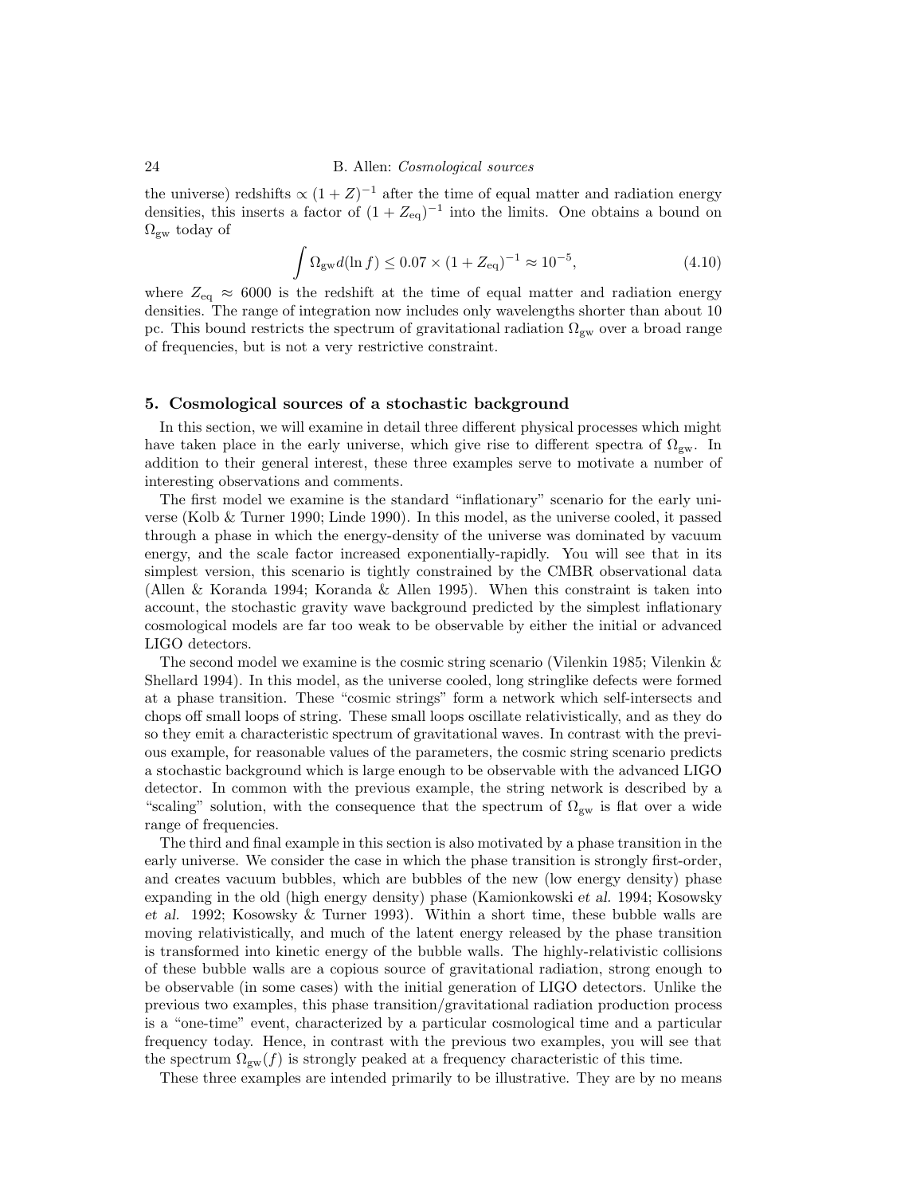the universe) redshifts $\propto (1+Z)^{-1}$ after the time of equal matter and radiation energy densities, this inserts a factor of $(1+Z_{\rm eq})^{-1}$ into the limits. One obtains a bound on $\Omega_{\rm gw}$ today of

$$\int \Omega_{\rm gw} d(\ln f) \leq 0.07 \times (1+Z_{\rm eq})^{-1} \approx 10^{-5}, \tag{4.10}$$

where $Z_{\rm eq} \approx 6000$ is the redshift at the time of equal matter and radiation energy densities. The range of integration now includes only wavelengths shorter than about 10 pc. This bound restricts the spectrum of gravitational radiation $\Omega_{\rm gw}$ over a broad range of frequencies, but is not a very restrictive constraint.

## 5. Cosmological sources of a stochastic background

In this section, we will examine in detail three different physical processes which might have taken place in the early universe, which give rise to different spectra of $\Omega_{\rm gw}$. In addition to their general interest, these three examples serve to motivate a number of interesting observations and comments.

The first model we examine is the standard "inflationary" scenario for the early universe (Kolb & Turner 1990; Linde 1990). In this model, as the universe cooled, it passed through a phase in which the energy-density of the universe was dominated by vacuum energy, and the scale factor increased exponentially-rapidly. You will see that in its simplest version, this scenario is tightly constrained by the CMBR observational data (Allen & Koranda 1994; Koranda & Allen 1995). When this constraint is taken into account, the stochastic gravity wave background predicted by the simplest inflationary cosmological models are far too weak to be observable by either the initial or advanced LIGO detectors.

The second model we examine is the cosmic string scenario (Vilenkin 1985; Vilenkin & Shellard 1994). In this model, as the universe cooled, long stringlike defects were formed at a phase transition. These "cosmic strings" form a network which self-intersects and chops off small loops of string. These small loops oscillate relativistically, and as they do so they emit a characteristic spectrum of gravitational waves. In contrast with the previous example, for reasonable values of the parameters, the cosmic string scenario predicts a stochastic background which is large enough to be observable with the advanced LIGO detector. In common with the previous example, the string network is described by a "scaling" solution, with the consequence that the spectrum of $\Omega_{\rm gw}$ is flat over a wide range of frequencies.

The third and final example in this section is also motivated by a phase transition in the early universe. We consider the case in which the phase transition is strongly first-order, and creates vacuum bubbles, which are bubbles of the new (low energy density) phase expanding in the old (high energy density) phase (Kamionkowski *et al.* 1994; Kosowsky *et al.* 1992; Kosowsky & Turner 1993). Within a short time, these bubble walls are moving relativistically, and much of the latent energy released by the phase transition is transformed into kinetic energy of the bubble walls. The highly-relativistic collisions of these bubble walls are a copious source of gravitational radiation, strong enough to be observable (in some cases) with the initial generation of LIGO detectors. Unlike the previous two examples, this phase transition/gravitational radiation production process is a "one-time" event, characterized by a particular cosmological time and a particular frequency today. Hence, in contrast with the previous two examples, you will see that the spectrum $\Omega_{\rm gw}(f)$ is strongly peaked at a frequency characteristic of this time.

These three examples are intended primarily to be illustrative. They are by no means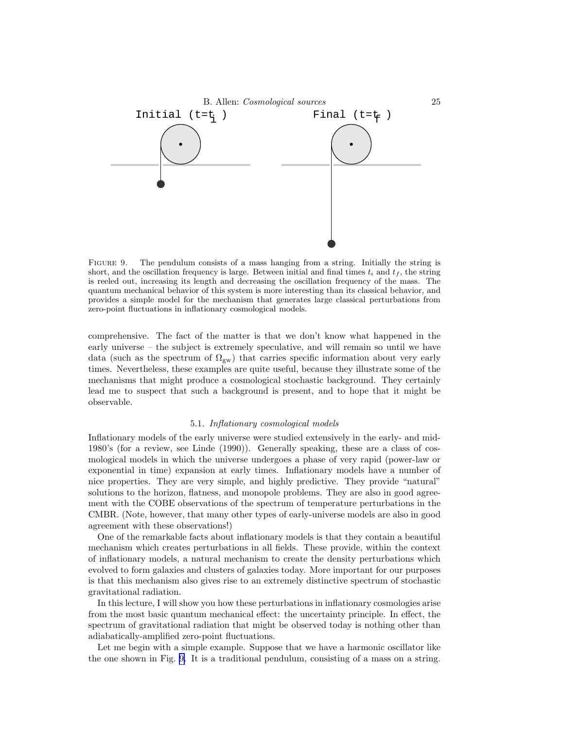Initial ($t=t_i$) Final ($t=t_f$)

FIGURE 9. The pendulum consists of a mass hanging from a string. Initially the string is short, and the oscillation frequency is large. Between initial and final times $t_i$ and $t_f$, the string is reeled out, increasing its length and decreasing the oscillation frequency of the mass. The quantum mechanical behavior of this system is more interesting than its classical behavior, and provides a simple model for the mechanism that generates large classical perturbations from zero-point fluctuations in inflationary cosmological models.

comprehensive. The fact of the matter is that we don't know what happened in the early universe – the subject is extremely speculative, and will remain so until we have data (such as the spectrum of $\Omega_{\rm gw}$) that carries specific information about very early times. Nevertheless, these examples are quite useful, because they illustrate some of the mechanisms that might produce a cosmological stochastic background. They certainly lead me to suspect that such a background is present, and to hope that it might be observable.

### 5.1. *Inflationary cosmological models*

Inflationary models of the early universe were studied extensively in the early- and mid-1980's (for a review, see Linde (1990)). Generally speaking, these are a class of cosmological models in which the universe undergoes a phase of very rapid (power-law or exponential in time) expansion at early times. Inflationary models have a number of nice properties. They are very simple, and highly predictive. They provide "natural" solutions to the horizon, flatness, and monopole problems. They are also in good agreement with the COBE observations of the spectrum of temperature perturbations in the CMBR. (Note, however, that many other types of early-universe models are also in good agreement with these observations!)

One of the remarkable facts about inflationary models is that they contain a beautiful mechanism which creates perturbations in all fields. These provide, within the context of inflationary models, a natural mechanism to create the density perturbations which evolved to form galaxies and clusters of galaxies today. More important for our purposes is that this mechanism also gives rise to an extremely distinctive spectrum of stochastic gravitational radiation.

In this lecture, I will show you how these perturbations in inflationary cosmologies arise from the most basic quantum mechanical effect: the uncertainty principle. In effect, the spectrum of gravitational radiation that might be observed today is nothing other than adiabatically-amplified zero-point fluctuations.

Let me begin with a simple example. Suppose that we have a harmonic oscillator like the one shown in Fig. 9. It is a traditional pendulum, consisting of a mass on a string.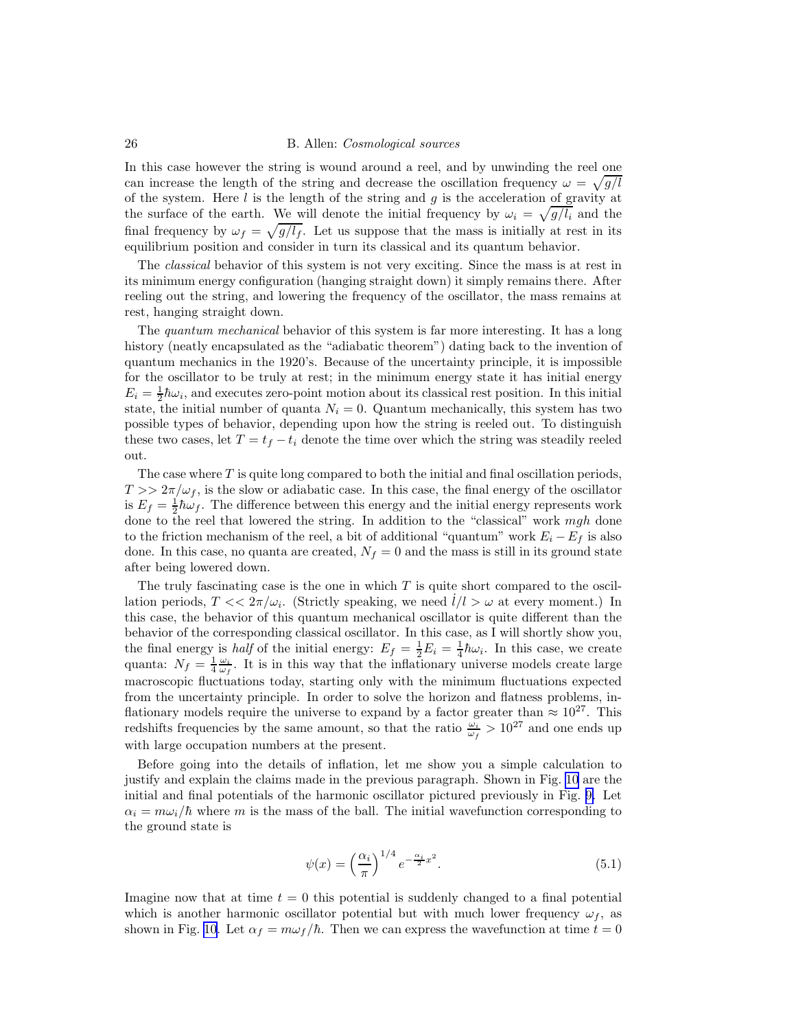In this case however the string is wound around a reel, and by unwinding the reel one can increase the length of the string and decrease the oscillation frequency $\omega = \sqrt{g/l}$ of the system. Here $l$ is the length of the string and $g$ is the acceleration of gravity at the surface of the earth. We will denote the initial frequency by $\omega_i = \sqrt{g/l_i}$ and the final frequency by $\omega_f = \sqrt{g/l_f}$. Let us suppose that the mass is initially at rest in its equilibrium position and consider in turn its classical and its quantum behavior.

The *classical* behavior of this system is not very exciting. Since the mass is at rest in its minimum energy configuration (hanging straight down) it simply remains there. After reeling out the string, and lowering the frequency of the oscillator, the mass remains at rest, hanging straight down.

The *quantum mechanical* behavior of this system is far more interesting. It has a long history (neatly encapsulated as the "adiabatic theorem") dating back to the invention of quantum mechanics in the 1920's. Because of the uncertainty principle, it is impossible for the oscillator to be truly at rest; in the minimum energy state it has initial energy $E_i = \frac{1}{2}\hbar\omega_i$, and executes zero-point motion about its classical rest position. In this initial state, the initial number of quanta $N_i = 0$. Quantum mechanically, this system has two possible types of behavior, depending upon how the string is reeled out. To distinguish these two cases, let $T = t_f - t_i$ denote the time over which the string was steadily reeled out.

The case where $T$ is quite long compared to both the initial and final oscillation periods, $T >> 2\pi/\omega_f$, is the slow or adiabatic case. In this case, the final energy of the oscillator is $E_f = \frac{1}{2}\hbar\omega_f$. The difference between this energy and the initial energy represents work done to the reel that lowered the string. In addition to the "classical" work $mgh$ done to the friction mechanism of the reel, a bit of additional "quantum" work $E_i - E_f$ is also done. In this case, no quanta are created, $N_f = 0$ and the mass is still in its ground state after being lowered down.

The truly fascinating case is the one in which $T$ is quite short compared to the oscillation periods, $T << 2\pi/\omega_i$. (Strictly speaking, we need $\dot{l}/l > \omega$ at every moment.) In this case, the behavior of this quantum mechanical oscillator is quite different than the behavior of the corresponding classical oscillator. In this case, as I will shortly show you, the final energy is *half* of the initial energy: $E_f = \frac{1}{2}E_i = \frac{1}{4}\hbar\omega_i$. In this case, we create quanta: $N_f = \frac{1}{4}\frac{\omega_i}{\omega_f}$. It is in this way that the inflationary universe models create large macroscopic fluctuations today, starting only with the minimum fluctuations expected from the uncertainty principle. In order to solve the horizon and flatness problems, inflationary models require the universe to expand by a factor greater than $\approx 10^{27}$. This redshifts frequencies by the same amount, so that the ratio $\frac{\omega_i}{\omega_f} > 10^{27}$ and one ends up with large occupation numbers at the present.

Before going into the details of inflation, let me show you a simple calculation to justify and explain the claims made in the previous paragraph. Shown in Fig. 10 are the initial and final potentials of the harmonic oscillator pictured previously in Fig. 9. Let $\alpha_i = m\omega_i/\hbar$ where $m$ is the mass of the ball. The initial wavefunction corresponding to the ground state is

$$\psi(x) = \left(\frac{\alpha_i}{\pi}\right)^{1/4} e^{-\frac{\alpha_i}{2}x^2}. \tag{5.1}$$

Imagine now that at time $t = 0$ this potential is suddenly changed to a final potential which is another harmonic oscillator potential but with much lower frequency $\omega_f$, as shown in Fig. 10. Let $\alpha_f = m\omega_f/\hbar$. Then we can express the wavefunction at time $t = 0$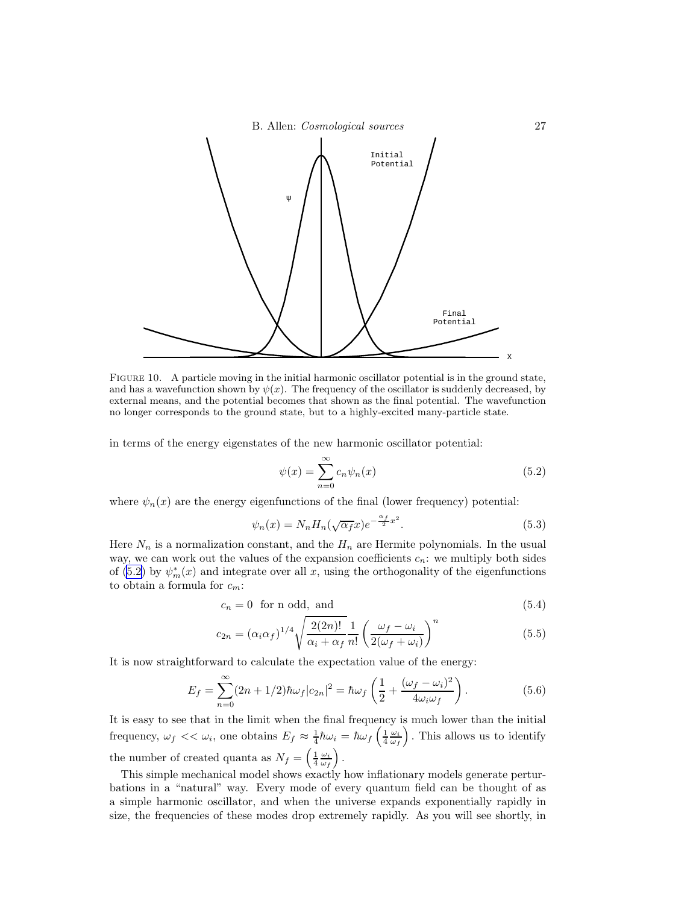FIGURE 10. A particle moving in the initial harmonic oscillator potential is in the ground state, and has a wavefunction shown by $\psi(x)$. The frequency of the oscillator is suddenly decreased, by external means, and the potential becomes that shown as the final potential. The wavefunction no longer corresponds to the ground state, but to a highly-excited many-particle state.

in terms of the energy eigenstates of the new harmonic oscillator potential:

$$\psi(x) = \sum_{n=0}^{\infty} c_n \psi_n(x) \tag{5.2}$$

where $\psi_n(x)$ are the energy eigenfunctions of the final (lower frequency) potential:

$$\psi_n(x) = N_n H_n(\sqrt{\alpha_f}x) e^{-\frac{\alpha_f}{2}x^2}. \tag{5.3}$$

Here $N_n$ is a normalization constant, and the $H_n$ are Hermite polynomials. In the usual way, we can work out the values of the expansion coefficients $c_n$: we multiply both sides of (5.2) by $\psi_m^*(x)$ and integrate over all $x$, using the orthogonality of the eigenfunctions to obtain a formula for $c_m$:

$$c_n = 0 \ \text{ for n odd, and} \tag{5.4}$$

$$c_{2n} = (\alpha_i \alpha_f)^{1/4} \sqrt{\frac{2(2n)!}{\alpha_i + \alpha_f}} \frac{1}{n!} \left( \frac{\omega_f - \omega_i}{2(\omega_f + \omega_i)} \right)^n \tag{5.5}$$

It is now straightforward to calculate the expectation value of the energy:

$$E_f = \sum_{n=0}^{\infty} (2n + 1/2)\hbar\omega_f |c_{2n}|^2 = \hbar\omega_f \left( \frac{1}{2} + \frac{(\omega_f - \omega_i)^2}{4\omega_i\omega_f} \right). \tag{5.6}$$

It is easy to see that in the limit when the final frequency is much lower than the initial frequency, $\omega_f << \omega_i$, one obtains $E_f \approx \frac{1}{4}\hbar\omega_i = \hbar\omega_f \left( \frac{1}{4}\frac{\omega_i}{\omega_f} \right)$. This allows us to identify the number of created quanta as $N_f = \left( \frac{1}{4}\frac{\omega_i}{\omega_f} \right)$.

This simple mechanical model shows exactly how inflationary models generate perturbations in a "natural" way. Every mode of every quantum field can be thought of as a simple harmonic oscillator, and when the universe expands exponentially rapidly in size, the frequencies of these modes drop extremely rapidly. As you will see shortly, in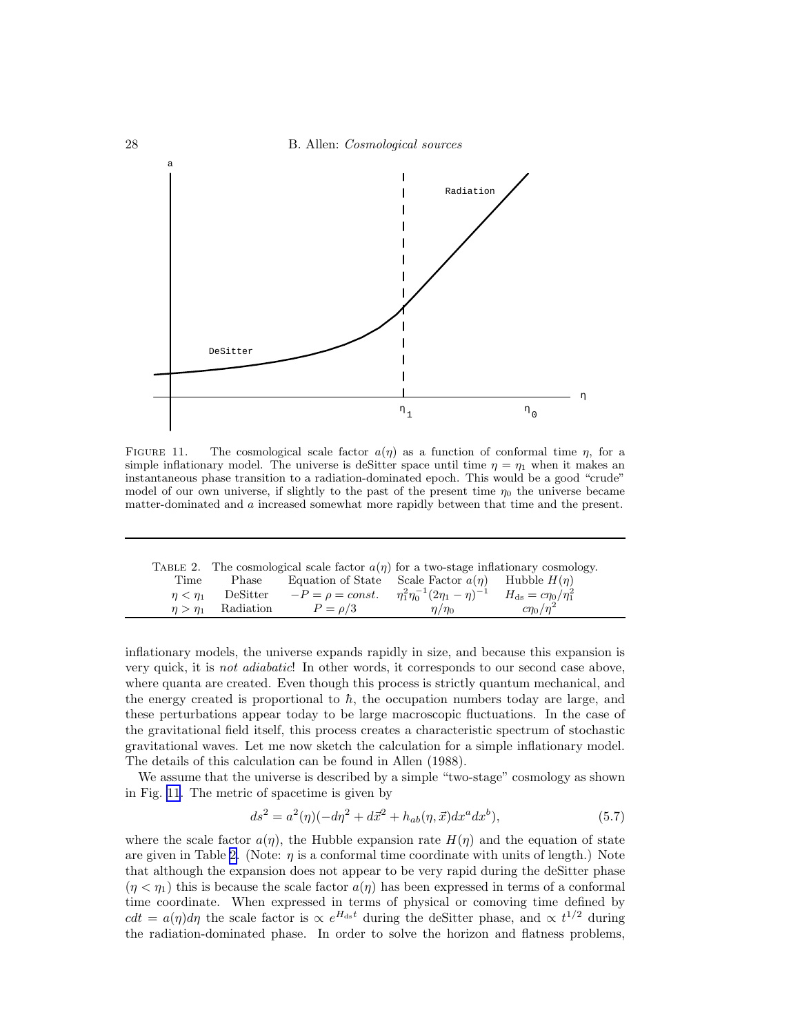FIGURE 11. The cosmological scale factor $a(\eta)$ as a function of conformal time $\eta$, for a simple inflationary model. The universe is deSitter space until time $\eta = \eta_1$ when it makes an instantaneous phase transition to a radiation-dominated epoch. This would be a good "crude" model of our own universe, if slightly to the past of the present time $\eta_0$ the universe became matter-dominated and $a$ increased somewhat more rapidly between that time and the present.

TABLE 2. The cosmological scale factor $a(\eta)$ for a two-stage inflationary cosmology.

| Time | Phase | Equation of State | Scale Factor $a(\eta)$ | Hubble $H(\eta)$ |
|---|---|---|---|---|
| $\eta < \eta_1$ | DeSitter | $-P = \rho = const.$ | $\eta_1^2 \eta_0^{-1} (2\eta_1 - \eta)^{-1}$ | $H_{\rm ds} = c\eta_0/\eta_1^2$ |
| $\eta > \eta_1$ | Radiation | $P = \rho/3$ | $\eta/\eta_0$ | $c\eta_0/\eta^2$ |

inflationary models, the universe expands rapidly in size, and because this expansion is very quick, it is *not adiabatic*! In other words, it corresponds to our second case above, where quanta are created. Even though this process is strictly quantum mechanical, and the energy created is proportional to $\hbar$, the occupation numbers today are large, and these perturbations appear today to be large macroscopic fluctuations. In the case of the gravitational field itself, this process creates a characteristic spectrum of stochastic gravitational waves. Let me now sketch the calculation for a simple inflationary model. The details of this calculation can be found in Allen (1988).

We assume that the universe is described by a simple "two-stage" cosmology as shown in Fig. 11. The metric of spacetime is given by

$$ds^2 = a^2(\eta)(-d\eta^2 + d\vec{x}^2 + h_{ab}(\eta, \vec{x})dx^a dx^b), \tag{5.7}$$

where the scale factor $a(\eta)$, the Hubble expansion rate $H(\eta)$ and the equation of state are given in Table 2. (Note: $\eta$ is a conformal time coordinate with units of length.) Note that although the expansion does not appear to be very rapid during the deSitter phase ($\eta < \eta_1$) this is because the scale factor $a(\eta)$ has been expressed in terms of a conformal time coordinate. When expressed in terms of physical or comoving time defined by $cdt = a(\eta)d\eta$ the scale factor is $\propto e^{H_{\rm ds}t}$ during the deSitter phase, and $\propto t^{1/2}$ during the radiation-dominated phase. In order to solve the horizon and flatness problems,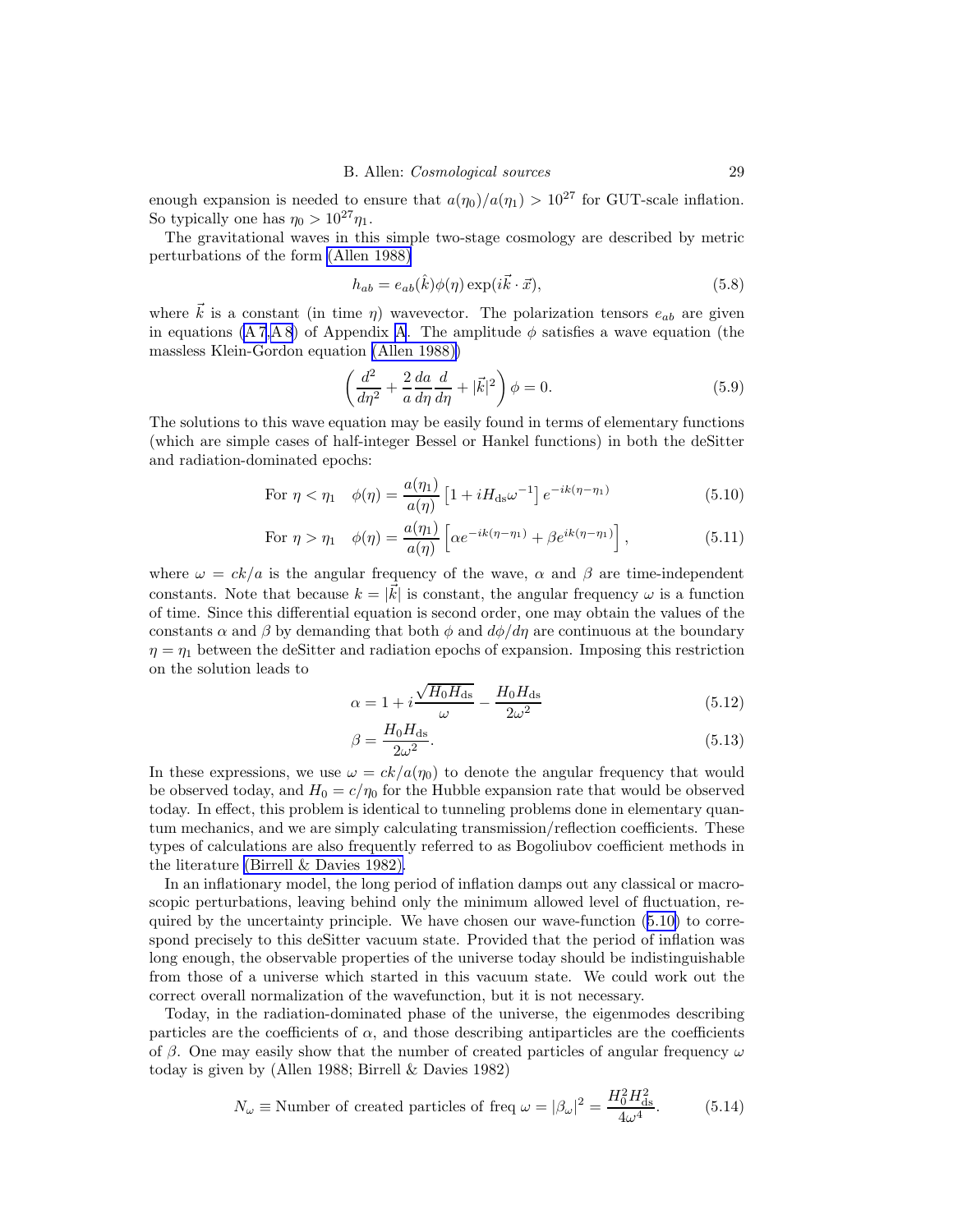enough expansion is needed to ensure that $a(\eta_0)/a(\eta_1) > 10^{27}$ for GUT-scale inflation. So typically one has $\eta_0 > 10^{27}\eta_1$.

The gravitational waves in this simple two-stage cosmology are described by metric perturbations of the form (Allen 1988)

$$h_{ab} = e_{ab}(\hat{k})\phi(\eta)\exp(i\vec{k}\cdot\vec{x}), \tag{5.8}$$

where $\vec{k}$ is a constant (in time $\eta$) wavevector. The polarization tensors $e_{ab}$ are given in equations (A 7,A 8) of Appendix A. The amplitude $\phi$ satisfies a wave equation (the massless Klein-Gordon equation (Allen 1988))

$$\left(\frac{d^2}{d\eta^2} + \frac{2}{a}\frac{da}{d\eta}\frac{d}{d\eta} + |\vec{k}|^2\right)\phi = 0. \tag{5.9}$$

The solutions to this wave equation may be easily found in terms of elementary functions (which are simple cases of half-integer Bessel or Hankel functions) in both the deSitter and radiation-dominated epochs:

$$\text{For } \eta < \eta_1 \quad \phi(\eta) = \frac{a(\eta_1)}{a(\eta)}\left[1 + iH_{\rm ds}\omega^{-1}\right]e^{-ik(\eta-\eta_1)} \tag{5.10}$$

$$\text{For } \eta > \eta_1 \quad \phi(\eta) = \frac{a(\eta_1)}{a(\eta)}\left[\alpha e^{-ik(\eta-\eta_1)} + \beta e^{ik(\eta-\eta_1)}\right], \tag{5.11}$$

where $\omega = ck/a$ is the angular frequency of the wave, $\alpha$ and $\beta$ are time-independent constants. Note that because $k = |\vec{k}|$ is constant, the angular frequency $\omega$ is a function of time. Since this differential equation is second order, one may obtain the values of the constants $\alpha$ and $\beta$ by demanding that both $\phi$ and $d\phi/d\eta$ are continuous at the boundary $\eta = \eta_1$ between the deSitter and radiation epochs of expansion. Imposing this restriction on the solution leads to

$$\alpha = 1 + i\frac{\sqrt{H_0 H_{\rm ds}}}{\omega} - \frac{H_0 H_{\rm ds}}{2\omega^2} \tag{5.12}$$

$$\beta = \frac{H_0 H_{\rm ds}}{2\omega^2}. \tag{5.13}$$

In these expressions, we use $\omega = ck/a(\eta_0)$ to denote the angular frequency that would be observed today, and $H_0 = c/\eta_0$ for the Hubble expansion rate that would be observed today. In effect, this problem is identical to tunneling problems done in elementary quantum mechanics, and we are simply calculating transmission/reflection coefficients. These types of calculations are also frequently referred to as Bogoliubov coefficient methods in the literature (Birrell & Davies 1982).

In an inflationary model, the long period of inflation damps out any classical or macroscopic perturbations, leaving behind only the minimum allowed level of fluctuation, required by the uncertainty principle. We have chosen our wave-function (5.10) to correspond precisely to this deSitter vacuum state. Provided that the period of inflation was long enough, the observable properties of the universe today should be indistinguishable from those of a universe which started in this vacuum state. We could work out the correct overall normalization of the wavefunction, but it is not necessary.

Today, in the radiation-dominated phase of the universe, the eigenmodes describing particles are the coefficients of $\alpha$, and those describing antiparticles are the coefficients of $\beta$. One may easily show that the number of created particles of angular frequency $\omega$ today is given by (Allen 1988; Birrell & Davies 1982)

$$N_\omega \equiv \text{Number of created particles of freq } \omega = |\beta_\omega|^2 = \frac{H_0^2 H_{\rm ds}^2}{4\omega^4}. \tag{5.14}$$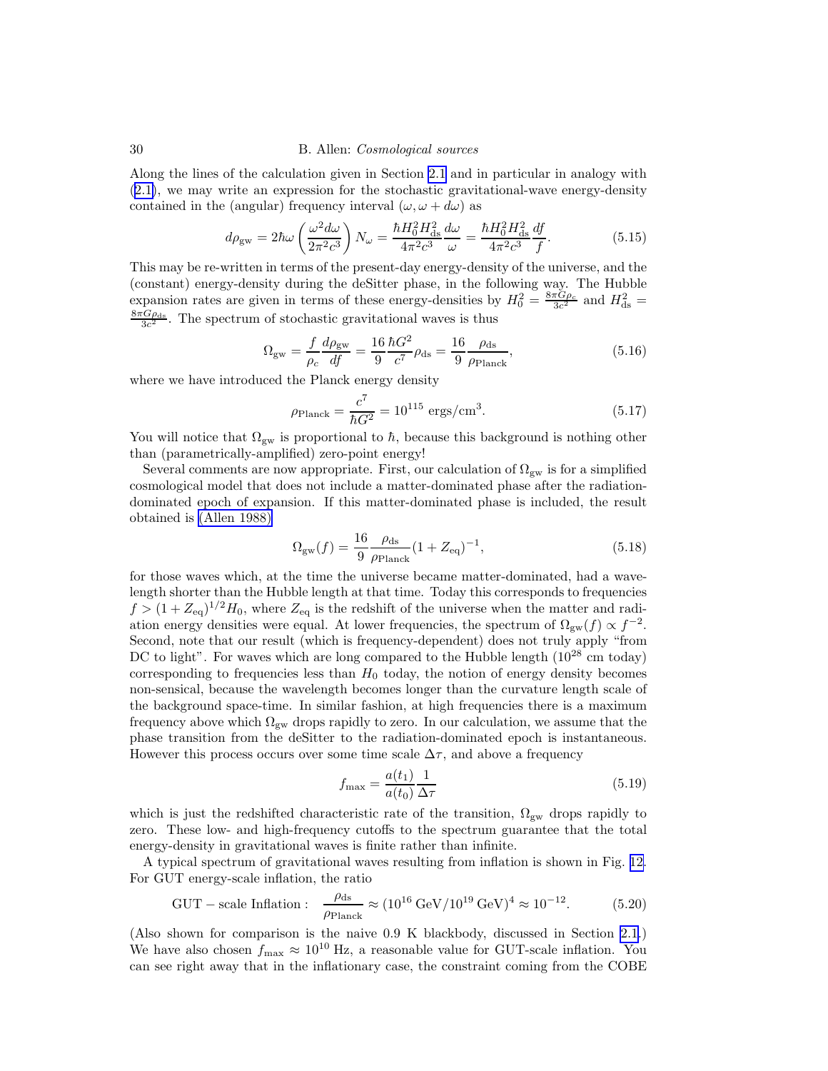Along the lines of the calculation given in Section 2.1 and in particular in analogy with (2.1), we may write an expression for the stochastic gravitational-wave energy-density contained in the (angular) frequency interval $(\omega, \omega + d\omega)$ as

$$d\rho_{\rm gw} = 2\hbar\omega \left( \frac{\omega^2 d\omega}{2\pi^2 c^3} \right) N_\omega = \frac{\hbar H_0^2 H_{\rm ds}^2}{4\pi^2 c^3} \frac{d\omega}{\omega} = \frac{\hbar H_0^2 H_{\rm ds}^2}{4\pi^2 c^3} \frac{df}{f}. \tag{5.15}$$

This may be re-written in terms of the present-day energy-density of the universe, and the (constant) energy-density during the deSitter phase, in the following way. The Hubble expansion rates are given in terms of these energy-densities by $H_0^2 = \frac{8\pi G \rho_c}{3c^2}$ and $H_{\rm ds}^2 = \frac{8\pi G \rho_{\rm ds}}{3c^2}$. The spectrum of stochastic gravitational waves is thus

$$\Omega_{\rm gw} = \frac{f}{\rho_c} \frac{d\rho_{\rm gw}}{df} = \frac{16}{9} \frac{\hbar G^2}{c^7} \rho_{\rm ds} = \frac{16}{9} \frac{\rho_{\rm ds}}{\rho_{\rm Planck}}, \tag{5.16}$$

where we have introduced the Planck energy density

$$\rho_{\rm Planck} = \frac{c^7}{\hbar G^2} = 10^{115} \ {\rm ergs/cm^3}. \tag{5.17}$$

You will notice that $\Omega_{\rm gw}$ is proportional to $\hbar$, because this background is nothing other than (parametrically-amplified) zero-point energy!

Several comments are now appropriate. First, our calculation of $\Omega_{\rm gw}$ is for a simplified cosmological model that does not include a matter-dominated phase after the radiation-dominated epoch of expansion. If this matter-dominated phase is included, the result obtained is (Allen 1988)

$$\Omega_{\rm gw}(f) = \frac{16}{9} \frac{\rho_{\rm ds}}{\rho_{\rm Planck}} (1 + Z_{\rm eq})^{-1}, \tag{5.18}$$

for those waves which, at the time the universe became matter-dominated, had a wavelength shorter than the Hubble length at that time. Today this corresponds to frequencies $f > (1 + Z_{\rm eq})^{1/2} H_0$, where $Z_{\rm eq}$ is the redshift of the universe when the matter and radiation energy densities were equal. At lower frequencies, the spectrum of $\Omega_{\rm gw}(f) \propto f^{-2}$. Second, note that our result (which is frequency-dependent) does not truly apply "from DC to light". For waves which are long compared to the Hubble length ($10^{28}$ cm today) corresponding to frequencies less than $H_0$ today, the notion of energy density becomes non-sensical, because the wavelength becomes longer than the curvature length scale of the background space-time. In similar fashion, at high frequencies there is a maximum frequency above which $\Omega_{\rm gw}$ drops rapidly to zero. In our calculation, we assume that the phase transition from the deSitter to the radiation-dominated epoch is instantaneous. However this process occurs over some time scale $\Delta\tau$, and above a frequency

$$f_{\rm max} = \frac{a(t_1)}{a(t_0)} \frac{1}{\Delta\tau} \tag{5.19}$$

which is just the redshifted characteristic rate of the transition, $\Omega_{\rm gw}$ drops rapidly to zero. These low- and high-frequency cutoffs to the spectrum guarantee that the total energy-density in gravitational waves is finite rather than infinite.

A typical spectrum of gravitational waves resulting from inflation is shown in Fig. 12. For GUT energy-scale inflation, the ratio

$$\text{GUT} - \text{scale Inflation}: \quad \frac{\rho_{\rm ds}}{\rho_{\rm Planck}} \approx (10^{16} \ {\rm GeV}/10^{19} \ {\rm GeV})^4 \approx 10^{-12}. \tag{5.20}$$

(Also shown for comparison is the naive 0.9 K blackbody, discussed in Section 2.1.) We have also chosen $f_{\rm max} \approx 10^{10}$ Hz, a reasonable value for GUT-scale inflation. You can see right away that in the inflationary case, the constraint coming from the COBE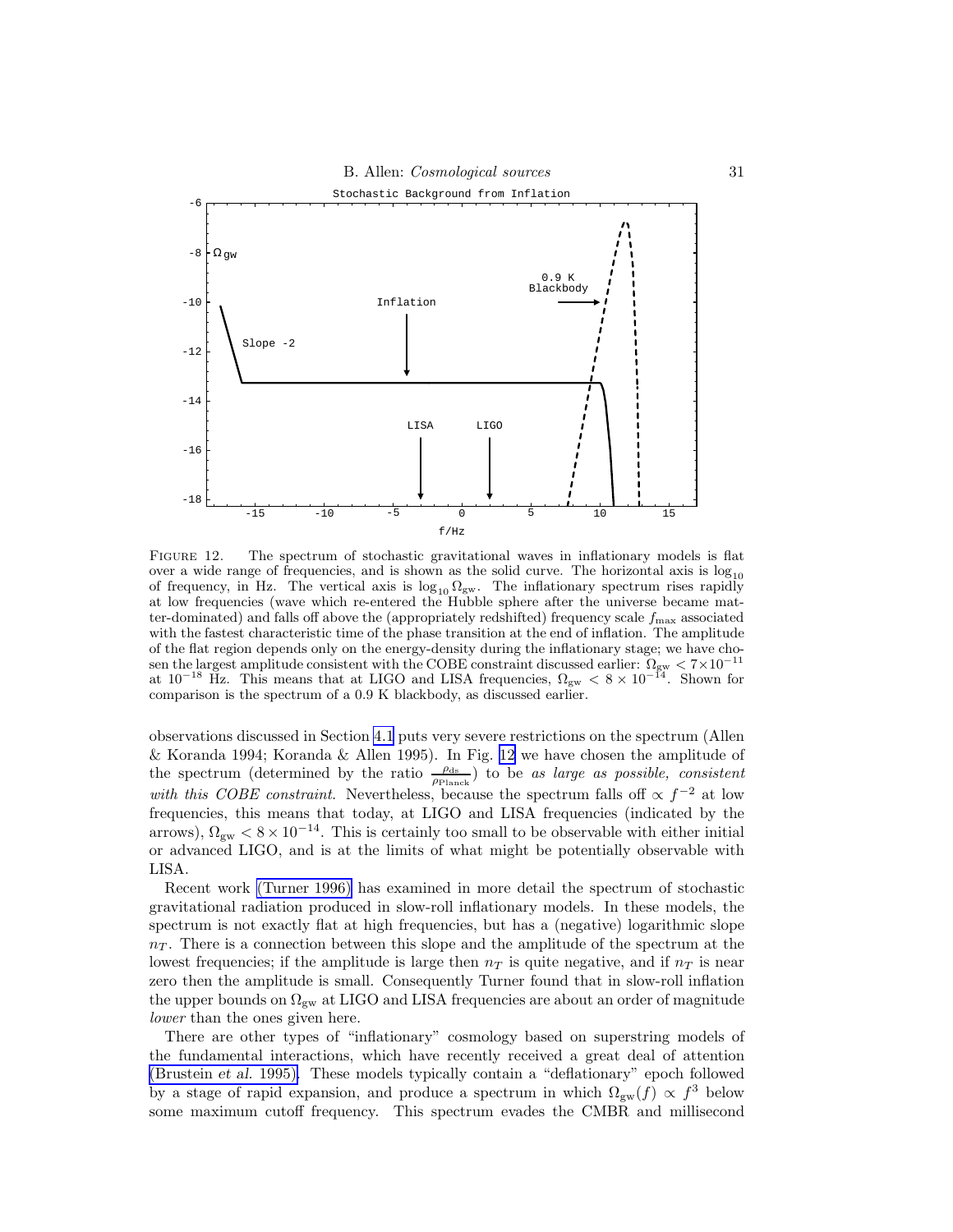FIGURE 12. The spectrum of stochastic gravitational waves in inflationary models is flat over a wide range of frequencies, and is shown as the solid curve. The horizontal axis is $\log_{10}$ of frequency, in Hz. The vertical axis is $\log_{10} \Omega_{\rm gw}$. The inflationary spectrum rises rapidly at low frequencies (wave which re-entered the Hubble sphere after the universe became matter-dominated) and falls off above the (appropriately redshifted) frequency scale $f_{\rm max}$ associated with the fastest characteristic time of the phase transition at the end of inflation. The amplitude of the flat region depends only on the energy-density during the inflationary stage; we have chosen the largest amplitude consistent with the COBE constraint discussed earlier: $\Omega_{\rm gw} < 7 \times 10^{-11}$ at $10^{-18}$ Hz. This means that at LIGO and LISA frequencies, $\Omega_{\rm gw} < 8 \times 10^{-14}$. Shown for comparison is the spectrum of a 0.9 K blackbody, as discussed earlier.

observations discussed in Section 4.1 puts very severe restrictions on the spectrum (Allen & Koranda 1994; Koranda & Allen 1995). In Fig. 12 we have chosen the amplitude of the spectrum (determined by the ratio $\frac{\rho_{\rm ds}}{\rho_{\rm Planck}}$) to be *as large as possible, consistent with this COBE constraint*. Nevertheless, because the spectrum falls off $\propto f^{-2}$ at low frequencies, this means that today, at LIGO and LISA frequencies (indicated by the arrows), $\Omega_{\rm gw} < 8 \times 10^{-14}$. This is certainly too small to be observable with either initial or advanced LIGO, and is at the limits of what might be potentially observable with LISA.

Recent work (Turner 1996) has examined in more detail the spectrum of stochastic gravitational radiation produced in slow-roll inflationary models. In these models, the spectrum is not exactly flat at high frequencies, but has a (negative) logarithmic slope $n_T$. There is a connection between this slope and the amplitude of the spectrum at the lowest frequencies; if the amplitude is large then $n_T$ is quite negative, and if $n_T$ is near zero then the amplitude is small. Consequently Turner found that in slow-roll inflation the upper bounds on $\Omega_{\rm gw}$ at LIGO and LISA frequencies are about an order of magnitude *lower* than the ones given here.

There are other types of "inflationary" cosmology based on superstring models of the fundamental interactions, which have recently received a great deal of attention (Brustein *et al.* 1995). These models typically contain a "deflationary" epoch followed by a stage of rapid expansion, and produce a spectrum in which $\Omega_{\rm gw}(f) \propto f^3$ below some maximum cutoff frequency. This spectrum evades the CMBR and millisecond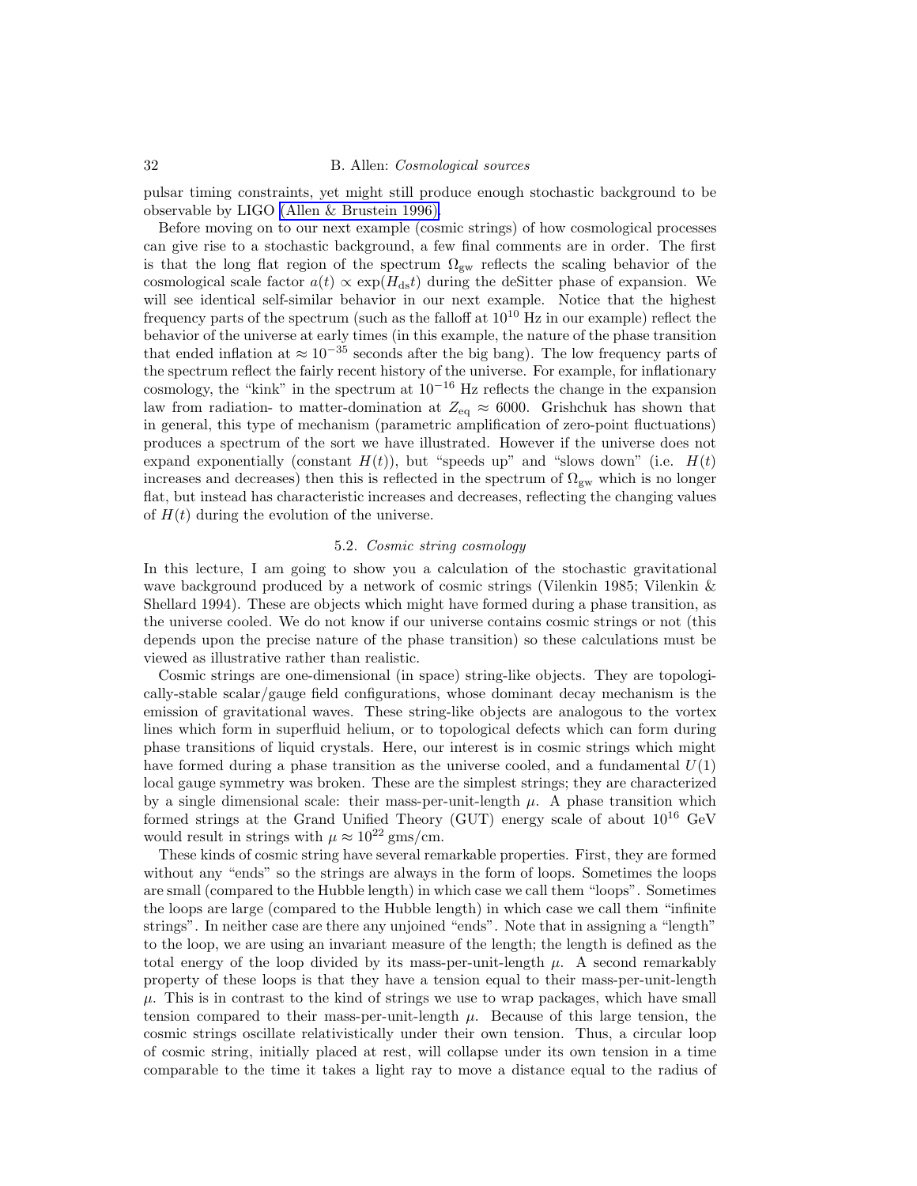pulsar timing constraints, yet might still produce enough stochastic background to be observable by LIGO (Allen & Brustein 1996).

Before moving on to our next example (cosmic strings) of how cosmological processes can give rise to a stochastic background, a few final comments are in order. The first is that the long flat region of the spectrum $\Omega_{\rm gw}$ reflects the scaling behavior of the cosmological scale factor $a(t) \propto \exp(H_{\rm ds} t)$ during the deSitter phase of expansion. We will see identical self-similar behavior in our next example. Notice that the highest frequency parts of the spectrum (such as the falloff at $10^{10}$ Hz in our example) reflect the behavior of the universe at early times (in this example, the nature of the phase transition that ended inflation at $\approx 10^{-35}$ seconds after the big bang). The low frequency parts of the spectrum reflect the fairly recent history of the universe. For example, for inflationary cosmology, the "kink" in the spectrum at $10^{-16}$ Hz reflects the change in the expansion law from radiation- to matter-domination at $Z_{\rm eq} \approx 6000$. Grishchuk has shown that in general, this type of mechanism (parametric amplification of zero-point fluctuations) produces a spectrum of the sort we have illustrated. However if the universe does not expand exponentially (constant $H(t)$), but "speeds up" and "slows down" (i.e. $H(t)$ increases and decreases) then this is reflected in the spectrum of $\Omega_{\rm gw}$ which is no longer flat, but instead has characteristic increases and decreases, reflecting the changing values of $H(t)$ during the evolution of the universe.

### 5.2. *Cosmic string cosmology*

In this lecture, I am going to show you a calculation of the stochastic gravitational wave background produced by a network of cosmic strings (Vilenkin 1985; Vilenkin & Shellard 1994). These are objects which might have formed during a phase transition, as the universe cooled. We do not know if our universe contains cosmic strings or not (this depends upon the precise nature of the phase transition) so these calculations must be viewed as illustrative rather than realistic.

Cosmic strings are one-dimensional (in space) string-like objects. They are topologically-stable scalar/gauge field configurations, whose dominant decay mechanism is the emission of gravitational waves. These string-like objects are analogous to the vortex lines which form in superfluid helium, or to topological defects which can form during phase transitions of liquid crystals. Here, our interest is in cosmic strings which might have formed during a phase transition as the universe cooled, and a fundamental $U(1)$ local gauge symmetry was broken. These are the simplest strings; they are characterized by a single dimensional scale: their mass-per-unit-length $\mu$. A phase transition which formed strings at the Grand Unified Theory (GUT) energy scale of about $10^{16}$ GeV would result in strings with $\mu \approx 10^{22}$ gms/cm.

These kinds of cosmic string have several remarkable properties. First, they are formed without any "ends" so the strings are always in the form of loops. Sometimes the loops are small (compared to the Hubble length) in which case we call them "loops". Sometimes the loops are large (compared to the Hubble length) in which case we call them "infinite strings". In neither case are there any unjoined "ends". Note that in assigning a "length" to the loop, we are using an invariant measure of the length; the length is defined as the total energy of the loop divided by its mass-per-unit-length $\mu$. A second remarkably property of these loops is that they have a tension equal to their mass-per-unit-length $\mu$. This is in contrast to the kind of strings we use to wrap packages, which have small tension compared to their mass-per-unit-length $\mu$. Because of this large tension, the cosmic strings oscillate relativistically under their own tension. Thus, a circular loop of cosmic string, initially placed at rest, will collapse under its own tension in a time comparable to the time it takes a light ray to move a distance equal to the radius of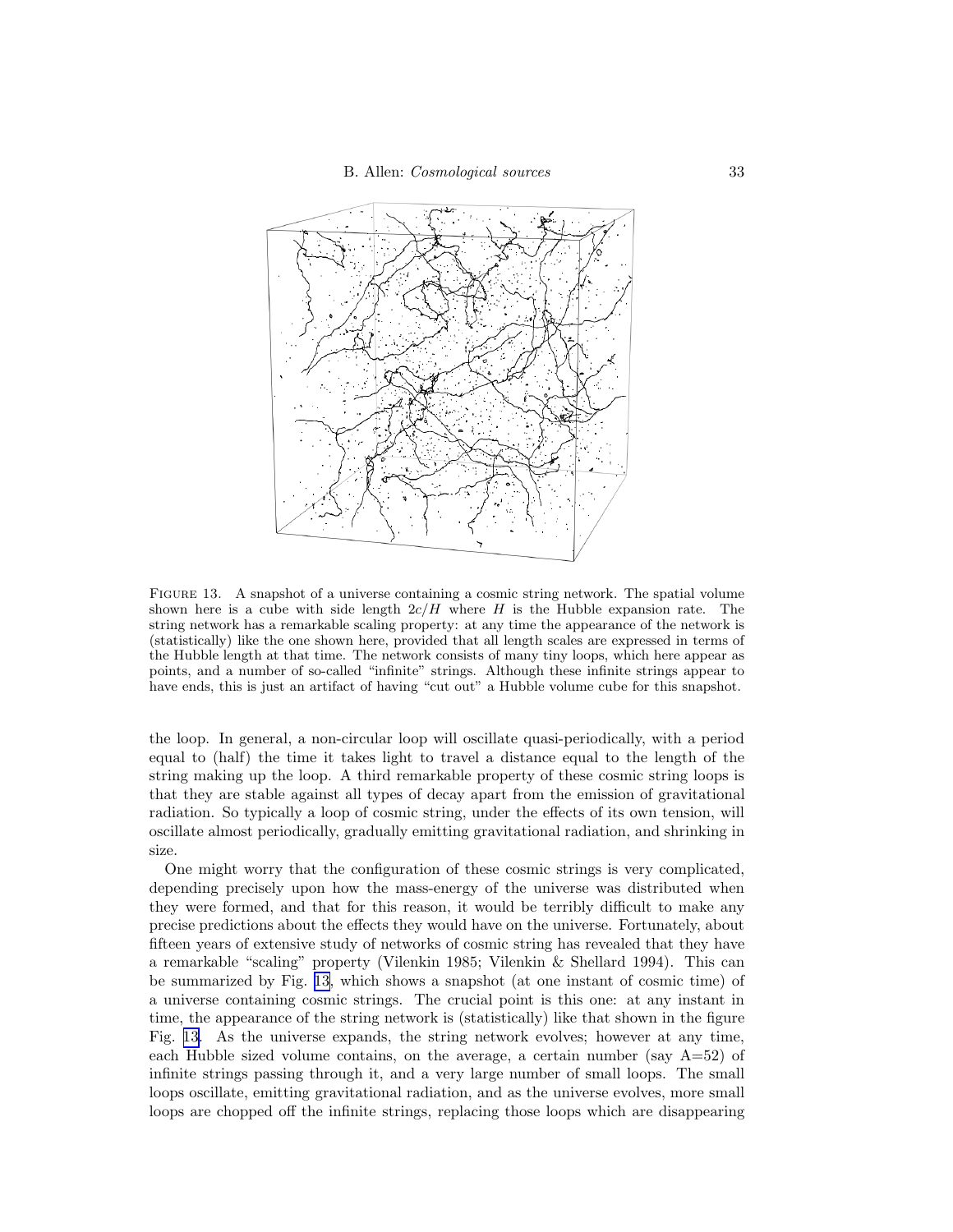FIGURE 13. A snapshot of a universe containing a cosmic string network. The spatial volume shown here is a cube with side length $2c/H$ where $H$ is the Hubble expansion rate. The string network has a remarkable scaling property: at any time the appearance of the network is (statistically) like the one shown here, provided that all length scales are expressed in terms of the Hubble length at that time. The network consists of many tiny loops, which here appear as points, and a number of so-called "infinite" strings. Although these infinite strings appear to have ends, this is just an artifact of having "cut out" a Hubble volume cube for this snapshot.

the loop. In general, a non-circular loop will oscillate quasi-periodically, with a period equal to (half) the time it takes light to travel a distance equal to the length of the string making up the loop. A third remarkable property of these cosmic string loops is that they are stable against all types of decay apart from the emission of gravitational radiation. So typically a loop of cosmic string, under the effects of its own tension, will oscillate almost periodically, gradually emitting gravitational radiation, and shrinking in size.

One might worry that the configuration of these cosmic strings is very complicated, depending precisely upon how the mass-energy of the universe was distributed when they were formed, and that for this reason, it would be terribly difficult to make any precise predictions about the effects they would have on the universe. Fortunately, about fifteen years of extensive study of networks of cosmic string has revealed that they have a remarkable "scaling" property (Vilenkin 1985; Vilenkin & Shellard 1994). This can be summarized by Fig. 13, which shows a snapshot (at one instant of cosmic time) of a universe containing cosmic strings. The crucial point is this one: at any instant in time, the appearance of the string network is (statistically) like that shown in the figure Fig. 13. As the universe expands, the string network evolves; however at any time, each Hubble sized volume contains, on the average, a certain number (say A=52) of infinite strings passing through it, and a very large number of small loops. The small loops oscillate, emitting gravitational radiation, and as the universe evolves, more small loops are chopped off the infinite strings, replacing those loops which are disappearing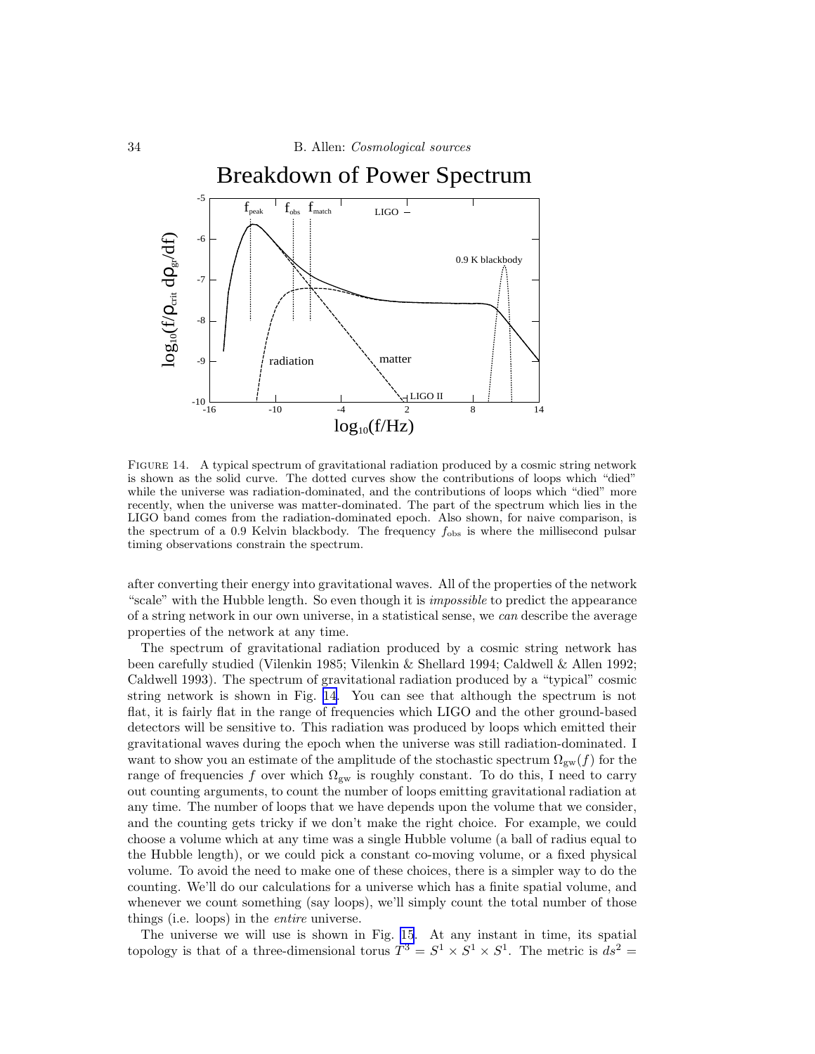FIGURE 14. A typical spectrum of gravitational radiation produced by a cosmic string network is shown as the solid curve. The dotted curves show the contributions of loops which "died" while the universe was radiation-dominated, and the contributions of loops which "died" more recently, when the universe was matter-dominated. The part of the spectrum which lies in the LIGO band comes from the radiation-dominated epoch. Also shown, for naive comparison, is the spectrum of a 0.9 Kelvin blackbody. The frequency $f_{\rm obs}$ is where the millisecond pulsar timing observations constrain the spectrum.

after converting their energy into gravitational waves. All of the properties of the network "scale" with the Hubble length. So even though it is *impossible* to predict the appearance of a string network in our own universe, in a statistical sense, we *can* describe the average properties of the network at any time.

The spectrum of gravitational radiation produced by a cosmic string network has been carefully studied (Vilenkin 1985; Vilenkin & Shellard 1994; Caldwell & Allen 1992; Caldwell 1993). The spectrum of gravitational radiation produced by a "typical" cosmic string network is shown in Fig. 14. You can see that although the spectrum is not flat, it is fairly flat in the range of frequencies which LIGO and the other ground-based detectors will be sensitive to. This radiation was produced by loops which emitted their gravitational waves during the epoch when the universe was still radiation-dominated. I want to show you an estimate of the amplitude of the stochastic spectrum $\Omega_{\rm gw}(f)$ for the range of frequencies $f$ over which $\Omega_{\rm gw}$ is roughly constant. To do this, I need to carry out counting arguments, to count the number of loops emitting gravitational radiation at any time. The number of loops that we have depends upon the volume that we consider, and the counting gets tricky if we don't make the right choice. For example, we could choose a volume which at any time was a single Hubble volume (a ball of radius equal to the Hubble length), or we could pick a constant co-moving volume, or a fixed physical volume. To avoid the need to make one of these choices, there is a simpler way to do the counting. We'll do our calculations for a universe which has a finite spatial volume, and whenever we count something (say loops), we'll simply count the total number of those things (i.e. loops) in the *entire* universe.

The universe we will use is shown in Fig. 15. At any instant in time, its spatial topology is that of a three-dimensional torus $T^3 = S^1 \times S^1 \times S^1$. The metric is $ds^2 =$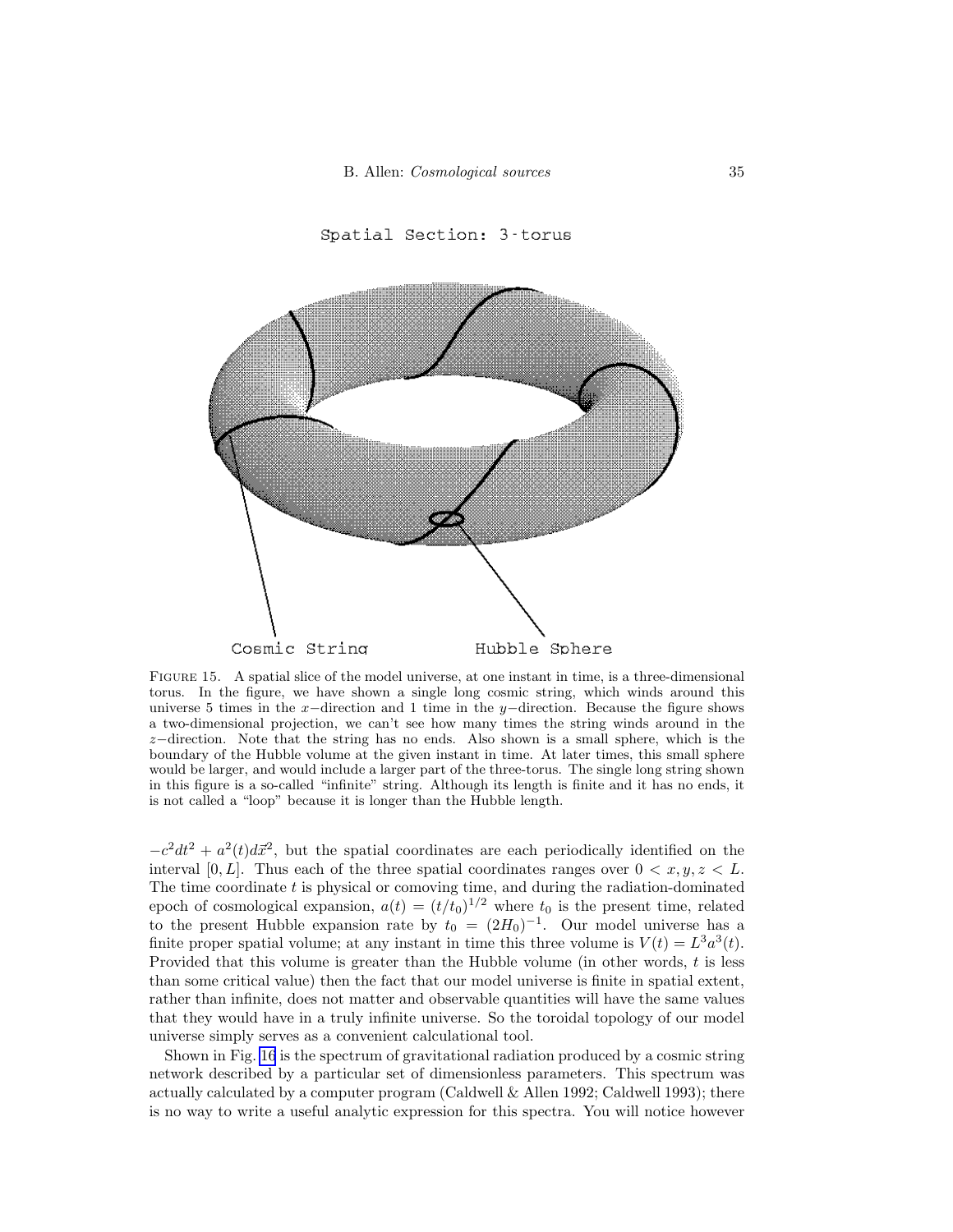Spatial Section: 3-torus

Cosmic String

Hubble Sphere

FIGURE 15. A spatial slice of the model universe, at one instant in time, is a three-dimensional torus. In the figure, we have shown a single long cosmic string, which winds around this universe 5 times in the $x-$direction and 1 time in the $y-$direction. Because the figure shows a two-dimensional projection, we can't see how many times the string winds around in the $z-$direction. Note that the string has no ends. Also shown is a small sphere, which is the boundary of the Hubble volume at the given instant in time. At later times, this small sphere would be larger, and would include a larger part of the three-torus. The single long string shown in this figure is a so-called "infinite" string. Although its length is finite and it has no ends, it is not called a "loop" because it is longer than the Hubble length.

$-c^2dt^2 + a^2(t)d\vec{x}^2$, but the spatial coordinates are each periodically identified on the interval $[0, L]$. Thus each of the three spatial coordinates ranges over $0 < x, y, z < L$. The time coordinate $t$ is physical or comoving time, and during the radiation-dominated epoch of cosmological expansion, $a(t) = (t/t_0)^{1/2}$ where $t_0$ is the present time, related to the present Hubble expansion rate by $t_0 = (2H_0)^{-1}$. Our model universe has a finite proper spatial volume; at any instant in time this three volume is $V(t) = L^3a^3(t)$. Provided that this volume is greater than the Hubble volume (in other words, $t$ is less than some critical value) then the fact that our model universe is finite in spatial extent, rather than infinite, does not matter and observable quantities will have the same values that they would have in a truly infinite universe. So the toroidal topology of our model universe simply serves as a convenient calculational tool.

Shown in Fig. 16 is the spectrum of gravitational radiation produced by a cosmic string network described by a particular set of dimensionless parameters. This spectrum was actually calculated by a computer program (Caldwell & Allen 1992; Caldwell 1993); there is no way to write a useful analytic expression for this spectra. You will notice however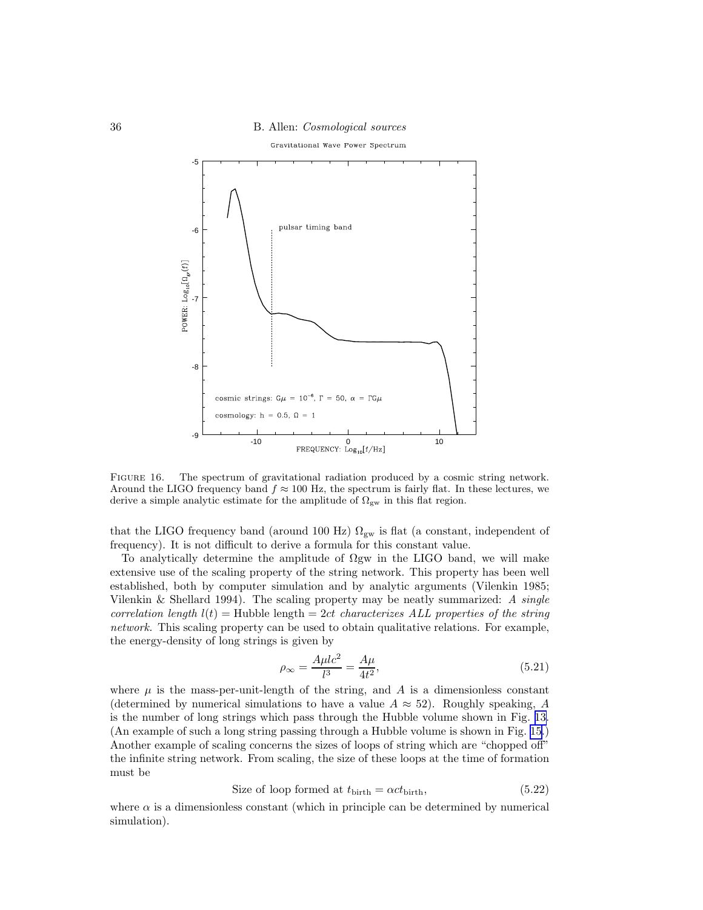FIGURE 16. The spectrum of gravitational radiation produced by a cosmic string network. Around the LIGO frequency band $f \approx 100$ Hz, the spectrum is fairly flat. In these lectures, we derive a simple analytic estimate for the amplitude of $\Omega_{\rm gw}$ in this flat region.

that the LIGO frequency band (around 100 Hz) $\Omega_{\rm gw}$ is flat (a constant, independent of frequency). It is not difficult to derive a formula for this constant value.

To analytically determine the amplitude of Ωgw in the LIGO band, we will make extensive use of the scaling property of the string network. This property has been well established, both by computer simulation and by analytic arguments (Vilenkin 1985; Vilenkin & Shellard 1994). The scaling property may be neatly summarized: *A single correlation length $l(t) =$ Hubble length $= 2ct$ characterizes ALL properties of the string network.* This scaling property can be used to obtain qualitative relations. For example, the energy-density of long strings is given by

$$\rho_\infty = \frac{A\mu l c^2}{l^3} = \frac{A\mu}{4t^2}, \tag{5.21}$$

where $\mu$ is the mass-per-unit-length of the string, and $A$ is a dimensionless constant (determined by numerical simulations to have a value $A \approx 52$). Roughly speaking, $A$ is the number of long strings which pass through the Hubble volume shown in Fig. 13. (An example of such a long string passing through a Hubble volume is shown in Fig. 15.) Another example of scaling concerns the sizes of loops of string which are "chopped off" the infinite string network. From scaling, the size of these loops at the time of formation must be

$$\text{Size of loop formed at } t_{\rm birth} = \alpha c t_{\rm birth}, \tag{5.22}$$

where $\alpha$ is a dimensionless constant (which in principle can be determined by numerical simulation).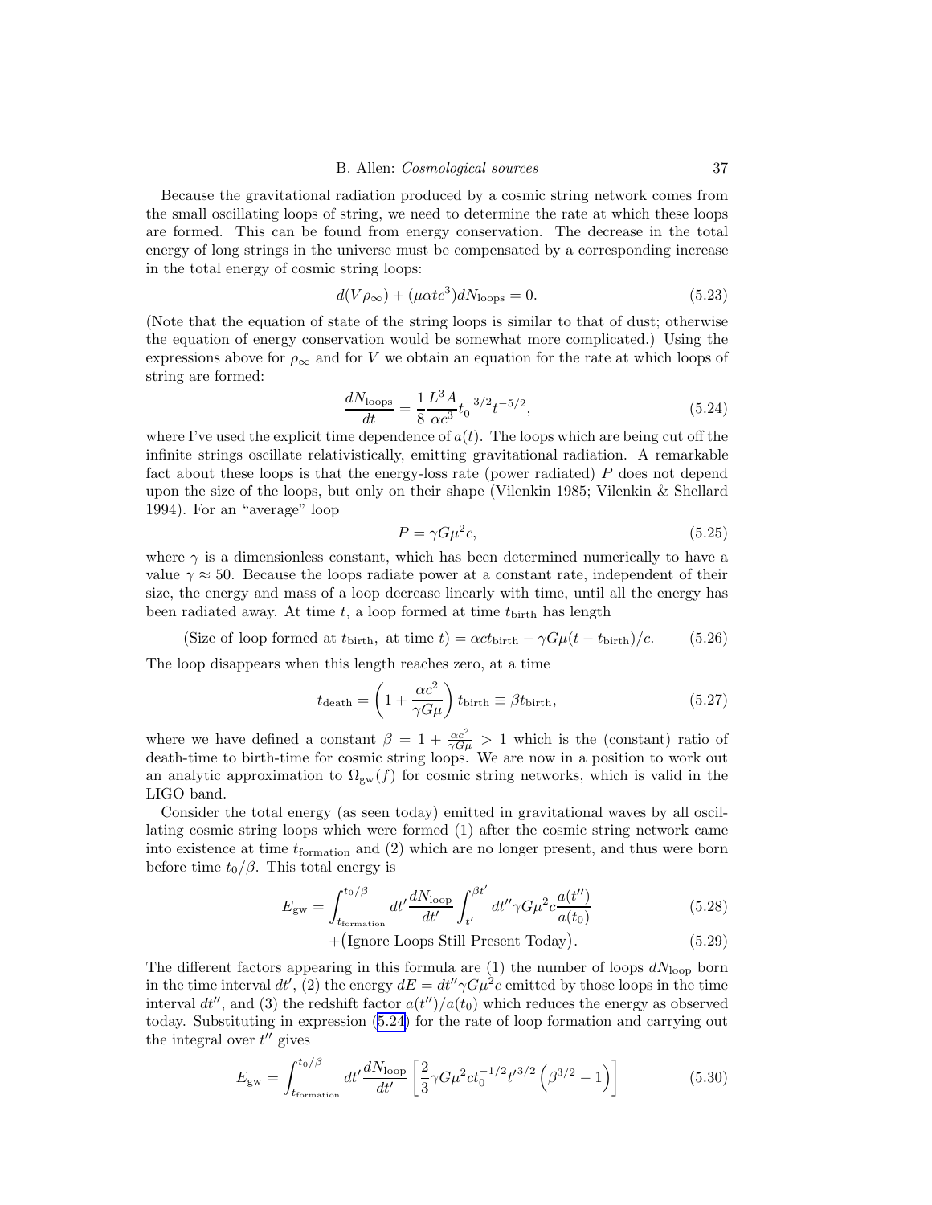Because the gravitational radiation produced by a cosmic string network comes from the small oscillating loops of string, we need to determine the rate at which these loops are formed. This can be found from energy conservation. The decrease in the total energy of long strings in the universe must be compensated by a corresponding increase in the total energy of cosmic string loops:

$$d(V\rho_\infty) + (\mu\alpha t c^3) dN_{\rm loops} = 0. \tag{5.23}$$

(Note that the equation of state of the string loops is similar to that of dust; otherwise the equation of energy conservation would be somewhat more complicated.) Using the expressions above for $\rho_\infty$ and for $V$ we obtain an equation for the rate at which loops of string are formed:

$$\frac{dN_{\rm loops}}{dt} = \frac{1}{8}\frac{L^3 A}{\alpha c^3} t_0^{-3/2} t^{-5/2}, \tag{5.24}$$

where I've used the explicit time dependence of $a(t)$. The loops which are being cut off the infinite strings oscillate relativistically, emitting gravitational radiation. A remarkable fact about these loops is that the energy-loss rate (power radiated) $P$ does not depend upon the size of the loops, but only on their shape (Vilenkin 1985; Vilenkin & Shellard 1994). For an "average" loop

$$P = \gamma G \mu^2 c, \tag{5.25}$$

where $\gamma$ is a dimensionless constant, which has been determined numerically to have a value $\gamma \approx 50$. Because the loops radiate power at a constant rate, independent of their size, the energy and mass of a loop decrease linearly with time, until all the energy has been radiated away. At time $t$, a loop formed at time $t_{\rm birth}$ has length

$$(\text{Size of loop formed at } t_{\rm birth}, \text{ at time } t) = \alpha c t_{\rm birth} - \gamma G\mu(t - t_{\rm birth})/c. \tag{5.26}$$

The loop disappears when this length reaches zero, at a time

$$t_{\rm death} = \left(1 + \frac{\alpha c^2}{\gamma G \mu}\right) t_{\rm birth} \equiv \beta t_{\rm birth}, \tag{5.27}$$

where we have defined a constant $\beta = 1 + \frac{\alpha c^2}{\gamma G\mu} > 1$ which is the (constant) ratio of death-time to birth-time for cosmic string loops. We are now in a position to work out an analytic approximation to $\Omega_{\rm gw}(f)$ for cosmic string networks, which is valid in the LIGO band.

Consider the total energy (as seen today) emitted in gravitational waves by all oscillating cosmic string loops which were formed (1) after the cosmic string network came into existence at time $t_{\rm formation}$ and (2) which are no longer present, and thus were born before time $t_0/\beta$. This total energy is

$$E_{\rm gw} = \int_{t_{\rm formation}}^{t_0/\beta} dt' \frac{dN_{\rm loop}}{dt'} \int_{t'}^{\beta t'} dt'' \gamma G \mu^2 c \frac{a(t'')}{a(t_0)} \tag{5.28}$$

$$+ \big(\text{Ignore Loops Still Present Today}\big). \tag{5.29}$$

The different factors appearing in this formula are (1) the number of loops $dN_{\rm loop}$ born in the time interval $dt'$, (2) the energy $dE = dt''\gamma G\mu^2 c$ emitted by those loops in the time interval $dt''$, and (3) the redshift factor $a(t'')/a(t_0)$ which reduces the energy as observed today. Substituting in expression (5.24) for the rate of loop formation and carrying out the integral over $t''$ gives

$$E_{\rm gw} = \int_{t_{\rm formation}}^{t_0/\beta} dt' \frac{dN_{\rm loop}}{dt'} \left[\frac{2}{3}\gamma G \mu^2 c t_0^{-1/2} t'^{3/2}\left(\beta^{3/2} - 1\right)\right] \tag{5.30}$$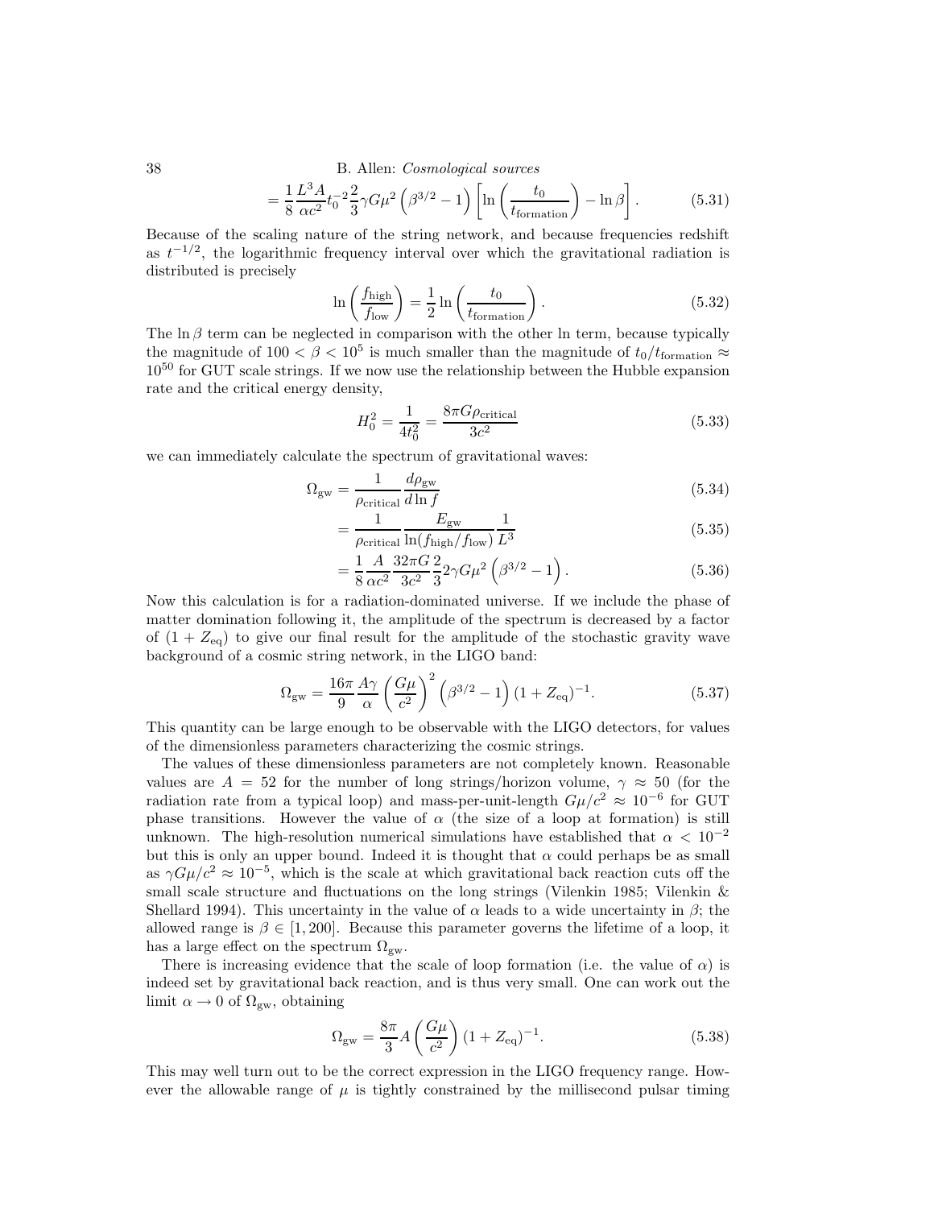$$= \frac{1}{8} \frac{L^3 A}{\alpha c^2} t_0^{-2} \frac{2}{3} \gamma G \mu^2 \left( \beta^{3/2} - 1 \right) \left[ \ln \left( \frac{t_0}{t_{\rm formation}} \right) - \ln \beta \right]. \tag{5.31}$$

Because of the scaling nature of the string network, and because frequencies redshift as $t^{-1/2}$, the logarithmic frequency interval over which the gravitational radiation is distributed is precisely

$$\ln \left( \frac{f_{\rm high}}{f_{\rm low}} \right) = \frac{1}{2} \ln \left( \frac{t_0}{t_{\rm formation}} \right). \tag{5.32}$$

The $\ln \beta$ term can be neglected in comparison with the other ln term, because typically the magnitude of $100 < \beta < 10^5$ is much smaller than the magnitude of $t_0/t_{\rm formation} \approx 10^{50}$ for GUT scale strings. If we now use the relationship between the Hubble expansion rate and the critical energy density,

$$H_0^2 = \frac{1}{4t_0^2} = \frac{8\pi G \rho_{\rm critical}}{3c^2} \tag{5.33}$$

we can immediately calculate the spectrum of gravitational waves:

$$\Omega_{\rm gw} = \frac{1}{\rho_{\rm critical}} \frac{d\rho_{\rm gw}}{d \ln f} \tag{5.34}$$

$$= \frac{1}{\rho_{\rm critical}} \frac{E_{\rm gw}}{\ln(f_{\rm high}/f_{\rm low})} \frac{1}{L^3} \tag{5.35}$$

$$= \frac{1}{8} \frac{A}{\alpha c^2} \frac{32\pi G}{3c^2} \frac{2}{3} 2\gamma G \mu^2 \left( \beta^{3/2} - 1 \right). \tag{5.36}$$

Now this calculation is for a radiation-dominated universe. If we include the phase of matter domination following it, the amplitude of the spectrum is decreased by a factor of $(1 + Z_{\rm eq})$ to give our final result for the amplitude of the stochastic gravity wave background of a cosmic string network, in the LIGO band:

$$\Omega_{\rm gw} = \frac{16\pi}{9} \frac{A\gamma}{\alpha} \left( \frac{G\mu}{c^2} \right)^2 \left( \beta^{3/2} - 1 \right) (1 + Z_{\rm eq})^{-1}. \tag{5.37}$$

This quantity can be large enough to be observable with the LIGO detectors, for values of the dimensionless parameters characterizing the cosmic strings.

The values of these dimensionless parameters are not completely known. Reasonable values are $A = 52$ for the number of long strings/horizon volume, $\gamma \approx 50$ (for the radiation rate from a typical loop) and mass-per-unit-length $G\mu/c^2 \approx 10^{-6}$ for GUT phase transitions. However the value of $\alpha$ (the size of a loop at formation) is still unknown. The high-resolution numerical simulations have established that $\alpha < 10^{-2}$ but this is only an upper bound. Indeed it is thought that $\alpha$ could perhaps be as small as $\gamma G\mu/c^2 \approx 10^{-5}$, which is the scale at which gravitational back reaction cuts off the small scale structure and fluctuations on the long strings (Vilenkin 1985; Vilenkin & Shellard 1994). This uncertainty in the value of $\alpha$ leads to a wide uncertainty in $\beta$; the allowed range is $\beta \in [1, 200]$. Because this parameter governs the lifetime of a loop, it has a large effect on the spectrum $\Omega_{\rm gw}$.

There is increasing evidence that the scale of loop formation (i.e. the value of $\alpha$) is indeed set by gravitational back reaction, and is thus very small. One can work out the limit $\alpha \to 0$ of $\Omega_{\rm gw}$, obtaining

$$\Omega_{\rm gw} = \frac{8\pi}{3} A \left( \frac{G\mu}{c^2} \right) (1 + Z_{\rm eq})^{-1}. \tag{5.38}$$

This may well turn out to be the correct expression in the LIGO frequency range. However the allowable range of $\mu$ is tightly constrained by the millisecond pulsar timing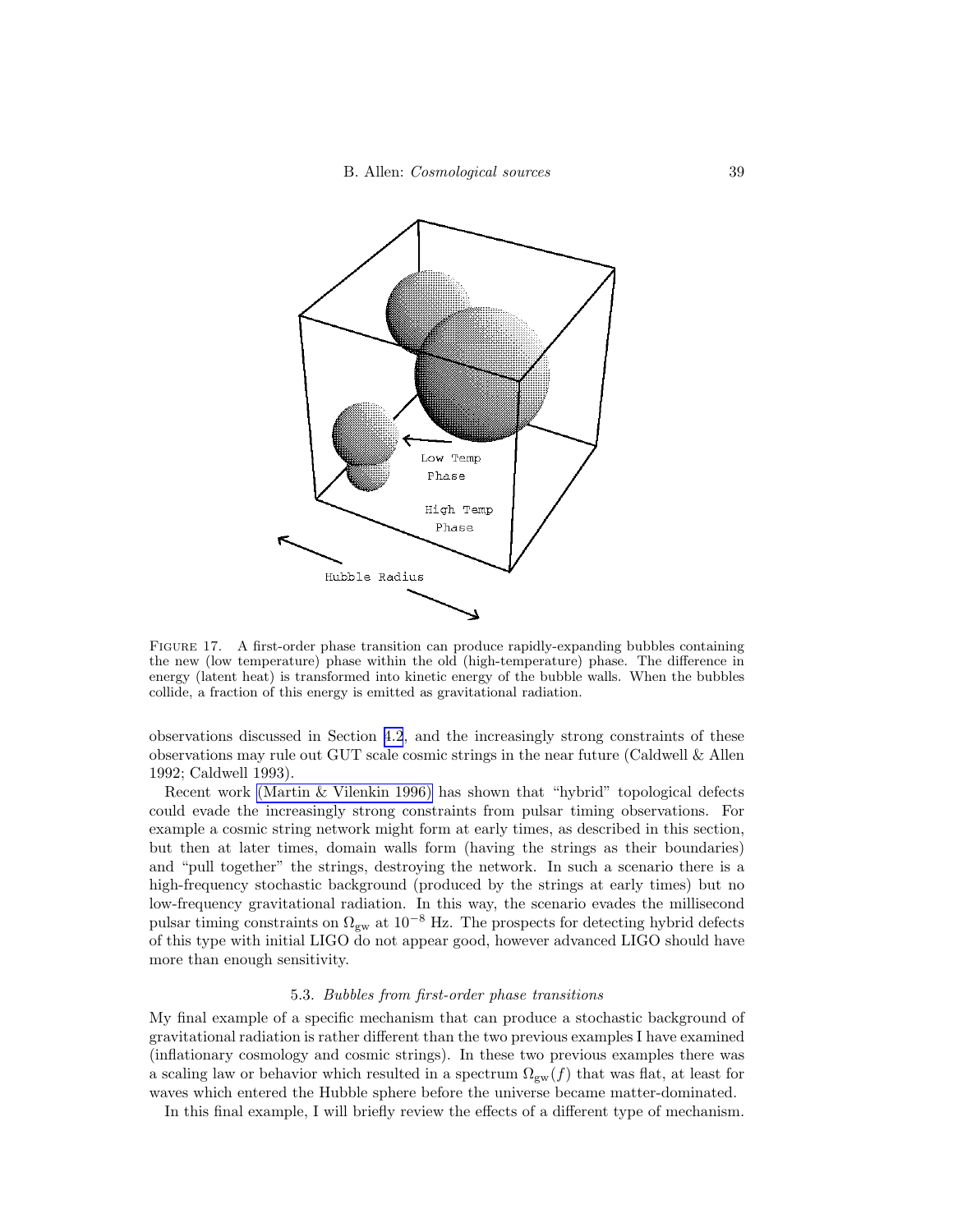FIGURE 17. A first-order phase transition can produce rapidly-expanding bubbles containing the new (low temperature) phase within the old (high-temperature) phase. The difference in energy (latent heat) is transformed into kinetic energy of the bubble walls. When the bubbles collide, a fraction of this energy is emitted as gravitational radiation.

observations discussed in Section 4.2, and the increasingly strong constraints of these observations may rule out GUT scale cosmic strings in the near future (Caldwell & Allen 1992; Caldwell 1993).

Recent work (Martin & Vilenkin 1996) has shown that "hybrid" topological defects could evade the increasingly strong constraints from pulsar timing observations. For example a cosmic string network might form at early times, as described in this section, but then at later times, domain walls form (having the strings as their boundaries) and "pull together" the strings, destroying the network. In such a scenario there is a high-frequency stochastic background (produced by the strings at early times) but no low-frequency gravitational radiation. In this way, the scenario evades the millisecond pulsar timing constraints on $\Omega_{\rm gw}$ at $10^{-8}$ Hz. The prospects for detecting hybrid defects of this type with initial LIGO do not appear good, however advanced LIGO should have more than enough sensitivity.

### 5.3. *Bubbles from first-order phase transitions*

My final example of a specific mechanism that can produce a stochastic background of gravitational radiation is rather different than the two previous examples I have examined (inflationary cosmology and cosmic strings). In these two previous examples there was a scaling law or behavior which resulted in a spectrum $\Omega_{\rm gw}(f)$ that was flat, at least for waves which entered the Hubble sphere before the universe became matter-dominated.

In this final example, I will briefly review the effects of a different type of mechanism.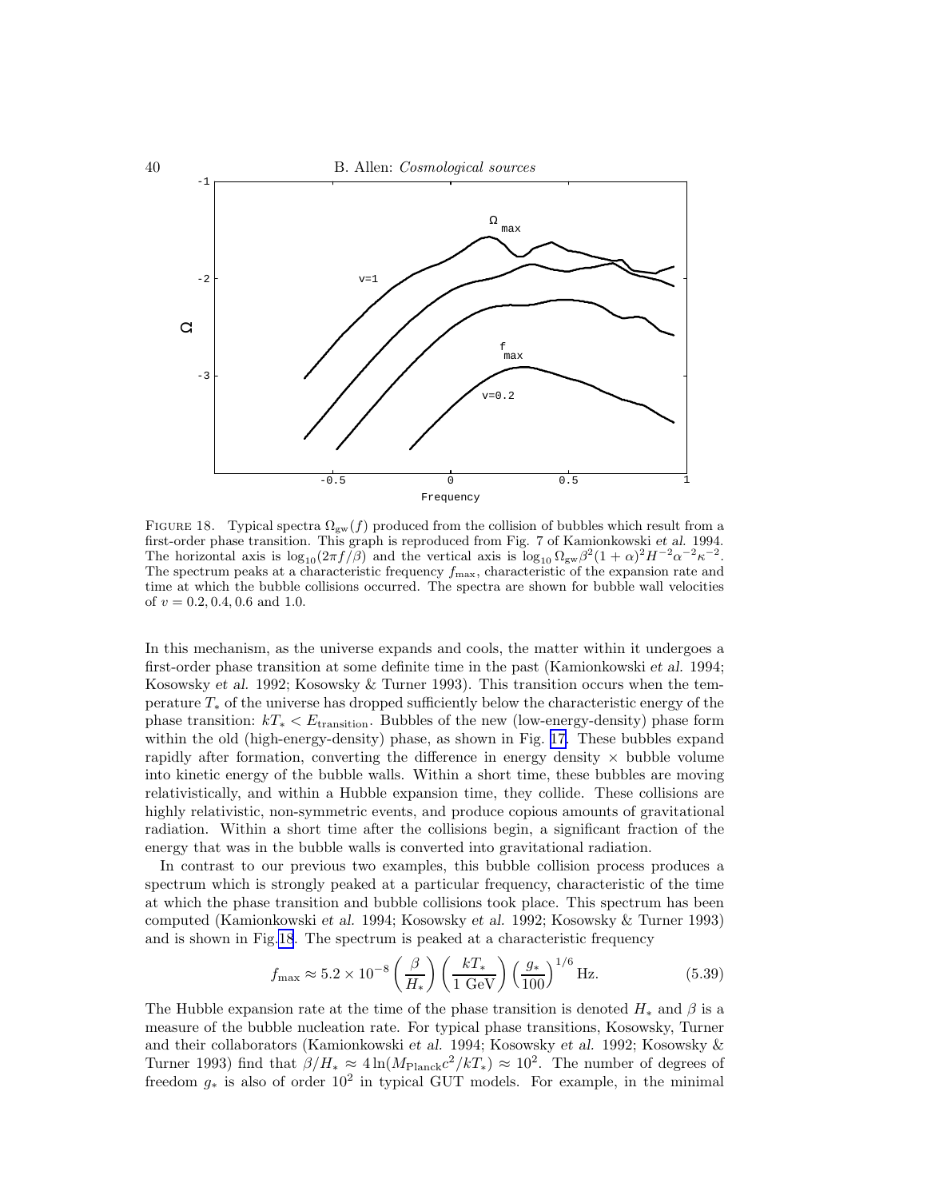FIGURE 18. Typical spectra $\Omega_{\rm gw}(f)$ produced from the collision of bubbles which result from a first-order phase transition. This graph is reproduced from Fig. 7 of Kamionkowski *et al.* 1994. The horizontal axis is $\log_{10}(2\pi f/\beta)$ and the vertical axis is $\log_{10}\Omega_{\rm gw}\beta^2(1+\alpha)^2 H^{-2}\alpha^{-2}\kappa^{-2}$. The spectrum peaks at a characteristic frequency $f_{\rm max}$, characteristic of the expansion rate and time at which the bubble collisions occurred. The spectra are shown for bubble wall velocities of $v = 0.2, 0.4, 0.6$ and $1.0$.

In this mechanism, as the universe expands and cools, the matter within it undergoes a first-order phase transition at some definite time in the past (Kamionkowski *et al.* 1994; Kosowsky *et al.* 1992; Kosowsky & Turner 1993). This transition occurs when the temperature $T_*$ of the universe has dropped sufficiently below the characteristic energy of the phase transition: $kT_* < E_{\rm transition}$. Bubbles of the new (low-energy-density) phase form within the old (high-energy-density) phase, as shown in Fig. 17. These bubbles expand rapidly after formation, converting the difference in energy density $\times$ bubble volume into kinetic energy of the bubble walls. Within a short time, these bubbles are moving relativistically, and within a Hubble expansion time, they collide. These collisions are highly relativistic, non-symmetric events, and produce copious amounts of gravitational radiation. Within a short time after the collisions begin, a significant fraction of the energy that was in the bubble walls is converted into gravitational radiation.

In contrast to our previous two examples, this bubble collision process produces a spectrum which is strongly peaked at a particular frequency, characteristic of the time at which the phase transition and bubble collisions took place. This spectrum has been computed (Kamionkowski *et al.* 1994; Kosowsky *et al.* 1992; Kosowsky & Turner 1993) and is shown in Fig. 18. The spectrum is peaked at a characteristic frequency

$$f_{\rm max} \approx 5.2\times 10^{-8}\left(\frac{\beta}{H_*}\right)\left(\frac{kT_*}{1\ {\rm GeV}}\right)\left(\frac{g_*}{100}\right)^{1/6}{\rm Hz}. \tag{5.39}$$

The Hubble expansion rate at the time of the phase transition is denoted $H_*$ and $\beta$ is a measure of the bubble nucleation rate. For typical phase transitions, Kosowsky, Turner and their collaborators (Kamionkowski *et al.* 1994; Kosowsky *et al.* 1992; Kosowsky & Turner 1993) find that $\beta/H_* \approx 4\ln(M_{\rm Planck}c^2/kT_*) \approx 10^2$. The number of degrees of freedom $g_*$ is also of order $10^2$ in typical GUT models. For example, in the minimal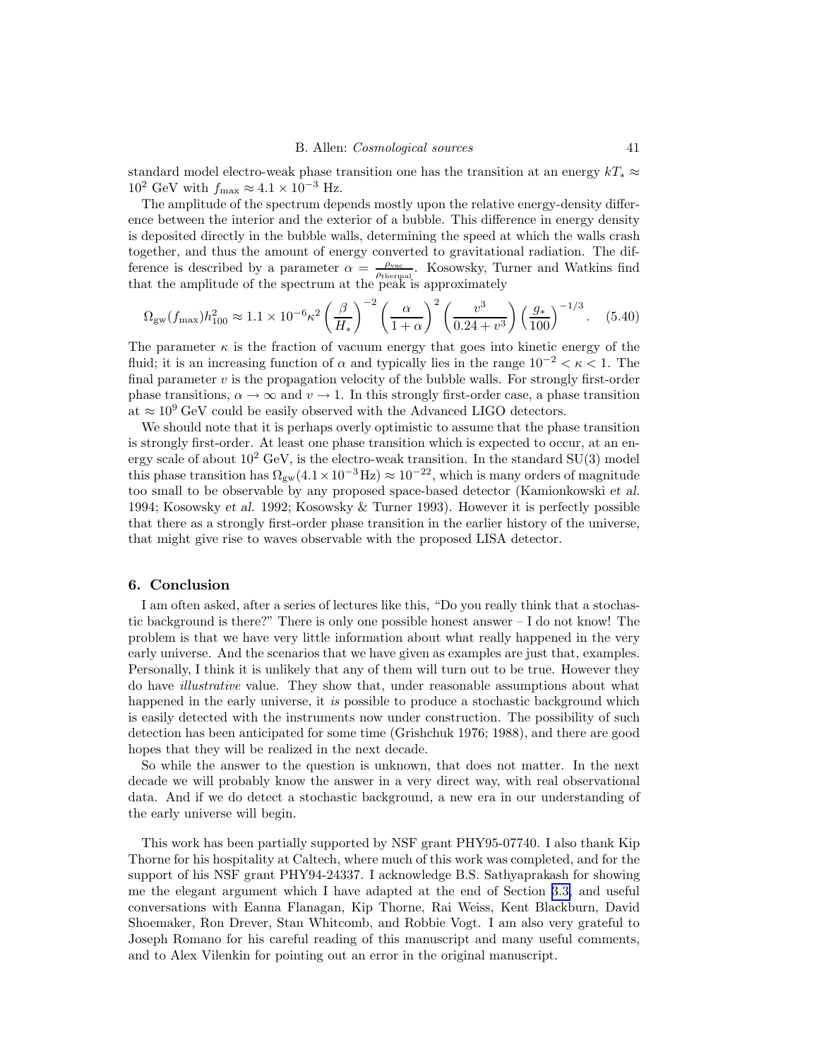standard model electro-weak phase transition one has the transition at an energy $kT_* \approx 10^2$ GeV with $f_{\max} \approx 4.1 \times 10^{-3}$ Hz.

The amplitude of the spectrum depends mostly upon the relative energy-density difference between the interior and the exterior of a bubble. This difference in energy density is deposited directly in the bubble walls, determining the speed at which the walls crash together, and thus the amount of energy converted to gravitational radiation. The difference is described by a parameter $\alpha = \frac{\rho_{\rm vac}}{\rho_{\rm thermal}}$. Kosowsky, Turner and Watkins find that the amplitude of the spectrum at the peak is approximately

$$\Omega_{\rm gw}(f_{\max})h_{100}^2 \approx 1.1 \times 10^{-6} \kappa^2 \left(\frac{\beta}{H_*}\right)^{-2} \left(\frac{\alpha}{1+\alpha}\right)^2 \left(\frac{v^3}{0.24+v^3}\right) \left(\frac{g_*}{100}\right)^{-1/3}. \quad (5.40)$$

The parameter $\kappa$ is the fraction of vacuum energy that goes into kinetic energy of the fluid; it is an increasing function of $\alpha$ and typically lies in the range $10^{-2} < \kappa < 1$. The final parameter $v$ is the propagation velocity of the bubble walls. For strongly first-order phase transitions, $\alpha \to \infty$ and $v \to 1$. In this strongly first-order case, a phase transition at $\approx 10^9$ GeV could be easily observed with the Advanced LIGO detectors.

We should note that it is perhaps overly optimistic to assume that the phase transition is strongly first-order. At least one phase transition which is expected to occur, at an energy scale of about $10^2$ GeV, is the electro-weak transition. In the standard SU(3) model this phase transition has $\Omega_{\rm gw}(4.1 \times 10^{-3}\,{\rm Hz}) \approx 10^{-22}$, which is many orders of magnitude too small to be observable by any proposed space-based detector (Kamionkowski *et al.* 1994; Kosowsky *et al.* 1992; Kosowsky & Turner 1993). However it is perfectly possible that there as a strongly first-order phase transition in the earlier history of the universe, that might give rise to waves observable with the proposed LISA detector.

## 6. Conclusion

I am often asked, after a series of lectures like this, "Do you really think that a stochastic background is there?" There is only one possible honest answer – I do not know! The problem is that we have very little information about what really happened in the very early universe. And the scenarios that we have given as examples are just that, examples. Personally, I think it is unlikely that any of them will turn out to be true. However they do have *illustrative* value. They show that, under reasonable assumptions about what happened in the early universe, it *is* possible to produce a stochastic background which is easily detected with the instruments now under construction. The possibility of such detection has been anticipated for some time (Grishchuk 1976; 1988), and there are good hopes that they will be realized in the next decade.

So while the answer to the question is unknown, that does not matter. In the next decade we will probably know the answer in a very direct way, with real observational data. And if we do detect a stochastic background, a new era in our understanding of the early universe will begin.

This work has been partially supported by NSF grant PHY95-07740. I also thank Kip Thorne for his hospitality at Caltech, where much of this work was completed, and for the support of his NSF grant PHY94-24337. I acknowledge B.S. Sathyaprakash for showing me the elegant argument which I have adapted at the end of Section 3.3, and useful conversations with Eanna Flanagan, Kip Thorne, Rai Weiss, Kent Blackburn, David Shoemaker, Ron Drever, Stan Whitcomb, and Robbie Vogt. I am also very grateful to Joseph Romano for his careful reading of this manuscript and many useful comments, and to Alex Vilenkin for pointing out an error in the original manuscript.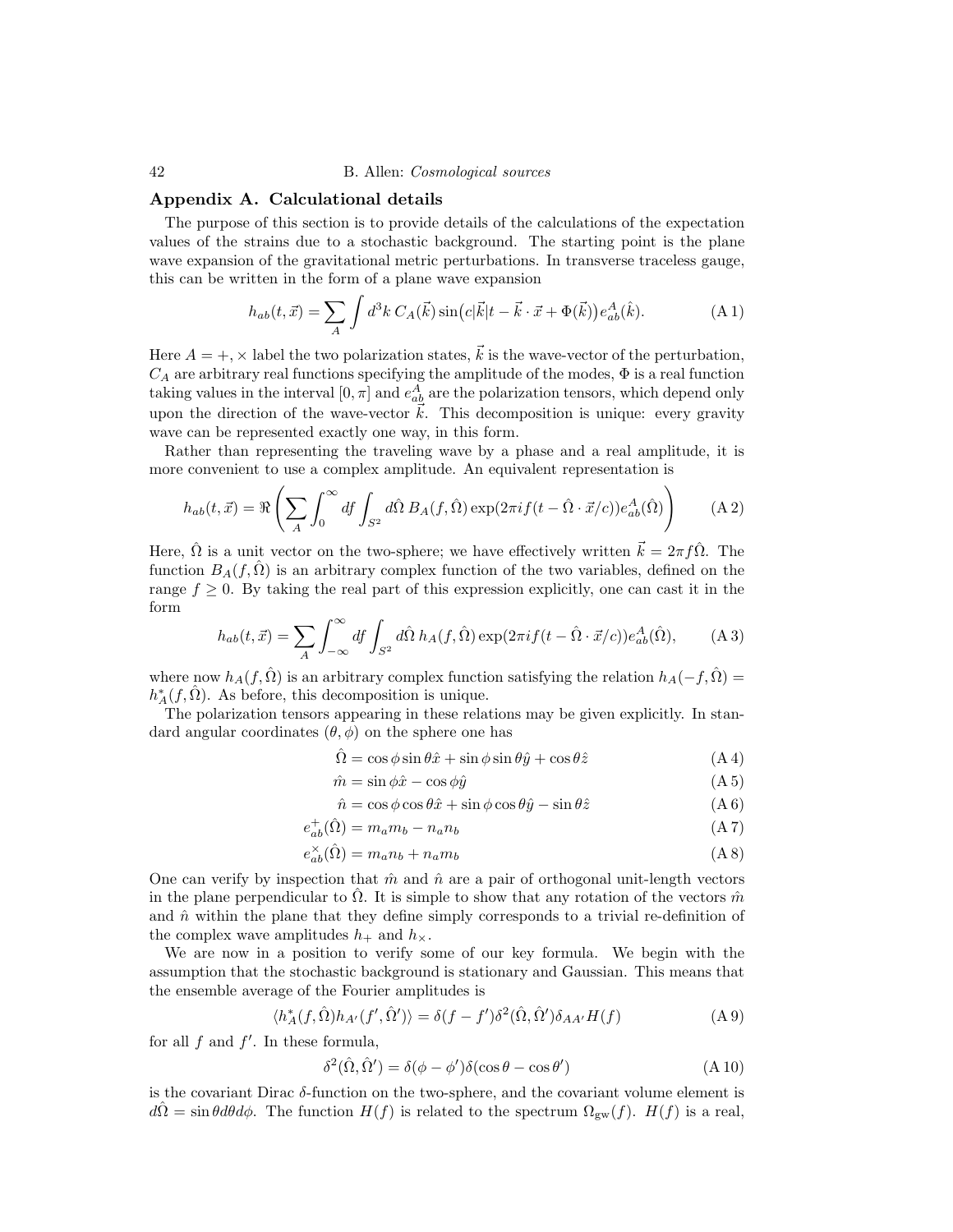## Appendix A. Calculational details

The purpose of this section is to provide details of the calculations of the expectation values of the strains due to a stochastic background. The starting point is the plane wave expansion of the gravitational metric perturbations. In transverse traceless gauge, this can be written in the form of a plane wave expansion

$$h_{ab}(t,\vec{x}) = \sum_A \int d^3k \, C_A(\vec{k}) \sin\bigl(c|\vec{k}|t - \vec{k}\cdot\vec{x} + \Phi(\vec{k})\bigr) e^A_{ab}(\hat{k}). \tag{A 1}$$

Here $A = +, \times$ label the two polarization states, $\vec{k}$ is the wave-vector of the perturbation, $C_A$ are arbitrary real functions specifying the amplitude of the modes, $\Phi$ is a real function taking values in the interval $[0,\pi]$ and $e^A_{ab}$ are the polarization tensors, which depend only upon the direction of the wave-vector $\vec{k}$. This decomposition is unique: every gravity wave can be represented exactly one way, in this form.

Rather than representing the traveling wave by a phase and a real amplitude, it is more convenient to use a complex amplitude. An equivalent representation is

$$h_{ab}(t,\vec{x}) = \Re\left(\sum_A \int_0^\infty df \int_{S^2} d\hat{\Omega}\, B_A(f,\hat{\Omega}) \exp(2\pi i f(t - \hat{\Omega}\cdot\vec{x}/c)) e^A_{ab}(\hat{\Omega})\right) \tag{A 2}$$

Here, $\hat{\Omega}$ is a unit vector on the two-sphere; we have effectively written $\vec{k} = 2\pi f\hat{\Omega}$. The function $B_A(f,\hat{\Omega})$ is an arbitrary complex function of the two variables, defined on the range $f \geq 0$. By taking the real part of this expression explicitly, one can cast it in the form

$$h_{ab}(t,\vec{x}) = \sum_A \int_{-\infty}^\infty df \int_{S^2} d\hat{\Omega}\, h_A(f,\hat{\Omega}) \exp(2\pi i f(t - \hat{\Omega}\cdot\vec{x}/c)) e^A_{ab}(\hat{\Omega}), \tag{A 3}$$

where now $h_A(f,\hat{\Omega})$ is an arbitrary complex function satisfying the relation $h_A(-f,\hat{\Omega}) = h^*_A(f,\hat{\Omega})$. As before, this decomposition is unique.

The polarization tensors appearing in these relations may be given explicitly. In standard angular coordinates $(\theta,\phi)$ on the sphere one has

$$\hat{\Omega} = \cos\phi\sin\theta\hat{x} + \sin\phi\sin\theta\hat{y} + \cos\theta\hat{z} \tag{A 4}$$

$$\hat{m} = \sin\phi\hat{x} - \cos\phi\hat{y} \tag{A 5}$$

$$\hat{n} = \cos\phi\cos\theta\hat{x} + \sin\phi\cos\theta\hat{y} - \sin\theta\hat{z} \tag{A 6}$$

$$e^+_{ab}(\hat{\Omega}) = m_a m_b - n_a n_b \tag{A 7}$$

$$e^\times_{ab}(\hat{\Omega}) = m_a n_b + n_a m_b \tag{A 8}$$

One can verify by inspection that $\hat{m}$ and $\hat{n}$ are a pair of orthogonal unit-length vectors in the plane perpendicular to $\hat{\Omega}$. It is simple to show that any rotation of the vectors $\hat{m}$ and $\hat{n}$ within the plane that they define simply corresponds to a trivial re-definition of the complex wave amplitudes $h_+$ and $h_\times$.

We are now in a position to verify some of our key formula. We begin with the assumption that the stochastic background is stationary and Gaussian. This means that the ensemble average of the Fourier amplitudes is

$$\langle h^*_A(f,\hat{\Omega}) h_{A'}(f',\hat{\Omega}')\rangle = \delta(f-f')\delta^2(\hat{\Omega},\hat{\Omega}')\delta_{AA'}H(f) \tag{A 9}$$

for all $f$ and $f'$. In these formula,

$$\delta^2(\hat{\Omega},\hat{\Omega}') = \delta(\phi-\phi')\delta(\cos\theta - \cos\theta') \tag{A 10}$$

is the covariant Dirac $\delta$-function on the two-sphere, and the covariant volume element is $d\hat{\Omega} = \sin\theta d\theta d\phi$. The function $H(f)$ is related to the spectrum $\Omega_{\rm gw}(f)$. $H(f)$ is a real,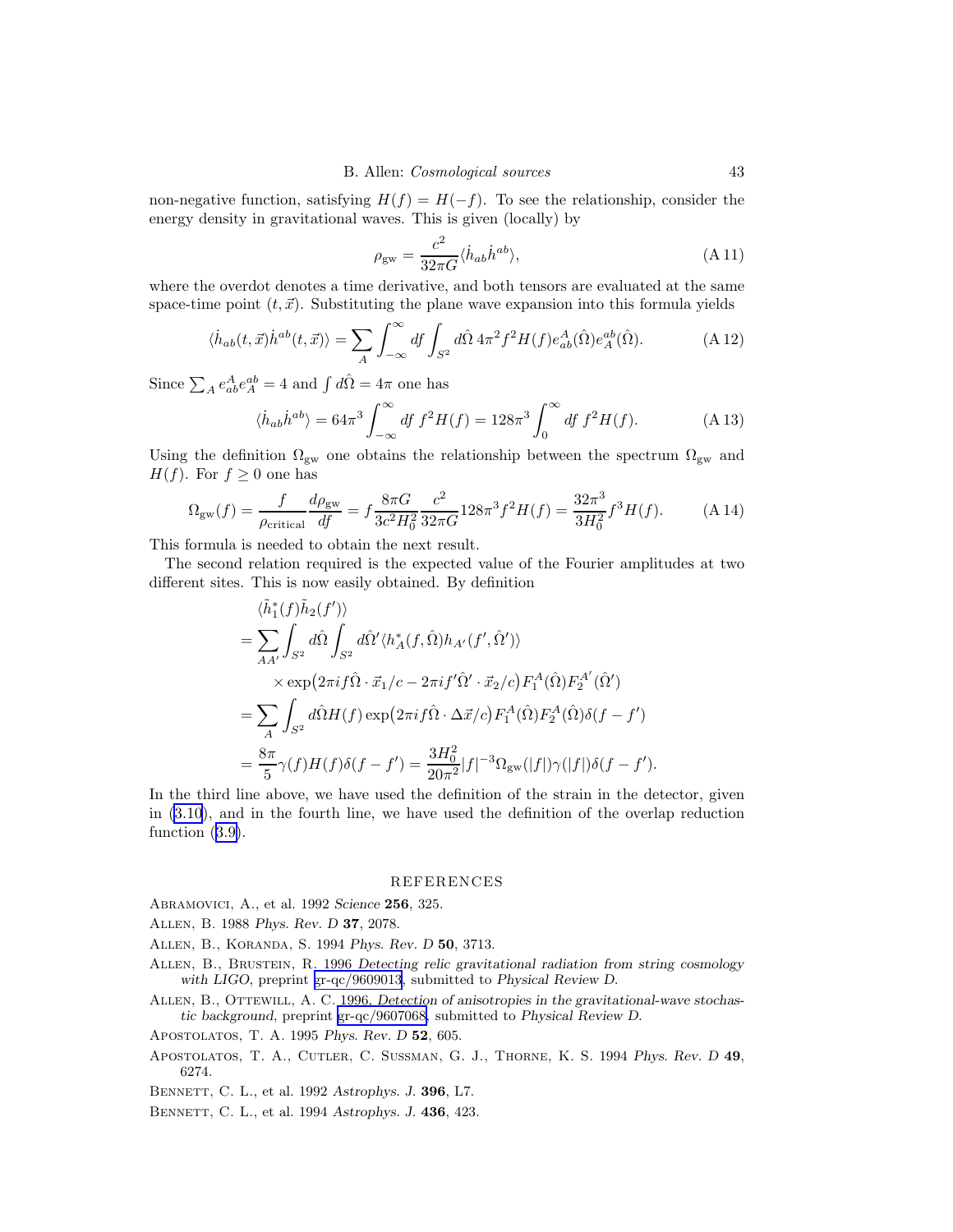non-negative function, satisfying $H(f) = H(-f)$. To see the relationship, consider the energy density in gravitational waves. This is given (locally) by

$$\rho_{\rm gw} = \frac{c^2}{32\pi G} \langle \dot{h}_{ab} \dot{h}^{ab} \rangle, \tag{A 11}$$

where the overdot denotes a time derivative, and both tensors are evaluated at the same space-time point $(t, \vec{x})$. Substituting the plane wave expansion into this formula yields

$$\langle \dot{h}_{ab}(t,\vec{x}) \dot{h}^{ab}(t,\vec{x}) \rangle = \sum_A \int_{-\infty}^{\infty} df \int_{S^2} d\hat{\Omega}\, 4\pi^2 f^2 H(f) e^A_{ab}(\hat{\Omega}) e^{ab}_A(\hat{\Omega}). \tag{A 12}$$

Since $\sum_A e^A_{ab} e^{ab}_A = 4$ and $\int d\hat{\Omega} = 4\pi$ one has

$$\langle \dot{h}_{ab} \dot{h}^{ab} \rangle = 64\pi^3 \int_{-\infty}^{\infty} df\, f^2 H(f) = 128\pi^3 \int_0^{\infty} df\, f^2 H(f). \tag{A 13}$$

Using the definition $\Omega_{\rm gw}$ one obtains the relationship between the spectrum $\Omega_{\rm gw}$ and $H(f)$. For $f \geq 0$ one has

$$\Omega_{\rm gw}(f) = \frac{f}{\rho_{\rm critical}} \frac{d\rho_{\rm gw}}{df} = f \frac{8\pi G}{3c^2 H_0^2} \frac{c^2}{32\pi G} 128\pi^3 f^2 H(f) = \frac{32\pi^3}{3H_0^2} f^3 H(f). \tag{A 14}$$

This formula is needed to obtain the next result.

The second relation required is the expected value of the Fourier amplitudes at two different sites. This is now easily obtained. By definition

$$\begin{aligned}
&\langle \tilde{h}_1^*(f) \tilde{h}_2(f') \rangle \\
&= \sum_{AA'} \int_{S^2} d\hat{\Omega} \int_{S^2} d\hat{\Omega}' \langle h_A^*(f,\hat{\Omega}) h_{A'}(f',\hat{\Omega}') \rangle \\
&\qquad \times \exp\big(2\pi i f \hat{\Omega}\cdot\vec{x}_1/c - 2\pi i f' \hat{\Omega}'\cdot\vec{x}_2/c\big) F_1^A(\hat{\Omega}) F_2^{A'}(\hat{\Omega}') \\
&= \sum_A \int_{S^2} d\hat{\Omega} H(f) \exp\big(2\pi i f \hat{\Omega}\cdot\Delta\vec{x}/c\big) F_1^A(\hat{\Omega}) F_2^A(\hat{\Omega}) \delta(f - f') \\
&= \frac{8\pi}{5} \gamma(f) H(f) \delta(f - f') = \frac{3H_0^2}{20\pi^2} |f|^{-3} \Omega_{\rm gw}(|f|) \gamma(|f|) \delta(f - f').
\end{aligned}$$

In the third line above, we have used the definition of the strain in the detector, given in (3.10), and in the fourth line, we have used the definition of the overlap reduction function (3.9).

## REFERENCES

Abramovici, A., et al. 1992 *Science* **256**, 325.

Allen, B. 1988 *Phys. Rev. D* **37**, 2078.

Allen, B., Koranda, S. 1994 *Phys. Rev. D* **50**, 3713.

Allen, B., Brustein, R. 1996 *Detecting relic gravitational radiation from string cosmology with LIGO*, preprint gr-qc/9609013, submitted to *Physical Review D*.

Allen, B., Ottewill, A. C. 1996, *Detection of anisotropies in the gravitational-wave stochastic background*, preprint gr-qc/9607068, submitted to *Physical Review D*.

Apostolatos, T. A. 1995 *Phys. Rev. D* **52**, 605.

Apostolatos, T. A., Cutler, C. Sussman, G. J., Thorne, K. S. 1994 *Phys. Rev. D* **49**, 6274.

Bennett, C. L., et al. 1992 *Astrophys. J.* **396**, L7.

Bennett, C. L., et al. 1994 *Astrophys. J.* **436**, 423.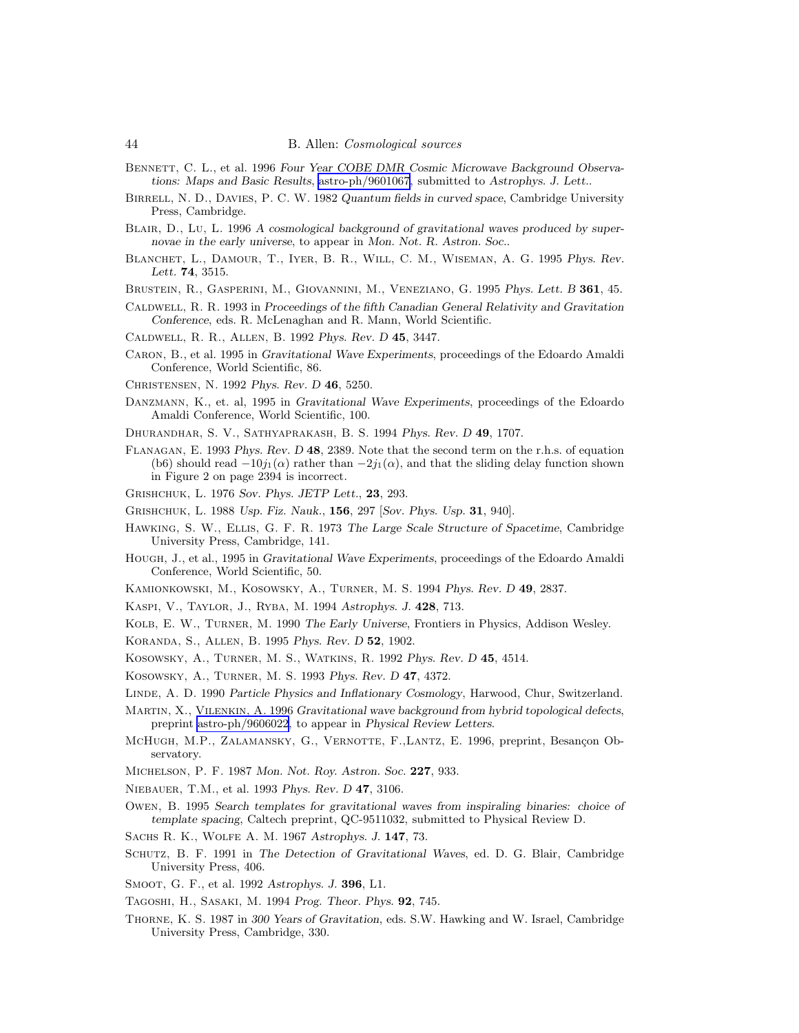Bennett, C. L., et al. 1996 *Four Year COBE DMR Cosmic Microwave Background Observations: Maps and Basic Results*, astro-ph/9601067, submitted to *Astrophys. J. Lett.*.

Birrell, N. D., Davies, P. C. W. 1982 *Quantum fields in curved space*, Cambridge University Press, Cambridge.

Blair, D., Lu, L. 1996 *A cosmological background of gravitational waves produced by supernovae in the early universe*, to appear in *Mon. Not. R. Astron. Soc.*.

Blanchet, L., Damour, T., Iyer, B. R., Will, C. M., Wiseman, A. G. 1995 *Phys. Rev. Lett.* **74**, 3515.

Brustein, R., Gasperini, M., Giovannini, M., Veneziano, G. 1995 *Phys. Lett. B* **361**, 45.

Caldwell, R. R. 1993 in *Proceedings of the fifth Canadian General Relativity and Gravitation Conference*, eds. R. McLenaghan and R. Mann, World Scientific.

Caldwell, R. R., Allen, B. 1992 *Phys. Rev. D* **45**, 3447.

Caron, B., et al. 1995 in *Gravitational Wave Experiments*, proceedings of the Edoardo Amaldi Conference, World Scientific, 86.

Christensen, N. 1992 *Phys. Rev. D* **46**, 5250.

Danzmann, K., et. al, 1995 in *Gravitational Wave Experiments*, proceedings of the Edoardo Amaldi Conference, World Scientific, 100.

Dhurandhar, S. V., Sathyaprakash, B. S. 1994 *Phys. Rev. D* **49**, 1707.

Flanagan, E. 1993 *Phys. Rev. D* **48**, 2389. Note that the second term on the r.h.s. of equation (b6) should read $-10j_1(\alpha)$ rather than $-2j_1(\alpha)$, and that the sliding delay function shown in Figure 2 on page 2394 is incorrect.

Grishchuk, L. 1976 *Sov. Phys. JETP Lett.*, **23**, 293.

Grishchuk, L. 1988 *Usp. Fiz. Nauk.*, **156**, 297 [*Sov. Phys. Usp.* **31**, 940].

Hawking, S. W., Ellis, G. F. R. 1973 *The Large Scale Structure of Spacetime*, Cambridge University Press, Cambridge, 141.

Hough, J., et al., 1995 in *Gravitational Wave Experiments*, proceedings of the Edoardo Amaldi Conference, World Scientific, 50.

Kamionkowski, M., Kosowsky, A., Turner, M. S. 1994 *Phys. Rev. D* **49**, 2837.

Kaspi, V., Taylor, J., Ryba, M. 1994 *Astrophys. J.* **428**, 713.

Kolb, E. W., Turner, M. 1990 *The Early Universe*, Frontiers in Physics, Addison Wesley.

Koranda, S., Allen, B. 1995 *Phys. Rev. D* **52**, 1902.

Kosowsky, A., Turner, M. S., Watkins, R. 1992 *Phys. Rev. D* **45**, 4514.

Kosowsky, A., Turner, M. S. 1993 *Phys. Rev. D* **47**, 4372.

Linde, A. D. 1990 *Particle Physics and Inflationary Cosmology*, Harwood, Chur, Switzerland.

Martin, X., Vilenkin, A. 1996 *Gravitational wave background from hybrid topological defects*, preprint astro-ph/9606022, to appear in *Physical Review Letters*.

McHugh, M.P., Zalamansky, G., Vernotte, F.,Lantz, E. 1996, preprint, Besançon Observatory.

Michelson, P. F. 1987 *Mon. Not. Roy. Astron. Soc.* **227**, 933.

Niebauer, T.M., et al. 1993 *Phys. Rev. D* **47**, 3106.

Owen, B. 1995 *Search templates for gravitational waves from inspiraling binaries: choice of template spacing*, Caltech preprint, QC-9511032, submitted to Physical Review D.

Sachs R. K., Wolfe A. M. 1967 *Astrophys. J.* **147**, 73.

Schutz, B. F. 1991 in *The Detection of Gravitational Waves*, ed. D. G. Blair, Cambridge University Press, 406.

Smoot, G. F., et al. 1992 *Astrophys. J.* **396**, L1.

Tagoshi, H., Sasaki, M. 1994 *Prog. Theor. Phys.* **92**, 745.

Thorne, K. S. 1987 in *300 Years of Gravitation*, eds. S.W. Hawking and W. Israel, Cambridge University Press, Cambridge, 330.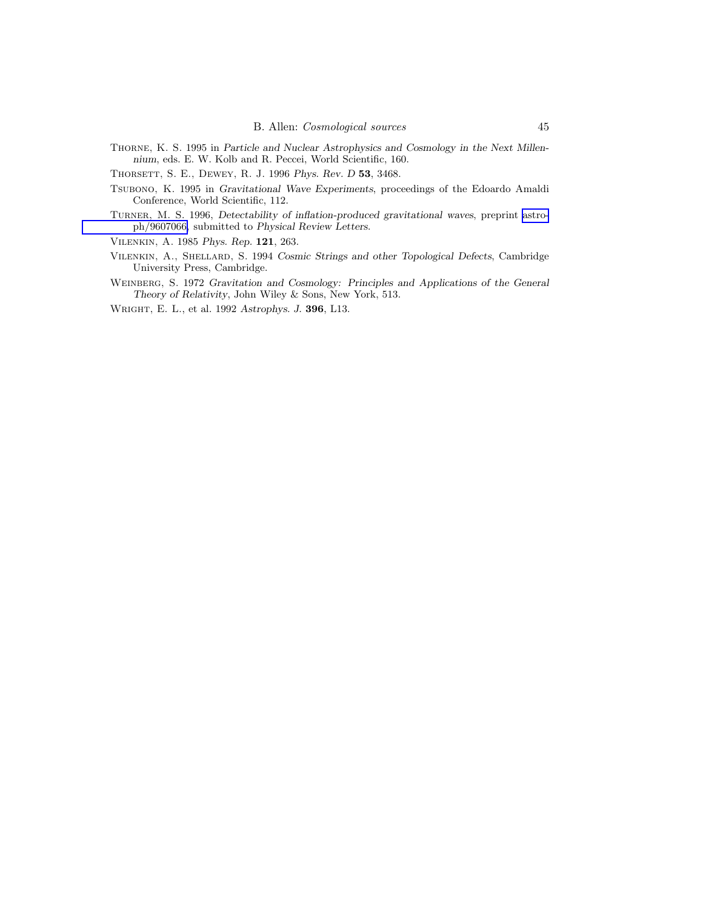Thorne, K. S. 1995 in *Particle and Nuclear Astrophysics and Cosmology in the Next Millennium*, eds. E. W. Kolb and R. Peccei, World Scientific, 160.

Thorsett, S. E., Dewey, R. J. 1996 *Phys. Rev. D* **53**, 3468.

Tsubono, K. 1995 in *Gravitational Wave Experiments*, proceedings of the Edoardo Amaldi Conference, World Scientific, 112.

Turner, M. S. 1996, *Detectability of inflation-produced gravitational waves*, preprint astro-ph/9607066, submitted to *Physical Review Letters*.

Vilenkin, A. 1985 *Phys. Rep.* **121**, 263.

Vilenkin, A., Shellard, S. 1994 *Cosmic Strings and other Topological Defects*, Cambridge University Press, Cambridge.

Weinberg, S. 1972 *Gravitation and Cosmology: Principles and Applications of the General Theory of Relativity*, John Wiley & Sons, New York, 513.

Wright, E. L., et al. 1992 *Astrophys. J.* **396**, L13.